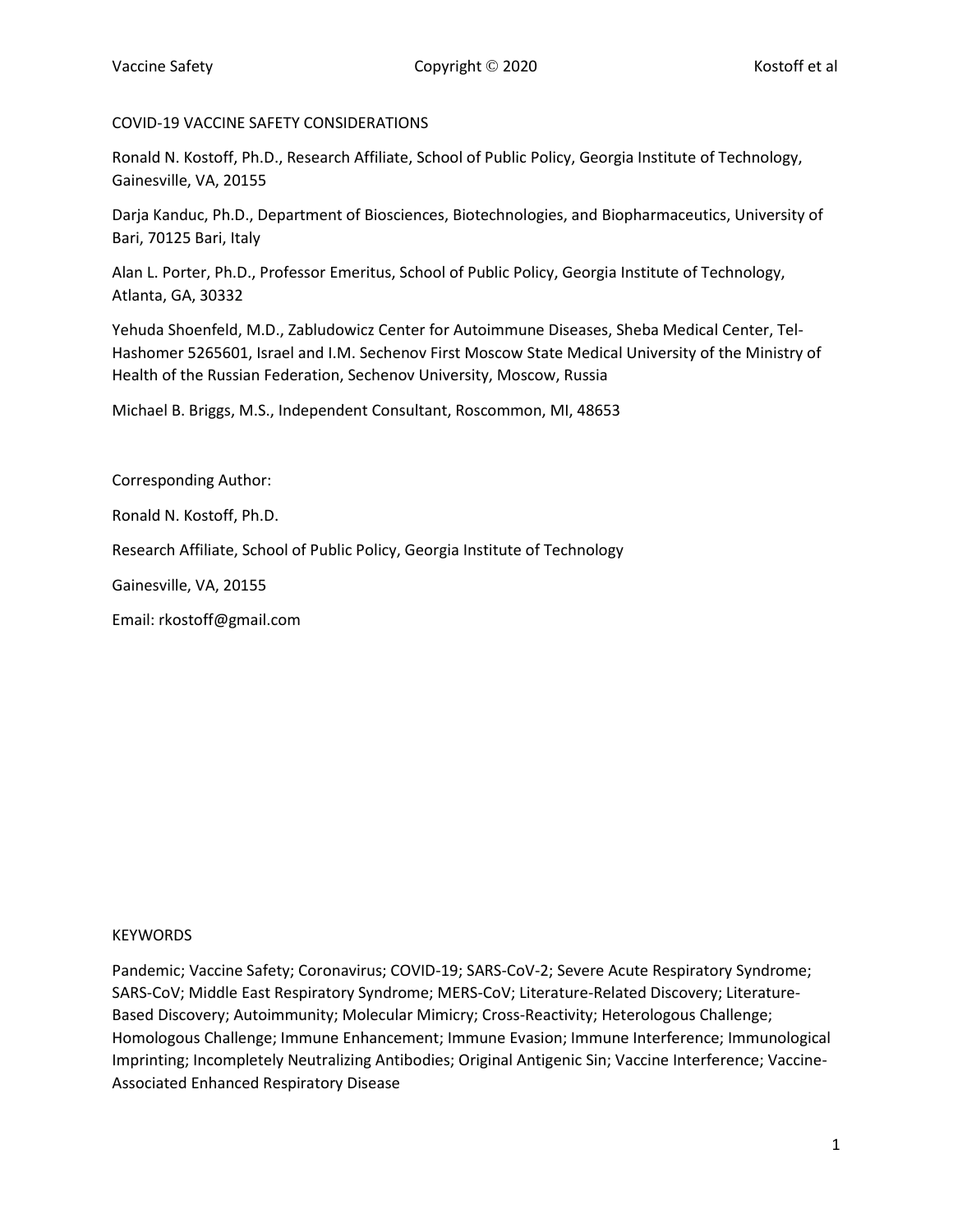# COVID-19 VACCINE SAFETY CONSIDERATIONS

Ronald N. Kostoff, Ph.D., Research Affiliate, School of Public Policy, Georgia Institute of Technology, Gainesville, VA, 20155

Darja Kanduc, Ph.D., Department of Biosciences, Biotechnologies, and Biopharmaceutics, University of Bari, 70125 Bari, Italy

Alan L. Porter, Ph.D., Professor Emeritus, School of Public Policy, Georgia Institute of Technology, Atlanta, GA, 30332

Yehuda Shoenfeld, M.D., Zabludowicz Center for Autoimmune Diseases, Sheba Medical Center, Tel-Hashomer 5265601, Israel and I.M. Sechenov First Moscow State Medical University of the Ministry of Health of the Russian Federation, Sechenov University, Moscow, Russia

Michael B. Briggs, M.S., Independent Consultant, Roscommon, MI, 48653

Corresponding Author:

Ronald N. Kostoff, Ph.D.

Research Affiliate, School of Public Policy, Georgia Institute of Technology

Gainesville, VA, 20155

Email: rkostoff@gmail.com

## KEYWORDS

Pandemic; Vaccine Safety; Coronavirus; COVID-19; SARS-CoV-2; Severe Acute Respiratory Syndrome; SARS-CoV; Middle East Respiratory Syndrome; MERS-CoV; Literature-Related Discovery; Literature-Based Discovery; Autoimmunity; Molecular Mimicry; Cross-Reactivity; Heterologous Challenge; Homologous Challenge; Immune Enhancement; Immune Evasion; Immune Interference; Immunological Imprinting; Incompletely Neutralizing Antibodies; Original Antigenic Sin; Vaccine Interference; Vaccine-Associated Enhanced Respiratory Disease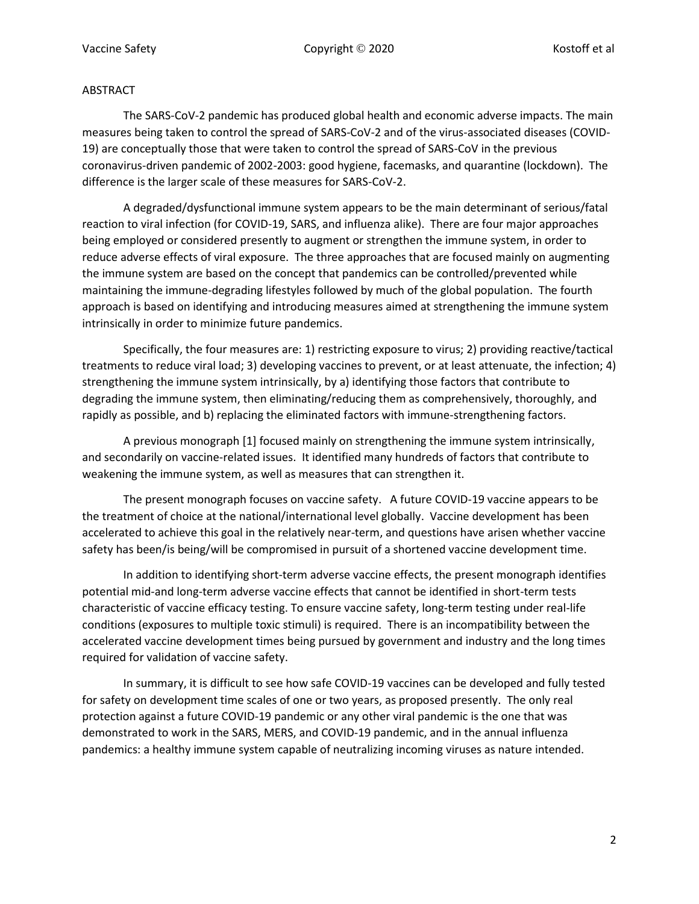## ABSTRACT

The SARS-CoV-2 pandemic has produced global health and economic adverse impacts. The main measures being taken to control the spread of SARS-CoV-2 and of the virus-associated diseases (COVID-19) are conceptually those that were taken to control the spread of SARS-CoV in the previous coronavirus-driven pandemic of 2002-2003: good hygiene, facemasks, and quarantine (lockdown). The difference is the larger scale of these measures for SARS-CoV-2.

A degraded/dysfunctional immune system appears to be the main determinant of serious/fatal reaction to viral infection (for COVID-19, SARS, and influenza alike). There are four major approaches being employed or considered presently to augment or strengthen the immune system, in order to reduce adverse effects of viral exposure. The three approaches that are focused mainly on augmenting the immune system are based on the concept that pandemics can be controlled/prevented while maintaining the immune-degrading lifestyles followed by much of the global population. The fourth approach is based on identifying and introducing measures aimed at strengthening the immune system intrinsically in order to minimize future pandemics.

Specifically, the four measures are: 1) restricting exposure to virus; 2) providing reactive/tactical treatments to reduce viral load; 3) developing vaccines to prevent, or at least attenuate, the infection; 4) strengthening the immune system intrinsically, by a) identifying those factors that contribute to degrading the immune system, then eliminating/reducing them as comprehensively, thoroughly, and rapidly as possible, and b) replacing the eliminated factors with immune-strengthening factors.

A previous monograph [1] focused mainly on strengthening the immune system intrinsically, and secondarily on vaccine-related issues. It identified many hundreds of factors that contribute to weakening the immune system, as well as measures that can strengthen it.

The present monograph focuses on vaccine safety. A future COVID-19 vaccine appears to be the treatment of choice at the national/international level globally. Vaccine development has been accelerated to achieve this goal in the relatively near-term, and questions have arisen whether vaccine safety has been/is being/will be compromised in pursuit of a shortened vaccine development time.

In addition to identifying short-term adverse vaccine effects, the present monograph identifies potential mid-and long-term adverse vaccine effects that cannot be identified in short-term tests characteristic of vaccine efficacy testing. To ensure vaccine safety, long-term testing under real-life conditions (exposures to multiple toxic stimuli) is required. There is an incompatibility between the accelerated vaccine development times being pursued by government and industry and the long times required for validation of vaccine safety.

In summary, it is difficult to see how safe COVID-19 vaccines can be developed and fully tested for safety on development time scales of one or two years, as proposed presently. The only real protection against a future COVID-19 pandemic or any other viral pandemic is the one that was demonstrated to work in the SARS, MERS, and COVID-19 pandemic, and in the annual influenza pandemics: a healthy immune system capable of neutralizing incoming viruses as nature intended.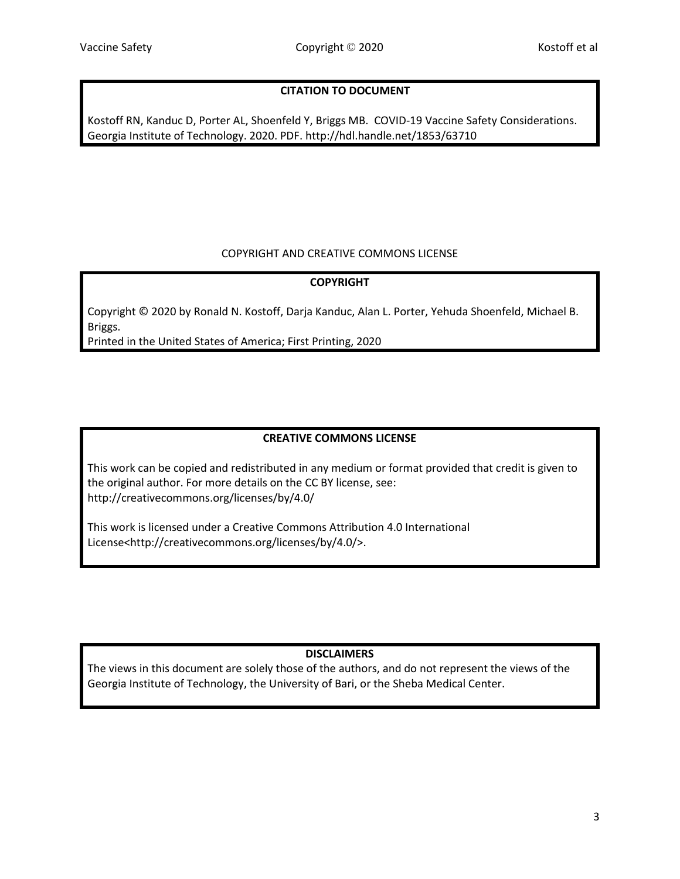**CITATION TO DOCUMENT**

Kostoff RN, Kanduc D, Porter AL, Shoenfeld Y, Briggs MB. COVID-19 Vaccine Safety Considerations. Georgia Institute of Technology. 2020. PDF. http://hdl.handle.net/1853/63710

COPYRIGHT AND CREATIVE COMMONS LICENSE

**COPYRIGHT**

Copyright © 2020 by Ronald N. Kostoff, Darja Kanduc, Alan L. Porter, Yehuda Shoenfeld, Michael B. Briggs.
Printed in the United States of America; First Printing, 2020

**CREATIVE COMMONS LICENSE**

This work can be copied and redistributed in any medium or format provided that credit is given to the original author. For more details on the CC BY license, see: http://creativecommons.org/licenses/by/4.0/

This work is licensed under a Creative Commons Attribution 4.0 International License<http://creativecommons.org/licenses/by/4.0/>.

**DISCLAIMERS**

The views in this document are solely those of the authors, and do not represent the views of the Georgia Institute of Technology, the University of Bari, or the Sheba Medical Center.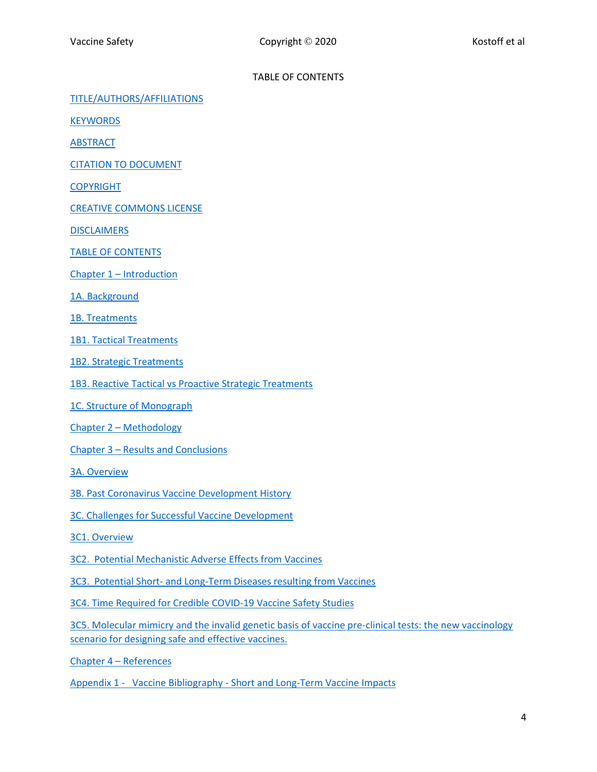TABLE OF CONTENTS

TITLE/AUTHORS/AFFILIATIONS

KEYWORDS

ABSTRACT

CITATION TO DOCUMENT

COPYRIGHT

CREATIVE COMMONS LICENSE

DISCLAIMERS

TABLE OF CONTENTS

Chapter 1 – Introduction

1A. Background

1B. Treatments

1B1. Tactical Treatments

1B2. Strategic Treatments

1B3. Reactive Tactical vs Proactive Strategic Treatments

1C. Structure of Monograph

Chapter 2 – Methodology

Chapter 3 – Results and Conclusions

3A. Overview

3B. Past Coronavirus Vaccine Development History

3C. Challenges for Successful Vaccine Development

3C1. Overview

3C2. Potential Mechanistic Adverse Effects from Vaccines

3C3. Potential Short- and Long-Term Diseases resulting from Vaccines

3C4. Time Required for Credible COVID-19 Vaccine Safety Studies

3C5. Molecular mimicry and the invalid genetic basis of vaccine pre-clinical tests: the new vaccinology scenario for designing safe and effective vaccines.

Chapter 4 – References

Appendix 1 - Vaccine Bibliography - Short and Long-Term Vaccine Impacts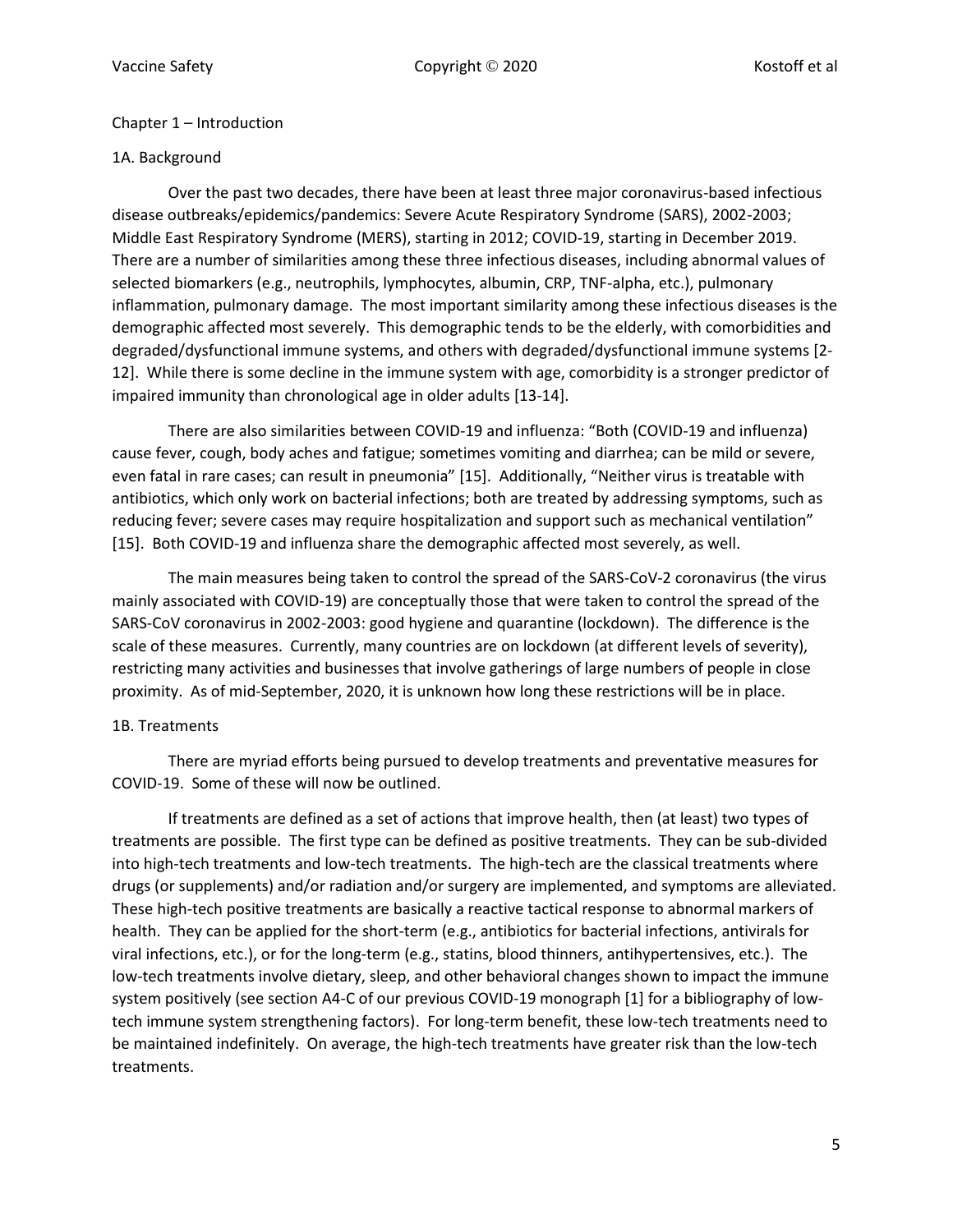# Chapter 1 – Introduction

## 1A. Background

Over the past two decades, there have been at least three major coronavirus-based infectious disease outbreaks/epidemics/pandemics: Severe Acute Respiratory Syndrome (SARS), 2002-2003; Middle East Respiratory Syndrome (MERS), starting in 2012; COVID-19, starting in December 2019. There are a number of similarities among these three infectious diseases, including abnormal values of selected biomarkers (e.g., neutrophils, lymphocytes, albumin, CRP, TNF-alpha, etc.), pulmonary inflammation, pulmonary damage. The most important similarity among these infectious diseases is the demographic affected most severely. This demographic tends to be the elderly, with comorbidities and degraded/dysfunctional immune systems, and others with degraded/dysfunctional immune systems [2-12]. While there is some decline in the immune system with age, comorbidity is a stronger predictor of impaired immunity than chronological age in older adults [13-14].

There are also similarities between COVID-19 and influenza: "Both (COVID-19 and influenza) cause fever, cough, body aches and fatigue; sometimes vomiting and diarrhea; can be mild or severe, even fatal in rare cases; can result in pneumonia" [15]. Additionally, "Neither virus is treatable with antibiotics, which only work on bacterial infections; both are treated by addressing symptoms, such as reducing fever; severe cases may require hospitalization and support such as mechanical ventilation" [15]. Both COVID-19 and influenza share the demographic affected most severely, as well.

The main measures being taken to control the spread of the SARS-CoV-2 coronavirus (the virus mainly associated with COVID-19) are conceptually those that were taken to control the spread of the SARS-CoV coronavirus in 2002-2003: good hygiene and quarantine (lockdown). The difference is the scale of these measures. Currently, many countries are on lockdown (at different levels of severity), restricting many activities and businesses that involve gatherings of large numbers of people in close proximity. As of mid-September, 2020, it is unknown how long these restrictions will be in place.

## 1B. Treatments

There are myriad efforts being pursued to develop treatments and preventative measures for COVID-19. Some of these will now be outlined.

If treatments are defined as a set of actions that improve health, then (at least) two types of treatments are possible. The first type can be defined as positive treatments. They can be sub-divided into high-tech treatments and low-tech treatments. The high-tech are the classical treatments where drugs (or supplements) and/or radiation and/or surgery are implemented, and symptoms are alleviated. These high-tech positive treatments are basically a reactive tactical response to abnormal markers of health. They can be applied for the short-term (e.g., antibiotics for bacterial infections, antivirals for viral infections, etc.), or for the long-term (e.g., statins, blood thinners, antihypertensives, etc.). The low-tech treatments involve dietary, sleep, and other behavioral changes shown to impact the immune system positively (see section A4-C of our previous COVID-19 monograph [1] for a bibliography of low-tech immune system strengthening factors). For long-term benefit, these low-tech treatments need to be maintained indefinitely. On average, the high-tech treatments have greater risk than the low-tech treatments.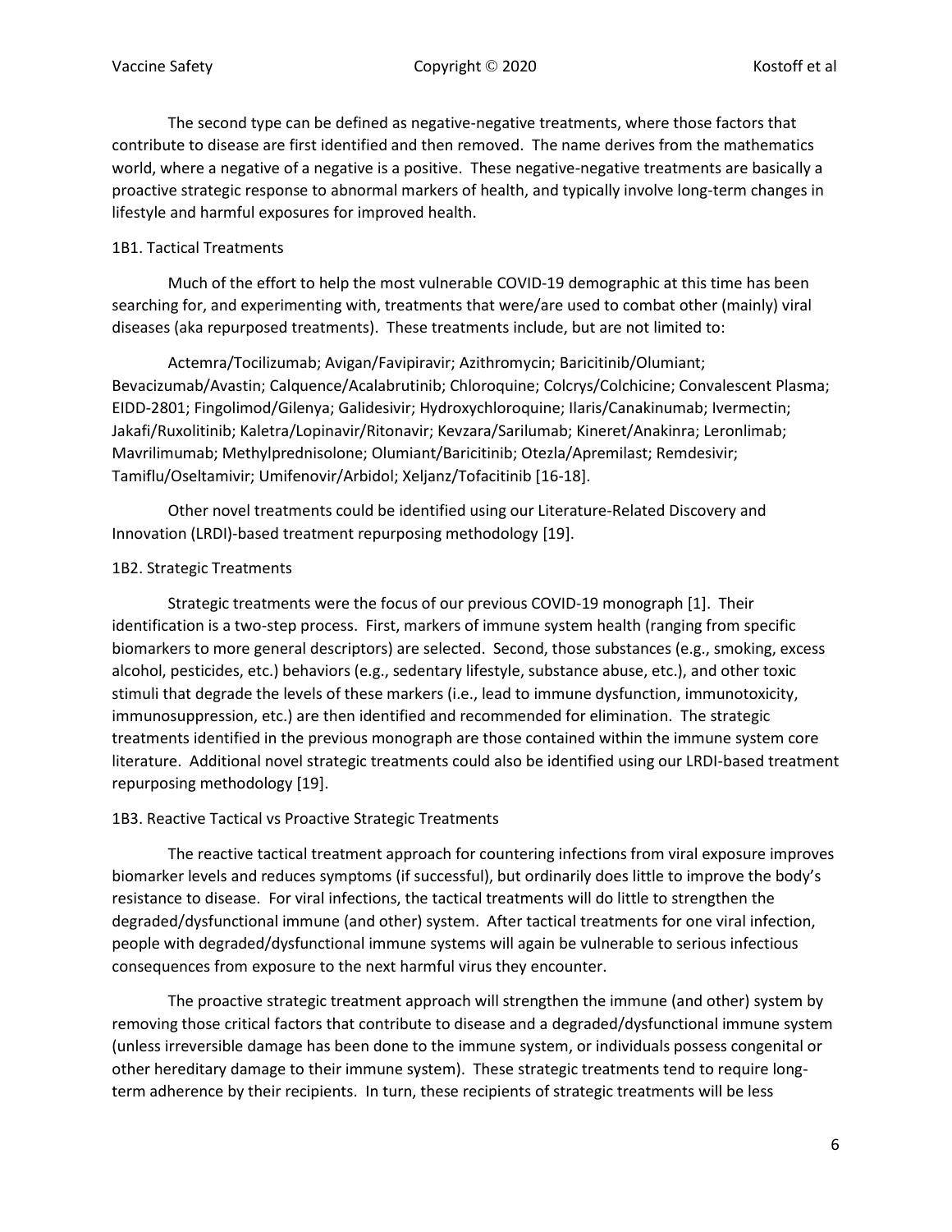The second type can be defined as negative-negative treatments, where those factors that contribute to disease are first identified and then removed. The name derives from the mathematics world, where a negative of a negative is a positive. These negative-negative treatments are basically a proactive strategic response to abnormal markers of health, and typically involve long-term changes in lifestyle and harmful exposures for improved health.

### 1B1. Tactical Treatments

Much of the effort to help the most vulnerable COVID-19 demographic at this time has been searching for, and experimenting with, treatments that were/are used to combat other (mainly) viral diseases (aka repurposed treatments). These treatments include, but are not limited to:

Actemra/Tocilizumab; Avigan/Favipiravir; Azithromycin; Baricitinib/Olumiant; Bevacizumab/Avastin; Calquence/Acalabrutinib; Chloroquine; Colcrys/Colchicine; Convalescent Plasma; EIDD-2801; Fingolimod/Gilenya; Galidesivir; Hydroxychloroquine; Ilaris/Canakinumab; Ivermectin; Jakafi/Ruxolitinib; Kaletra/Lopinavir/Ritonavir; Kevzara/Sarilumab; Kineret/Anakinra; Leronlimab; Mavrilimumab; Methylprednisolone; Olumiant/Baricitinib; Otezla/Apremilast; Remdesivir; Tamiflu/Oseltamivir; Umifenovir/Arbidol; Xeljanz/Tofacitinib [16-18].

Other novel treatments could be identified using our Literature-Related Discovery and Innovation (LRDI)-based treatment repurposing methodology [19].

### 1B2. Strategic Treatments

Strategic treatments were the focus of our previous COVID-19 monograph [1]. Their identification is a two-step process. First, markers of immune system health (ranging from specific biomarkers to more general descriptors) are selected. Second, those substances (e.g., smoking, excess alcohol, pesticides, etc.) behaviors (e.g., sedentary lifestyle, substance abuse, etc.), and other toxic stimuli that degrade the levels of these markers (i.e., lead to immune dysfunction, immunotoxicity, immunosuppression, etc.) are then identified and recommended for elimination. The strategic treatments identified in the previous monograph are those contained within the immune system core literature. Additional novel strategic treatments could also be identified using our LRDI-based treatment repurposing methodology [19].

### 1B3. Reactive Tactical vs Proactive Strategic Treatments

The reactive tactical treatment approach for countering infections from viral exposure improves biomarker levels and reduces symptoms (if successful), but ordinarily does little to improve the body's resistance to disease. For viral infections, the tactical treatments will do little to strengthen the degraded/dysfunctional immune (and other) system. After tactical treatments for one viral infection, people with degraded/dysfunctional immune systems will again be vulnerable to serious infectious consequences from exposure to the next harmful virus they encounter.

The proactive strategic treatment approach will strengthen the immune (and other) system by removing those critical factors that contribute to disease and a degraded/dysfunctional immune system (unless irreversible damage has been done to the immune system, or individuals possess congenital or other hereditary damage to their immune system). These strategic treatments tend to require long-term adherence by their recipients. In turn, these recipients of strategic treatments will be less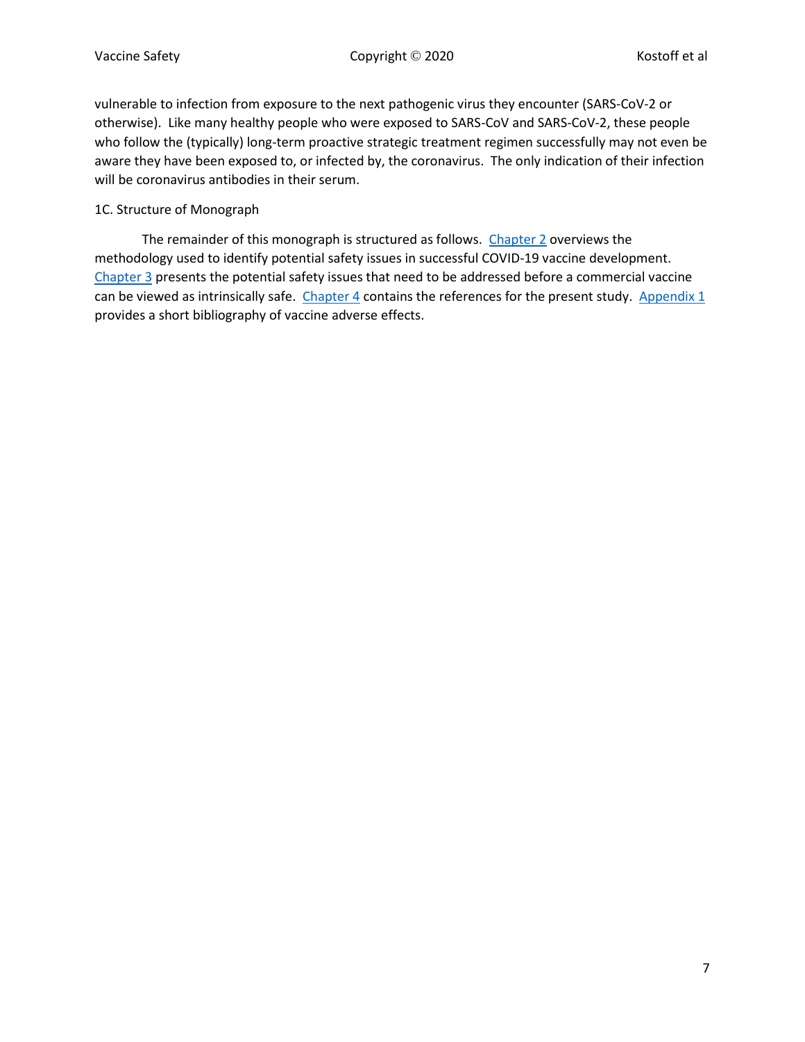vulnerable to infection from exposure to the next pathogenic virus they encounter (SARS-CoV-2 or otherwise). Like many healthy people who were exposed to SARS-CoV and SARS-CoV-2, these people who follow the (typically) long-term proactive strategic treatment regimen successfully may not even be aware they have been exposed to, or infected by, the coronavirus. The only indication of their infection will be coronavirus antibodies in their serum.

### 1C. Structure of Monograph

The remainder of this monograph is structured as follows. Chapter 2 overviews the methodology used to identify potential safety issues in successful COVID-19 vaccine development. Chapter 3 presents the potential safety issues that need to be addressed before a commercial vaccine can be viewed as intrinsically safe. Chapter 4 contains the references for the present study. Appendix 1 provides a short bibliography of vaccine adverse effects.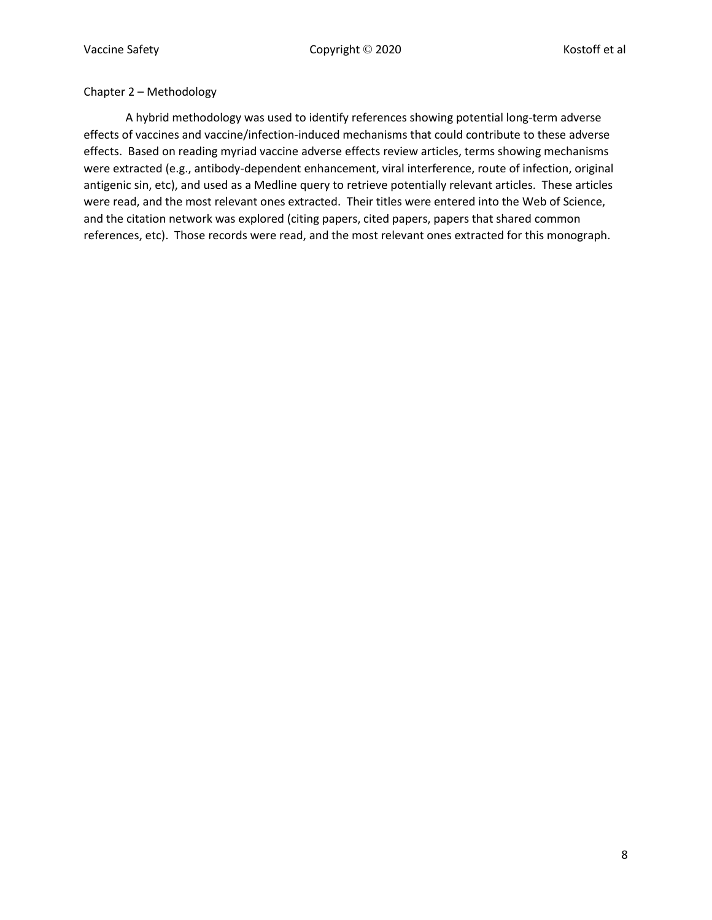## Chapter 2 – Methodology

A hybrid methodology was used to identify references showing potential long-term adverse effects of vaccines and vaccine/infection-induced mechanisms that could contribute to these adverse effects. Based on reading myriad vaccine adverse effects review articles, terms showing mechanisms were extracted (e.g., antibody-dependent enhancement, viral interference, route of infection, original antigenic sin, etc), and used as a Medline query to retrieve potentially relevant articles. These articles were read, and the most relevant ones extracted. Their titles were entered into the Web of Science, and the citation network was explored (citing papers, cited papers, papers that shared common references, etc). Those records were read, and the most relevant ones extracted for this monograph.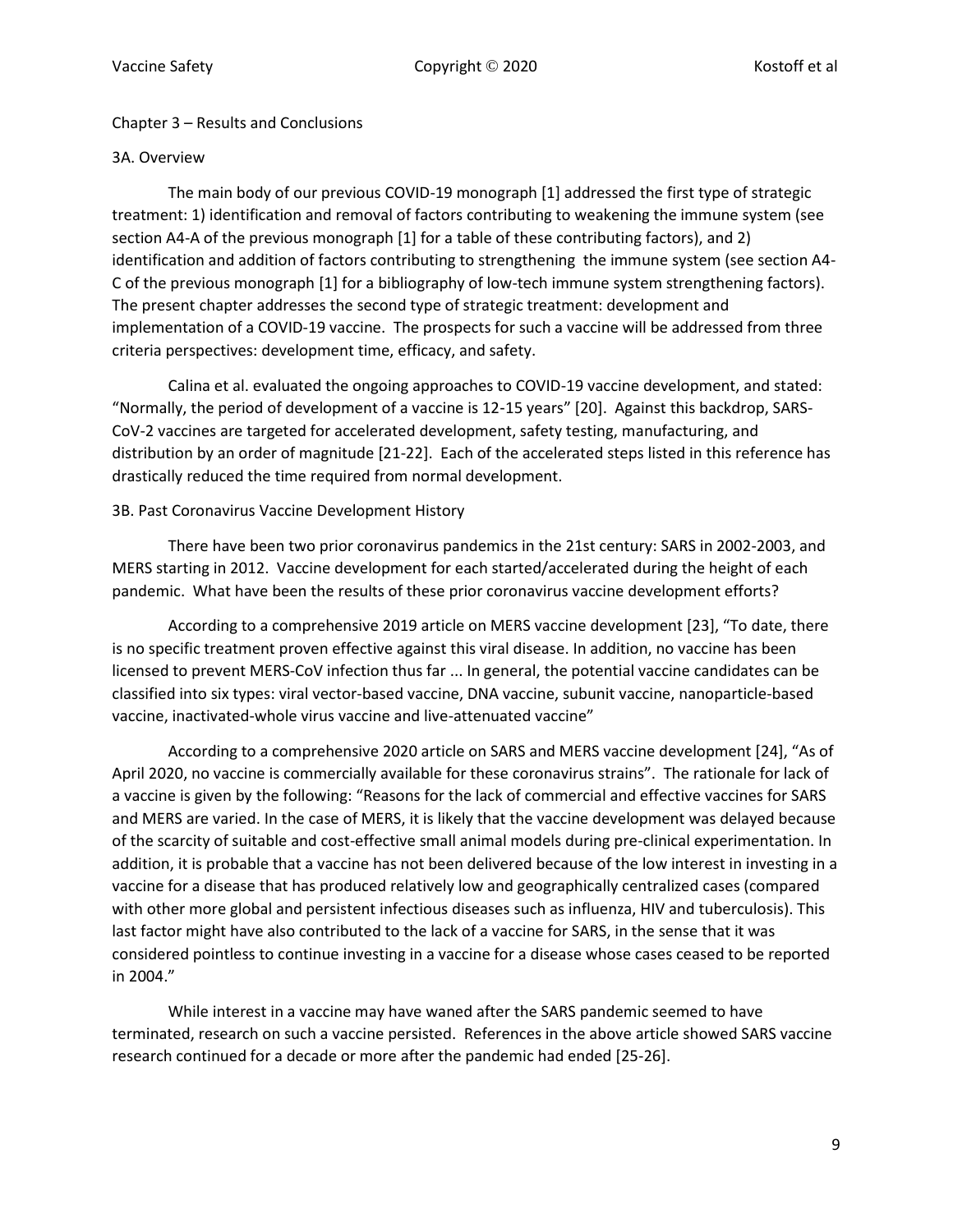## Chapter 3 – Results and Conclusions

### 3A. Overview

The main body of our previous COVID-19 monograph [1] addressed the first type of strategic treatment: 1) identification and removal of factors contributing to weakening the immune system (see section A4-A of the previous monograph [1] for a table of these contributing factors), and 2) identification and addition of factors contributing to strengthening the immune system (see section A4-C of the previous monograph [1] for a bibliography of low-tech immune system strengthening factors). The present chapter addresses the second type of strategic treatment: development and implementation of a COVID-19 vaccine. The prospects for such a vaccine will be addressed from three criteria perspectives: development time, efficacy, and safety.

Calina et al. evaluated the ongoing approaches to COVID-19 vaccine development, and stated: "Normally, the period of development of a vaccine is 12-15 years" [20]. Against this backdrop, SARS-CoV-2 vaccines are targeted for accelerated development, safety testing, manufacturing, and distribution by an order of magnitude [21-22]. Each of the accelerated steps listed in this reference has drastically reduced the time required from normal development.

### 3B. Past Coronavirus Vaccine Development History

There have been two prior coronavirus pandemics in the 21st century: SARS in 2002-2003, and MERS starting in 2012. Vaccine development for each started/accelerated during the height of each pandemic. What have been the results of these prior coronavirus vaccine development efforts?

According to a comprehensive 2019 article on MERS vaccine development [23], "To date, there is no specific treatment proven effective against this viral disease. In addition, no vaccine has been licensed to prevent MERS-CoV infection thus far ... In general, the potential vaccine candidates can be classified into six types: viral vector-based vaccine, DNA vaccine, subunit vaccine, nanoparticle-based vaccine, inactivated-whole virus vaccine and live-attenuated vaccine"

According to a comprehensive 2020 article on SARS and MERS vaccine development [24], "As of April 2020, no vaccine is commercially available for these coronavirus strains". The rationale for lack of a vaccine is given by the following: "Reasons for the lack of commercial and effective vaccines for SARS and MERS are varied. In the case of MERS, it is likely that the vaccine development was delayed because of the scarcity of suitable and cost-effective small animal models during pre-clinical experimentation. In addition, it is probable that a vaccine has not been delivered because of the low interest in investing in a vaccine for a disease that has produced relatively low and geographically centralized cases (compared with other more global and persistent infectious diseases such as influenza, HIV and tuberculosis). This last factor might have also contributed to the lack of a vaccine for SARS, in the sense that it was considered pointless to continue investing in a vaccine for a disease whose cases ceased to be reported in 2004."

While interest in a vaccine may have waned after the SARS pandemic seemed to have terminated, research on such a vaccine persisted. References in the above article showed SARS vaccine research continued for a decade or more after the pandemic had ended [25-26].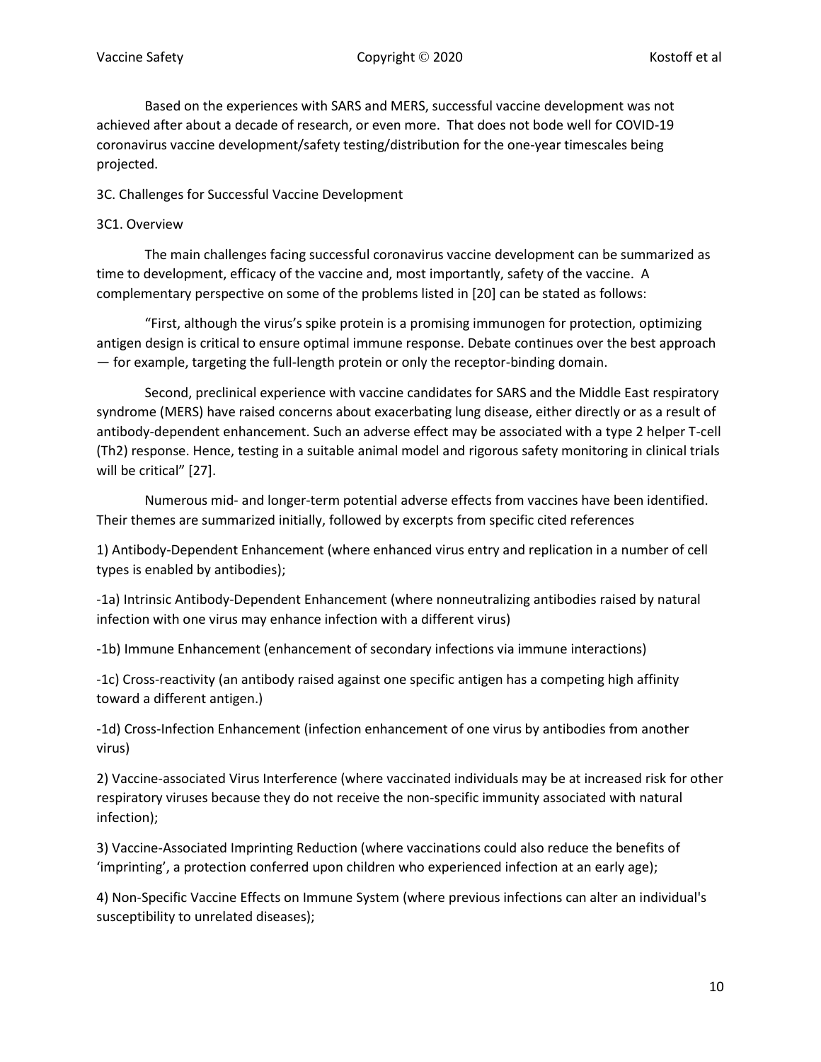Based on the experiences with SARS and MERS, successful vaccine development was not achieved after about a decade of research, or even more. That does not bode well for COVID-19 coronavirus vaccine development/safety testing/distribution for the one-year timescales being projected.

### 3C. Challenges for Successful Vaccine Development

#### 3C1. Overview

The main challenges facing successful coronavirus vaccine development can be summarized as time to development, efficacy of the vaccine and, most importantly, safety of the vaccine. A complementary perspective on some of the problems listed in [20] can be stated as follows:

"First, although the virus's spike protein is a promising immunogen for protection, optimizing antigen design is critical to ensure optimal immune response. Debate continues over the best approach — for example, targeting the full-length protein or only the receptor-binding domain.

Second, preclinical experience with vaccine candidates for SARS and the Middle East respiratory syndrome (MERS) have raised concerns about exacerbating lung disease, either directly or as a result of antibody-dependent enhancement. Such an adverse effect may be associated with a type 2 helper T-cell (Th2) response. Hence, testing in a suitable animal model and rigorous safety monitoring in clinical trials will be critical" [27].

Numerous mid- and longer-term potential adverse effects from vaccines have been identified. Their themes are summarized initially, followed by excerpts from specific cited references

1) Antibody-Dependent Enhancement (where enhanced virus entry and replication in a number of cell types is enabled by antibodies);

-1a) Intrinsic Antibody-Dependent Enhancement (where nonneutralizing antibodies raised by natural infection with one virus may enhance infection with a different virus)

-1b) Immune Enhancement (enhancement of secondary infections via immune interactions)

-1c) Cross-reactivity (an antibody raised against one specific antigen has a competing high affinity toward a different antigen.)

-1d) Cross-Infection Enhancement (infection enhancement of one virus by antibodies from another virus)

2) Vaccine-associated Virus Interference (where vaccinated individuals may be at increased risk for other respiratory viruses because they do not receive the non-specific immunity associated with natural infection);

3) Vaccine-Associated Imprinting Reduction (where vaccinations could also reduce the benefits of 'imprinting', a protection conferred upon children who experienced infection at an early age);

4) Non-Specific Vaccine Effects on Immune System (where previous infections can alter an individual's susceptibility to unrelated diseases);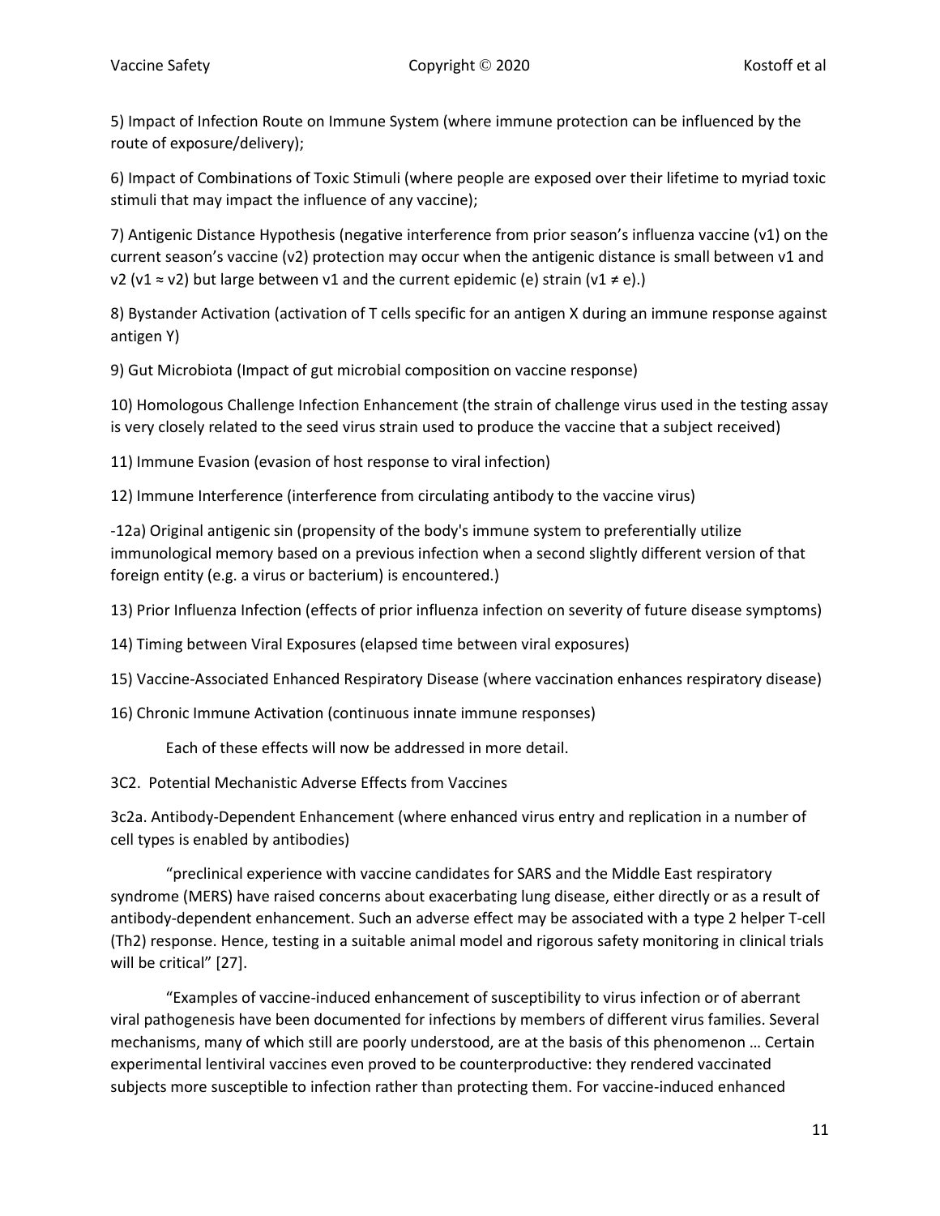5) Impact of Infection Route on Immune System (where immune protection can be influenced by the route of exposure/delivery);

6) Impact of Combinations of Toxic Stimuli (where people are exposed over their lifetime to myriad toxic stimuli that may impact the influence of any vaccine);

7) Antigenic Distance Hypothesis (negative interference from prior season's influenza vaccine (v1) on the current season's vaccine (v2) protection may occur when the antigenic distance is small between v1 and v2 ($v1 \approx v2$) but large between v1 and the current epidemic (e) strain ($v1 \neq e$).)

8) Bystander Activation (activation of T cells specific for an antigen X during an immune response against antigen Y)

9) Gut Microbiota (Impact of gut microbial composition on vaccine response)

10) Homologous Challenge Infection Enhancement (the strain of challenge virus used in the testing assay is very closely related to the seed virus strain used to produce the vaccine that a subject received)

11) Immune Evasion (evasion of host response to viral infection)

12) Immune Interference (interference from circulating antibody to the vaccine virus)

-12a) Original antigenic sin (propensity of the body's immune system to preferentially utilize immunological memory based on a previous infection when a second slightly different version of that foreign entity (e.g. a virus or bacterium) is encountered.)

13) Prior Influenza Infection (effects of prior influenza infection on severity of future disease symptoms)

14) Timing between Viral Exposures (elapsed time between viral exposures)

15) Vaccine-Associated Enhanced Respiratory Disease (where vaccination enhances respiratory disease)

16) Chronic Immune Activation (continuous innate immune responses)

Each of these effects will now be addressed in more detail.

### 3C2. Potential Mechanistic Adverse Effects from Vaccines

#### 3c2a. Antibody-Dependent Enhancement (where enhanced virus entry and replication in a number of cell types is enabled by antibodies)

"preclinical experience with vaccine candidates for SARS and the Middle East respiratory syndrome (MERS) have raised concerns about exacerbating lung disease, either directly or as a result of antibody-dependent enhancement. Such an adverse effect may be associated with a type 2 helper T-cell (Th2) response. Hence, testing in a suitable animal model and rigorous safety monitoring in clinical trials will be critical" [27].

"Examples of vaccine-induced enhancement of susceptibility to virus infection or of aberrant viral pathogenesis have been documented for infections by members of different virus families. Several mechanisms, many of which still are poorly understood, are at the basis of this phenomenon … Certain experimental lentiviral vaccines even proved to be counterproductive: they rendered vaccinated subjects more susceptible to infection rather than protecting them. For vaccine-induced enhanced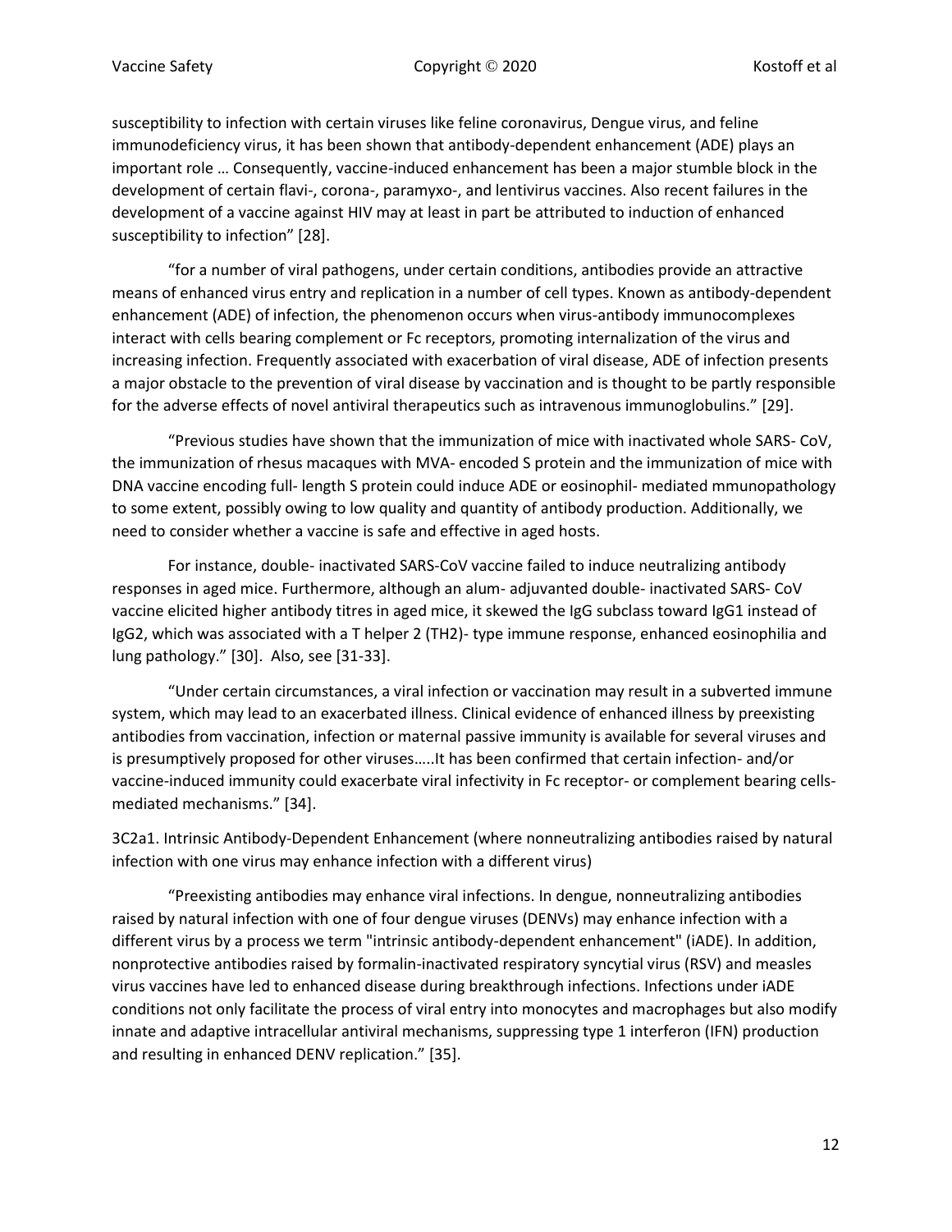susceptibility to infection with certain viruses like feline coronavirus, Dengue virus, and feline immunodeficiency virus, it has been shown that antibody-dependent enhancement (ADE) plays an important role … Consequently, vaccine-induced enhancement has been a major stumble block in the development of certain flavi-, corona-, paramyxo-, and lentivirus vaccines. Also recent failures in the development of a vaccine against HIV may at least in part be attributed to induction of enhanced susceptibility to infection" [28].

"for a number of viral pathogens, under certain conditions, antibodies provide an attractive means of enhanced virus entry and replication in a number of cell types. Known as antibody-dependent enhancement (ADE) of infection, the phenomenon occurs when virus-antibody immunocomplexes interact with cells bearing complement or Fc receptors, promoting internalization of the virus and increasing infection. Frequently associated with exacerbation of viral disease, ADE of infection presents a major obstacle to the prevention of viral disease by vaccination and is thought to be partly responsible for the adverse effects of novel antiviral therapeutics such as intravenous immunoglobulins." [29].

"Previous studies have shown that the immunization of mice with inactivated whole SARS- CoV, the immunization of rhesus macaques with MVA- encoded S protein and the immunization of mice with DNA vaccine encoding full- length S protein could induce ADE or eosinophil- mediated mmunopathology to some extent, possibly owing to low quality and quantity of antibody production. Additionally, we need to consider whether a vaccine is safe and effective in aged hosts.

For instance, double- inactivated SARS-CoV vaccine failed to induce neutralizing antibody responses in aged mice. Furthermore, although an alum- adjuvanted double- inactivated SARS- CoV vaccine elicited higher antibody titres in aged mice, it skewed the IgG subclass toward IgG1 instead of IgG2, which was associated with a T helper 2 (TH2)- type immune response, enhanced eosinophilia and lung pathology." [30]. Also, see [31-33].

"Under certain circumstances, a viral infection or vaccination may result in a subverted immune system, which may lead to an exacerbated illness. Clinical evidence of enhanced illness by preexisting antibodies from vaccination, infection or maternal passive immunity is available for several viruses and is presumptively proposed for other viruses…..It has been confirmed that certain infection- and/or vaccine-induced immunity could exacerbate viral infectivity in Fc receptor- or complement bearing cells-mediated mechanisms." [34].

3C2a1. Intrinsic Antibody-Dependent Enhancement (where nonneutralizing antibodies raised by natural infection with one virus may enhance infection with a different virus)

"Preexisting antibodies may enhance viral infections. In dengue, nonneutralizing antibodies raised by natural infection with one of four dengue viruses (DENVs) may enhance infection with a different virus by a process we term "intrinsic antibody-dependent enhancement" (iADE). In addition, nonprotective antibodies raised by formalin-inactivated respiratory syncytial virus (RSV) and measles virus vaccines have led to enhanced disease during breakthrough infections. Infections under iADE conditions not only facilitate the process of viral entry into monocytes and macrophages but also modify innate and adaptive intracellular antiviral mechanisms, suppressing type 1 interferon (IFN) production and resulting in enhanced DENV replication." [35].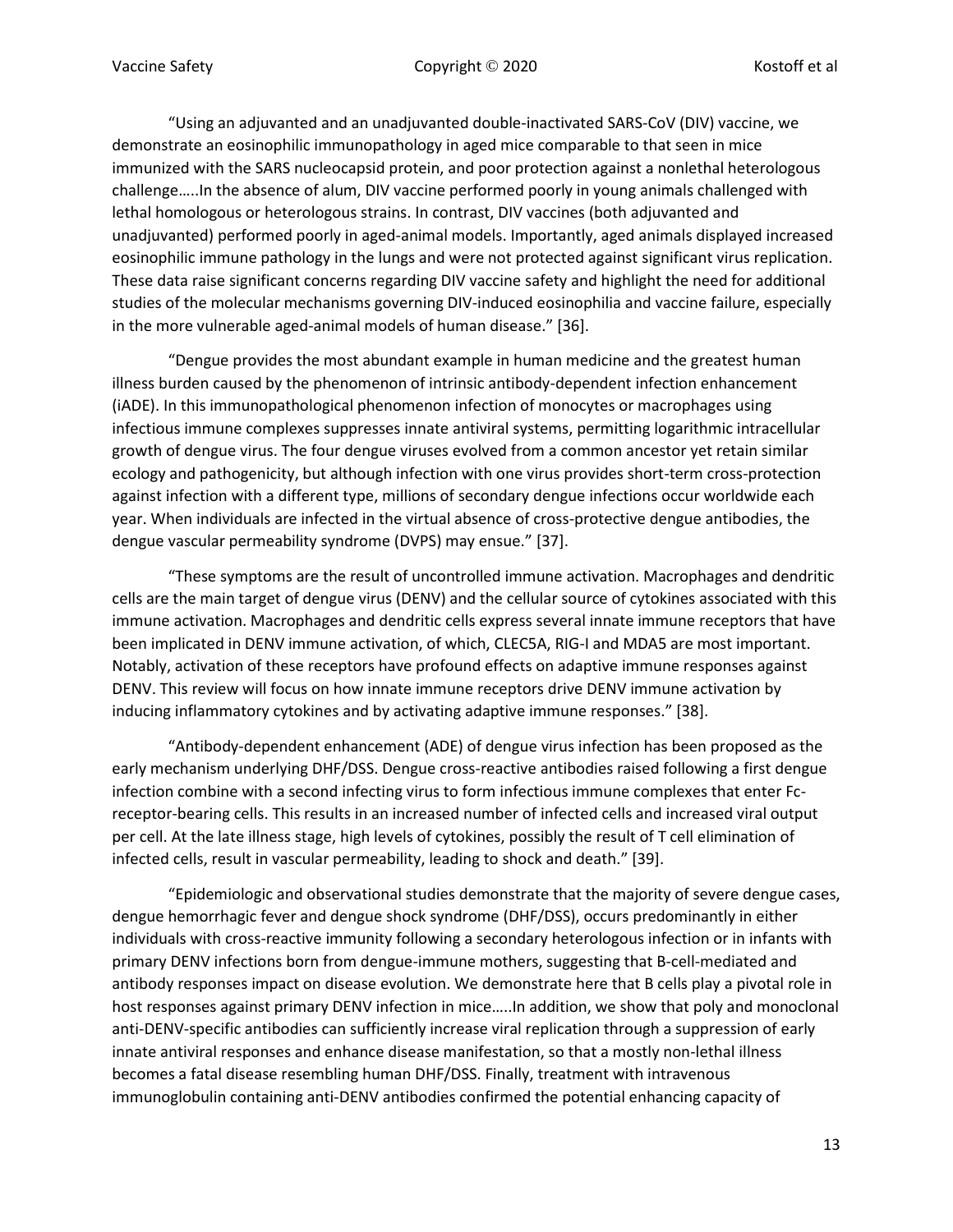"Using an adjuvanted and an unadjuvanted double-inactivated SARS-CoV (DIV) vaccine, we demonstrate an eosinophilic immunopathology in aged mice comparable to that seen in mice immunized with the SARS nucleocapsid protein, and poor protection against a nonlethal heterologous challenge…..In the absence of alum, DIV vaccine performed poorly in young animals challenged with lethal homologous or heterologous strains. In contrast, DIV vaccines (both adjuvanted and unadjuvanted) performed poorly in aged-animal models. Importantly, aged animals displayed increased eosinophilic immune pathology in the lungs and were not protected against significant virus replication. These data raise significant concerns regarding DIV vaccine safety and highlight the need for additional studies of the molecular mechanisms governing DIV-induced eosinophilia and vaccine failure, especially in the more vulnerable aged-animal models of human disease." [36].

"Dengue provides the most abundant example in human medicine and the greatest human illness burden caused by the phenomenon of intrinsic antibody-dependent infection enhancement (iADE). In this immunopathological phenomenon infection of monocytes or macrophages using infectious immune complexes suppresses innate antiviral systems, permitting logarithmic intracellular growth of dengue virus. The four dengue viruses evolved from a common ancestor yet retain similar ecology and pathogenicity, but although infection with one virus provides short-term cross-protection against infection with a different type, millions of secondary dengue infections occur worldwide each year. When individuals are infected in the virtual absence of cross-protective dengue antibodies, the dengue vascular permeability syndrome (DVPS) may ensue." [37].

"These symptoms are the result of uncontrolled immune activation. Macrophages and dendritic cells are the main target of dengue virus (DENV) and the cellular source of cytokines associated with this immune activation. Macrophages and dendritic cells express several innate immune receptors that have been implicated in DENV immune activation, of which, CLEC5A, RIG-I and MDA5 are most important. Notably, activation of these receptors have profound effects on adaptive immune responses against DENV. This review will focus on how innate immune receptors drive DENV immune activation by inducing inflammatory cytokines and by activating adaptive immune responses." [38].

"Antibody-dependent enhancement (ADE) of dengue virus infection has been proposed as the early mechanism underlying DHF/DSS. Dengue cross-reactive antibodies raised following a first dengue infection combine with a second infecting virus to form infectious immune complexes that enter Fc-receptor-bearing cells. This results in an increased number of infected cells and increased viral output per cell. At the late illness stage, high levels of cytokines, possibly the result of T cell elimination of infected cells, result in vascular permeability, leading to shock and death." [39].

"Epidemiologic and observational studies demonstrate that the majority of severe dengue cases, dengue hemorrhagic fever and dengue shock syndrome (DHF/DSS), occurs predominantly in either individuals with cross-reactive immunity following a secondary heterologous infection or in infants with primary DENV infections born from dengue-immune mothers, suggesting that B-cell-mediated and antibody responses impact on disease evolution. We demonstrate here that B cells play a pivotal role in host responses against primary DENV infection in mice…..In addition, we show that poly and monoclonal anti-DENV-specific antibodies can sufficiently increase viral replication through a suppression of early innate antiviral responses and enhance disease manifestation, so that a mostly non-lethal illness becomes a fatal disease resembling human DHF/DSS. Finally, treatment with intravenous immunoglobulin containing anti-DENV antibodies confirmed the potential enhancing capacity of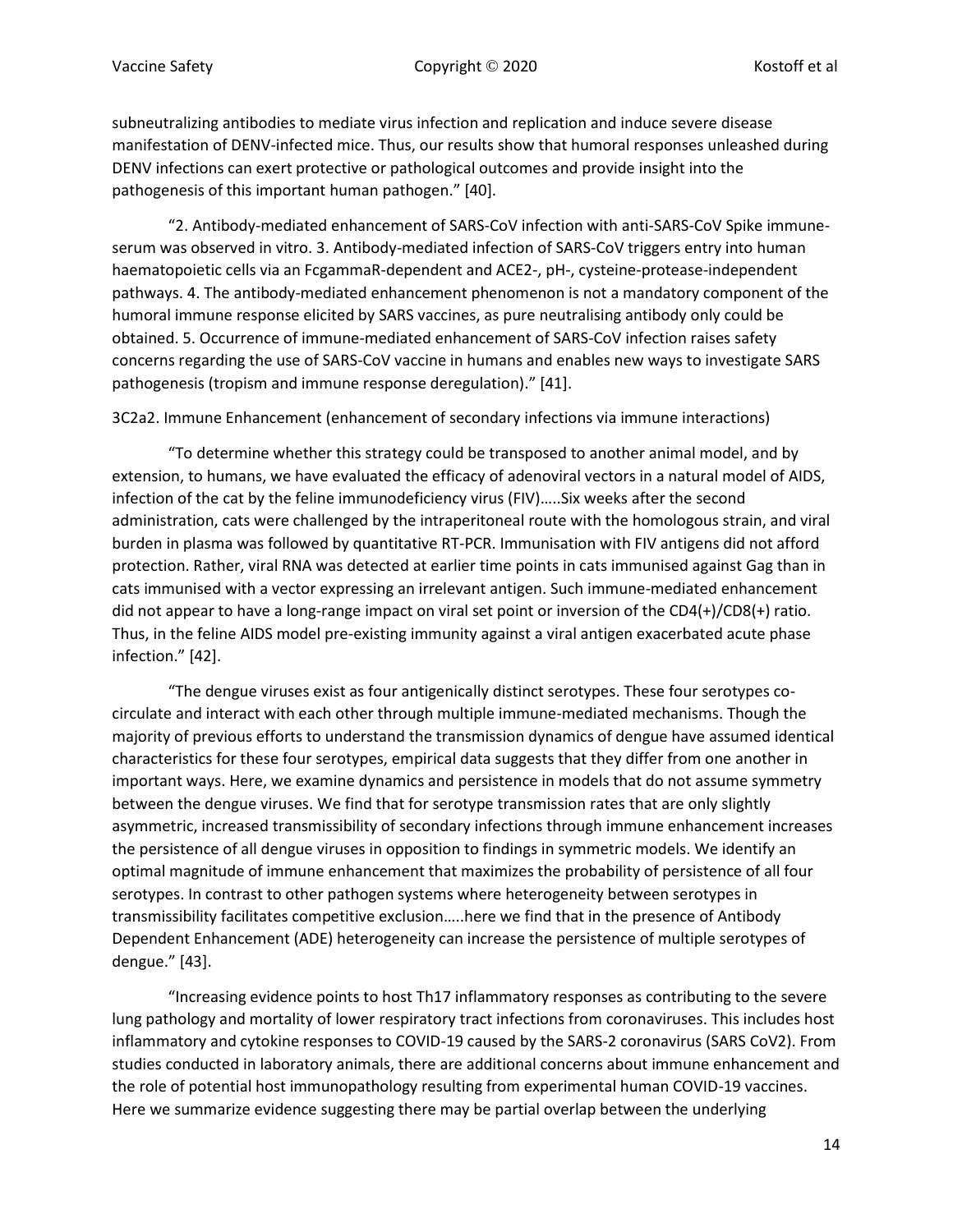subneutralizing antibodies to mediate virus infection and replication and induce severe disease manifestation of DENV-infected mice. Thus, our results show that humoral responses unleashed during DENV infections can exert protective or pathological outcomes and provide insight into the pathogenesis of this important human pathogen." [40].

"2. Antibody-mediated enhancement of SARS-CoV infection with anti-SARS-CoV Spike immune-serum was observed in vitro. 3. Antibody-mediated infection of SARS-CoV triggers entry into human haematopoietic cells via an FcgammaR-dependent and ACE2-, pH-, cysteine-protease-independent pathways. 4. The antibody-mediated enhancement phenomenon is not a mandatory component of the humoral immune response elicited by SARS vaccines, as pure neutralising antibody only could be obtained. 5. Occurrence of immune-mediated enhancement of SARS-CoV infection raises safety concerns regarding the use of SARS-CoV vaccine in humans and enables new ways to investigate SARS pathogenesis (tropism and immune response deregulation)." [41].

3C2a2. Immune Enhancement (enhancement of secondary infections via immune interactions)

"To determine whether this strategy could be transposed to another animal model, and by extension, to humans, we have evaluated the efficacy of adenoviral vectors in a natural model of AIDS, infection of the cat by the feline immunodeficiency virus (FIV)…..Six weeks after the second administration, cats were challenged by the intraperitoneal route with the homologous strain, and viral burden in plasma was followed by quantitative RT-PCR. Immunisation with FIV antigens did not afford protection. Rather, viral RNA was detected at earlier time points in cats immunised against Gag than in cats immunised with a vector expressing an irrelevant antigen. Such immune-mediated enhancement did not appear to have a long-range impact on viral set point or inversion of the CD4(+)/CD8(+) ratio. Thus, in the feline AIDS model pre-existing immunity against a viral antigen exacerbated acute phase infection." [42].

"The dengue viruses exist as four antigenically distinct serotypes. These four serotypes co-circulate and interact with each other through multiple immune-mediated mechanisms. Though the majority of previous efforts to understand the transmission dynamics of dengue have assumed identical characteristics for these four serotypes, empirical data suggests that they differ from one another in important ways. Here, we examine dynamics and persistence in models that do not assume symmetry between the dengue viruses. We find that for serotype transmission rates that are only slightly asymmetric, increased transmissibility of secondary infections through immune enhancement increases the persistence of all dengue viruses in opposition to findings in symmetric models. We identify an optimal magnitude of immune enhancement that maximizes the probability of persistence of all four serotypes. In contrast to other pathogen systems where heterogeneity between serotypes in transmissibility facilitates competitive exclusion…..here we find that in the presence of Antibody Dependent Enhancement (ADE) heterogeneity can increase the persistence of multiple serotypes of dengue." [43].

"Increasing evidence points to host Th17 inflammatory responses as contributing to the severe lung pathology and mortality of lower respiratory tract infections from coronaviruses. This includes host inflammatory and cytokine responses to COVID-19 caused by the SARS-2 coronavirus (SARS CoV2). From studies conducted in laboratory animals, there are additional concerns about immune enhancement and the role of potential host immunopathology resulting from experimental human COVID-19 vaccines. Here we summarize evidence suggesting there may be partial overlap between the underlying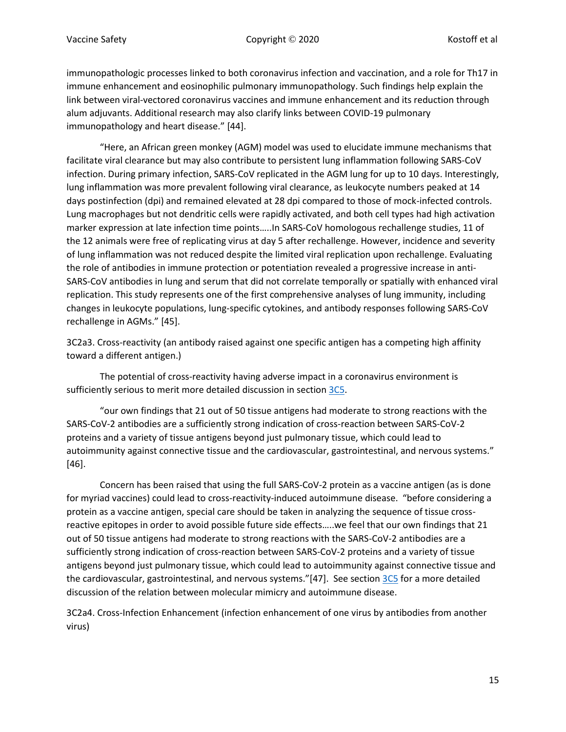immunopathologic processes linked to both coronavirus infection and vaccination, and a role for Th17 in immune enhancement and eosinophilic pulmonary immunopathology. Such findings help explain the link between viral-vectored coronavirus vaccines and immune enhancement and its reduction through alum adjuvants. Additional research may also clarify links between COVID-19 pulmonary immunopathology and heart disease." [44].

"Here, an African green monkey (AGM) model was used to elucidate immune mechanisms that facilitate viral clearance but may also contribute to persistent lung inflammation following SARS-CoV infection. During primary infection, SARS-CoV replicated in the AGM lung for up to 10 days. Interestingly, lung inflammation was more prevalent following viral clearance, as leukocyte numbers peaked at 14 days postinfection (dpi) and remained elevated at 28 dpi compared to those of mock-infected controls. Lung macrophages but not dendritic cells were rapidly activated, and both cell types had high activation marker expression at late infection time points…..In SARS-CoV homologous rechallenge studies, 11 of the 12 animals were free of replicating virus at day 5 after rechallenge. However, incidence and severity of lung inflammation was not reduced despite the limited viral replication upon rechallenge. Evaluating the role of antibodies in immune protection or potentiation revealed a progressive increase in anti-SARS-CoV antibodies in lung and serum that did not correlate temporally or spatially with enhanced viral replication. This study represents one of the first comprehensive analyses of lung immunity, including changes in leukocyte populations, lung-specific cytokines, and antibody responses following SARS-CoV rechallenge in AGMs." [45].

3C2a3. Cross-reactivity (an antibody raised against one specific antigen has a competing high affinity toward a different antigen.)

The potential of cross-reactivity having adverse impact in a coronavirus environment is sufficiently serious to merit more detailed discussion in section 3C5.

"our own findings that 21 out of 50 tissue antigens had moderate to strong reactions with the SARS-CoV-2 antibodies are a sufficiently strong indication of cross-reaction between SARS-CoV-2 proteins and a variety of tissue antigens beyond just pulmonary tissue, which could lead to autoimmunity against connective tissue and the cardiovascular, gastrointestinal, and nervous systems." [46].

Concern has been raised that using the full SARS-CoV-2 protein as a vaccine antigen (as is done for myriad vaccines) could lead to cross-reactivity-induced autoimmune disease. "before considering a protein as a vaccine antigen, special care should be taken in analyzing the sequence of tissue cross-reactive epitopes in order to avoid possible future side effects…..we feel that our own findings that 21 out of 50 tissue antigens had moderate to strong reactions with the SARS-CoV-2 antibodies are a sufficiently strong indication of cross-reaction between SARS-CoV-2 proteins and a variety of tissue antigens beyond just pulmonary tissue, which could lead to autoimmunity against connective tissue and the cardiovascular, gastrointestinal, and nervous systems."[47]. See section 3C5 for a more detailed discussion of the relation between molecular mimicry and autoimmune disease.

3C2a4. Cross-Infection Enhancement (infection enhancement of one virus by antibodies from another virus)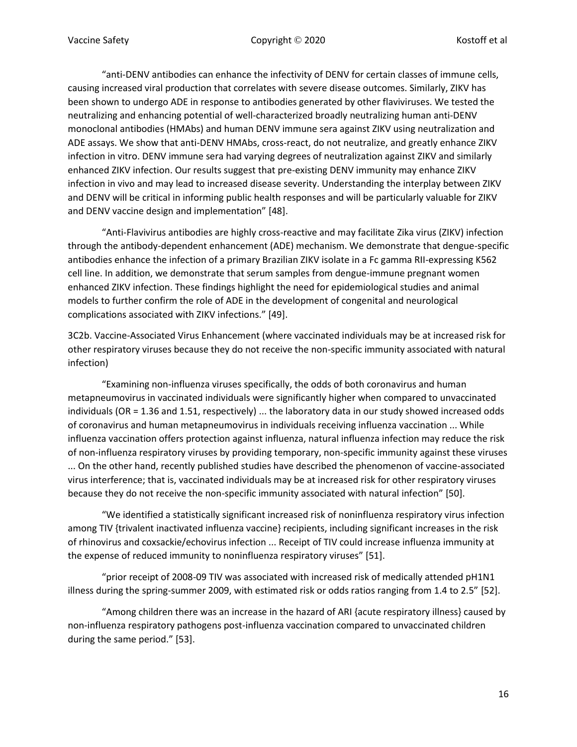"anti-DENV antibodies can enhance the infectivity of DENV for certain classes of immune cells, causing increased viral production that correlates with severe disease outcomes. Similarly, ZIKV has been shown to undergo ADE in response to antibodies generated by other flaviviruses. We tested the neutralizing and enhancing potential of well-characterized broadly neutralizing human anti-DENV monoclonal antibodies (HMAbs) and human DENV immune sera against ZIKV using neutralization and ADE assays. We show that anti-DENV HMAbs, cross-react, do not neutralize, and greatly enhance ZIKV infection in vitro. DENV immune sera had varying degrees of neutralization against ZIKV and similarly enhanced ZIKV infection. Our results suggest that pre-existing DENV immunity may enhance ZIKV infection in vivo and may lead to increased disease severity. Understanding the interplay between ZIKV and DENV will be critical in informing public health responses and will be particularly valuable for ZIKV and DENV vaccine design and implementation" [48].

"Anti-Flavivirus antibodies are highly cross-reactive and may facilitate Zika virus (ZIKV) infection through the antibody-dependent enhancement (ADE) mechanism. We demonstrate that dengue-specific antibodies enhance the infection of a primary Brazilian ZIKV isolate in a Fc gamma RII-expressing K562 cell line. In addition, we demonstrate that serum samples from dengue-immune pregnant women enhanced ZIKV infection. These findings highlight the need for epidemiological studies and animal models to further confirm the role of ADE in the development of congenital and neurological complications associated with ZIKV infections." [49].

3C2b. Vaccine-Associated Virus Enhancement (where vaccinated individuals may be at increased risk for other respiratory viruses because they do not receive the non-specific immunity associated with natural infection)

"Examining non-influenza viruses specifically, the odds of both coronavirus and human metapneumovirus in vaccinated individuals were significantly higher when compared to unvaccinated individuals (OR = 1.36 and 1.51, respectively) ... the laboratory data in our study showed increased odds of coronavirus and human metapneumovirus in individuals receiving influenza vaccination ... While influenza vaccination offers protection against influenza, natural influenza infection may reduce the risk of non-influenza respiratory viruses by providing temporary, non-specific immunity against these viruses ... On the other hand, recently published studies have described the phenomenon of vaccine-associated virus interference; that is, vaccinated individuals may be at increased risk for other respiratory viruses because they do not receive the non-specific immunity associated with natural infection" [50].

"We identified a statistically significant increased risk of noninfluenza respiratory virus infection among TIV {trivalent inactivated influenza vaccine} recipients, including significant increases in the risk of rhinovirus and coxsackie/echovirus infection ... Receipt of TIV could increase influenza immunity at the expense of reduced immunity to noninfluenza respiratory viruses" [51].

"prior receipt of 2008-09 TIV was associated with increased risk of medically attended pH1N1 illness during the spring-summer 2009, with estimated risk or odds ratios ranging from 1.4 to 2.5" [52].

"Among children there was an increase in the hazard of ARI {acute respiratory illness} caused by non-influenza respiratory pathogens post-influenza vaccination compared to unvaccinated children during the same period." [53].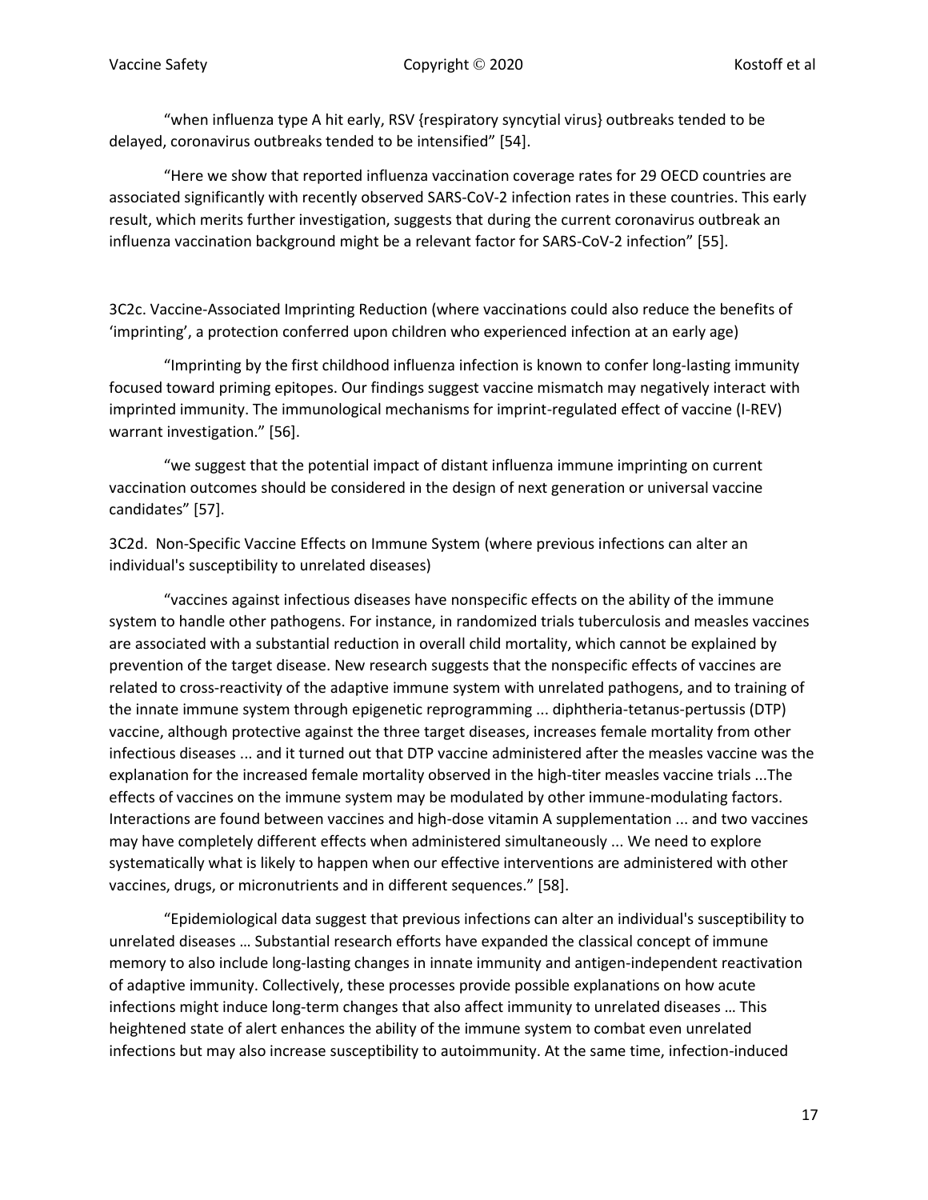"when influenza type A hit early, RSV {respiratory syncytial virus} outbreaks tended to be delayed, coronavirus outbreaks tended to be intensified" [54].

"Here we show that reported influenza vaccination coverage rates for 29 OECD countries are associated significantly with recently observed SARS-CoV-2 infection rates in these countries. This early result, which merits further investigation, suggests that during the current coronavirus outbreak an influenza vaccination background might be a relevant factor for SARS-CoV-2 infection" [55].

3C2c. Vaccine-Associated Imprinting Reduction (where vaccinations could also reduce the benefits of 'imprinting', a protection conferred upon children who experienced infection at an early age)

"Imprinting by the first childhood influenza infection is known to confer long-lasting immunity focused toward priming epitopes. Our findings suggest vaccine mismatch may negatively interact with imprinted immunity. The immunological mechanisms for imprint-regulated effect of vaccine (I-REV) warrant investigation." [56].

"we suggest that the potential impact of distant influenza immune imprinting on current vaccination outcomes should be considered in the design of next generation or universal vaccine candidates" [57].

3C2d. Non-Specific Vaccine Effects on Immune System (where previous infections can alter an individual's susceptibility to unrelated diseases)

"vaccines against infectious diseases have nonspecific effects on the ability of the immune system to handle other pathogens. For instance, in randomized trials tuberculosis and measles vaccines are associated with a substantial reduction in overall child mortality, which cannot be explained by prevention of the target disease. New research suggests that the nonspecific effects of vaccines are related to cross-reactivity of the adaptive immune system with unrelated pathogens, and to training of the innate immune system through epigenetic reprogramming ... diphtheria-tetanus-pertussis (DTP) vaccine, although protective against the three target diseases, increases female mortality from other infectious diseases ... and it turned out that DTP vaccine administered after the measles vaccine was the explanation for the increased female mortality observed in the high-titer measles vaccine trials ...The effects of vaccines on the immune system may be modulated by other immune-modulating factors. Interactions are found between vaccines and high-dose vitamin A supplementation ... and two vaccines may have completely different effects when administered simultaneously ... We need to explore systematically what is likely to happen when our effective interventions are administered with other vaccines, drugs, or micronutrients and in different sequences." [58].

"Epidemiological data suggest that previous infections can alter an individual's susceptibility to unrelated diseases … Substantial research efforts have expanded the classical concept of immune memory to also include long-lasting changes in innate immunity and antigen-independent reactivation of adaptive immunity. Collectively, these processes provide possible explanations on how acute infections might induce long-term changes that also affect immunity to unrelated diseases … This heightened state of alert enhances the ability of the immune system to combat even unrelated infections but may also increase susceptibility to autoimmunity. At the same time, infection-induced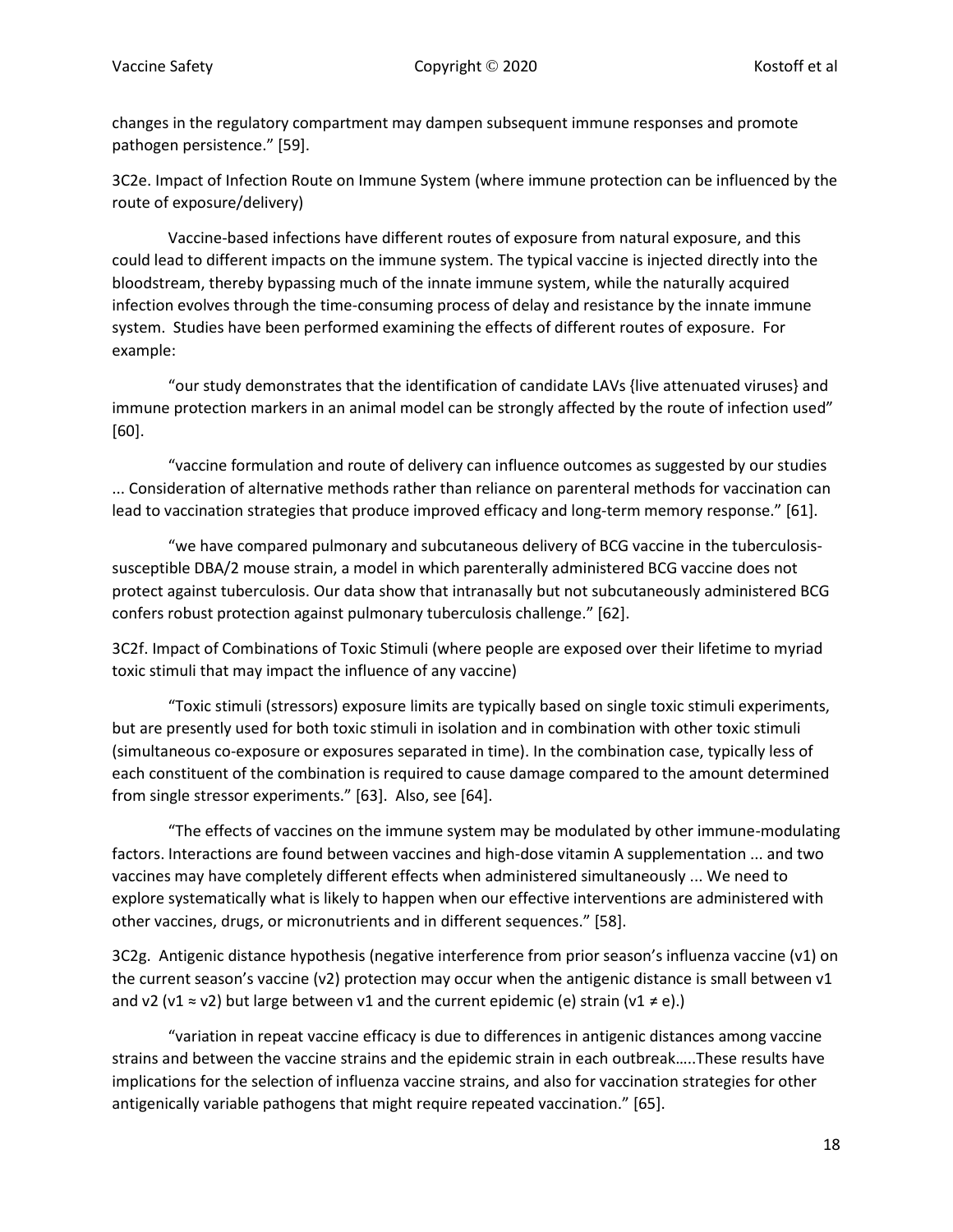changes in the regulatory compartment may dampen subsequent immune responses and promote pathogen persistence." [59].

3C2e. Impact of Infection Route on Immune System (where immune protection can be influenced by the route of exposure/delivery)

Vaccine-based infections have different routes of exposure from natural exposure, and this could lead to different impacts on the immune system. The typical vaccine is injected directly into the bloodstream, thereby bypassing much of the innate immune system, while the naturally acquired infection evolves through the time-consuming process of delay and resistance by the innate immune system. Studies have been performed examining the effects of different routes of exposure. For example:

"our study demonstrates that the identification of candidate LAVs {live attenuated viruses} and immune protection markers in an animal model can be strongly affected by the route of infection used" [60].

"vaccine formulation and route of delivery can influence outcomes as suggested by our studies ... Consideration of alternative methods rather than reliance on parenteral methods for vaccination can lead to vaccination strategies that produce improved efficacy and long-term memory response." [61].

"we have compared pulmonary and subcutaneous delivery of BCG vaccine in the tuberculosis-susceptible DBA/2 mouse strain, a model in which parenterally administered BCG vaccine does not protect against tuberculosis. Our data show that intranasally but not subcutaneously administered BCG confers robust protection against pulmonary tuberculosis challenge." [62].

3C2f. Impact of Combinations of Toxic Stimuli (where people are exposed over their lifetime to myriad toxic stimuli that may impact the influence of any vaccine)

"Toxic stimuli (stressors) exposure limits are typically based on single toxic stimuli experiments, but are presently used for both toxic stimuli in isolation and in combination with other toxic stimuli (simultaneous co-exposure or exposures separated in time). In the combination case, typically less of each constituent of the combination is required to cause damage compared to the amount determined from single stressor experiments." [63]. Also, see [64].

"The effects of vaccines on the immune system may be modulated by other immune-modulating factors. Interactions are found between vaccines and high-dose vitamin A supplementation ... and two vaccines may have completely different effects when administered simultaneously ... We need to explore systematically what is likely to happen when our effective interventions are administered with other vaccines, drugs, or micronutrients and in different sequences." [58].

3C2g. Antigenic distance hypothesis (negative interference from prior season's influenza vaccine (v1) on the current season's vaccine (v2) protection may occur when the antigenic distance is small between v1 and v2 ($v1 \approx v2$) but large between v1 and the current epidemic (e) strain ($v1 \neq e$).)

"variation in repeat vaccine efficacy is due to differences in antigenic distances among vaccine strains and between the vaccine strains and the epidemic strain in each outbreak…..These results have implications for the selection of influenza vaccine strains, and also for vaccination strategies for other antigenically variable pathogens that might require repeated vaccination." [65].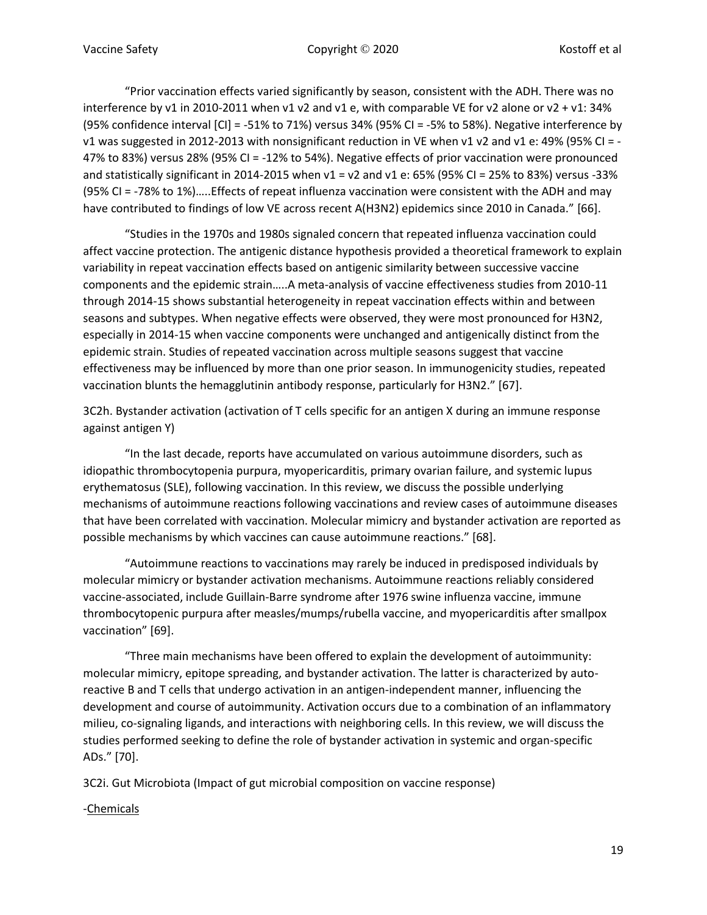"Prior vaccination effects varied significantly by season, consistent with the ADH. There was no interference by v1 in 2010-2011 when v1 v2 and v1 e, with comparable VE for v2 alone or v2 + v1: 34% (95% confidence interval [CI] = -51% to 71%) versus 34% (95% CI = -5% to 58%). Negative interference by v1 was suggested in 2012-2013 with nonsignificant reduction in VE when v1 v2 and v1 e: 49% (95% CI = -47% to 83%) versus 28% (95% CI = -12% to 54%). Negative effects of prior vaccination were pronounced and statistically significant in 2014-2015 when v1 = v2 and v1 e: 65% (95% CI = 25% to 83%) versus -33% (95% CI = -78% to 1%)…..Effects of repeat influenza vaccination were consistent with the ADH and may have contributed to findings of low VE across recent A(H3N2) epidemics since 2010 in Canada." [66].

"Studies in the 1970s and 1980s signaled concern that repeated influenza vaccination could affect vaccine protection. The antigenic distance hypothesis provided a theoretical framework to explain variability in repeat vaccination effects based on antigenic similarity between successive vaccine components and the epidemic strain…..A meta-analysis of vaccine effectiveness studies from 2010-11 through 2014-15 shows substantial heterogeneity in repeat vaccination effects within and between seasons and subtypes. When negative effects were observed, they were most pronounced for H3N2, especially in 2014-15 when vaccine components were unchanged and antigenically distinct from the epidemic strain. Studies of repeated vaccination across multiple seasons suggest that vaccine effectiveness may be influenced by more than one prior season. In immunogenicity studies, repeated vaccination blunts the hemagglutinin antibody response, particularly for H3N2." [67].

3C2h. Bystander activation (activation of T cells specific for an antigen X during an immune response against antigen Y)

"In the last decade, reports have accumulated on various autoimmune disorders, such as idiopathic thrombocytopenia purpura, myopericarditis, primary ovarian failure, and systemic lupus erythematosus (SLE), following vaccination. In this review, we discuss the possible underlying mechanisms of autoimmune reactions following vaccinations and review cases of autoimmune diseases that have been correlated with vaccination. Molecular mimicry and bystander activation are reported as possible mechanisms by which vaccines can cause autoimmune reactions." [68].

"Autoimmune reactions to vaccinations may rarely be induced in predisposed individuals by molecular mimicry or bystander activation mechanisms. Autoimmune reactions reliably considered vaccine-associated, include Guillain-Barre syndrome after 1976 swine influenza vaccine, immune thrombocytopenic purpura after measles/mumps/rubella vaccine, and myopericarditis after smallpox vaccination" [69].

"Three main mechanisms have been offered to explain the development of autoimmunity: molecular mimicry, epitope spreading, and bystander activation. The latter is characterized by auto-reactive B and T cells that undergo activation in an antigen-independent manner, influencing the development and course of autoimmunity. Activation occurs due to a combination of an inflammatory milieu, co-signaling ligands, and interactions with neighboring cells. In this review, we will discuss the studies performed seeking to define the role of bystander activation in systemic and organ-specific ADs." [70].

3C2i. Gut Microbiota (Impact of gut microbial composition on vaccine response)

-<u>Chemicals</u>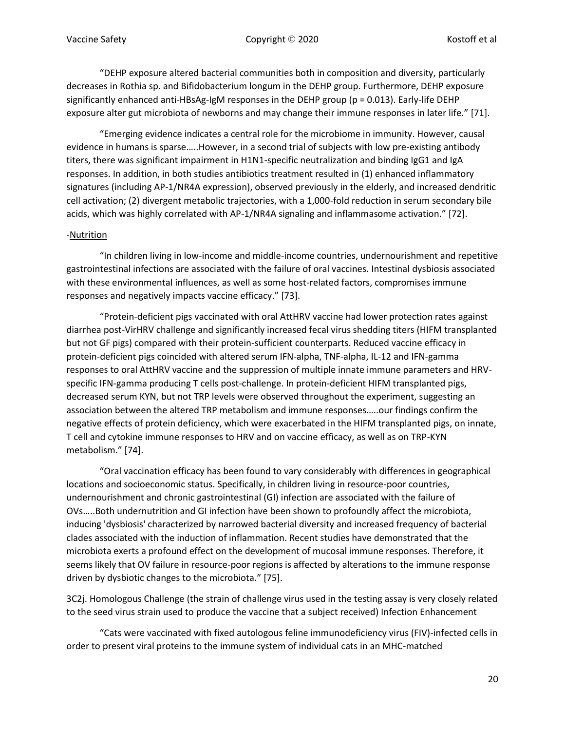"DEHP exposure altered bacterial communities both in composition and diversity, particularly decreases in Rothia sp. and Bifidobacterium longum in the DEHP group. Furthermore, DEHP exposure significantly enhanced anti-HBsAg-IgM responses in the DEHP group ($p = 0.013$). Early-life DEHP exposure alter gut microbiota of newborns and may change their immune responses in later life." [71].

"Emerging evidence indicates a central role for the microbiome in immunity. However, causal evidence in humans is sparse…..However, in a second trial of subjects with low pre-existing antibody titers, there was significant impairment in H1N1-specific neutralization and binding IgG1 and IgA responses. In addition, in both studies antibiotics treatment resulted in (1) enhanced inflammatory signatures (including AP-1/NR4A expression), observed previously in the elderly, and increased dendritic cell activation; (2) divergent metabolic trajectories, with a 1,000-fold reduction in serum secondary bile acids, which was highly correlated with AP-1/NR4A signaling and inflammasome activation." [72].

-<u>Nutrition</u>

"In children living in low-income and middle-income countries, undernourishment and repetitive gastrointestinal infections are associated with the failure of oral vaccines. Intestinal dysbiosis associated with these environmental influences, as well as some host-related factors, compromises immune responses and negatively impacts vaccine efficacy." [73].

"Protein-deficient pigs vaccinated with oral AttHRV vaccine had lower protection rates against diarrhea post-VirHRV challenge and significantly increased fecal virus shedding titers (HIFM transplanted but not GF pigs) compared with their protein-sufficient counterparts. Reduced vaccine efficacy in protein-deficient pigs coincided with altered serum IFN-alpha, TNF-alpha, IL-12 and IFN-gamma responses to oral AttHRV vaccine and the suppression of multiple innate immune parameters and HRV-specific IFN-gamma producing T cells post-challenge. In protein-deficient HIFM transplanted pigs, decreased serum KYN, but not TRP levels were observed throughout the experiment, suggesting an association between the altered TRP metabolism and immune responses…..our findings confirm the negative effects of protein deficiency, which were exacerbated in the HIFM transplanted pigs, on innate, T cell and cytokine immune responses to HRV and on vaccine efficacy, as well as on TRP-KYN metabolism." [74].

"Oral vaccination efficacy has been found to vary considerably with differences in geographical locations and socioeconomic status. Specifically, in children living in resource-poor countries, undernourishment and chronic gastrointestinal (GI) infection are associated with the failure of OVs…..Both undernutrition and GI infection have been shown to profoundly affect the microbiota, inducing 'dysbiosis' characterized by narrowed bacterial diversity and increased frequency of bacterial clades associated with the induction of inflammation. Recent studies have demonstrated that the microbiota exerts a profound effect on the development of mucosal immune responses. Therefore, it seems likely that OV failure in resource-poor regions is affected by alterations to the immune response driven by dysbiotic changes to the microbiota." [75].

3C2j. Homologous Challenge (the strain of challenge virus used in the testing assay is very closely related to the seed virus strain used to produce the vaccine that a subject received) Infection Enhancement

"Cats were vaccinated with fixed autologous feline immunodeficiency virus (FIV)-infected cells in order to present viral proteins to the immune system of individual cats in an MHC-matched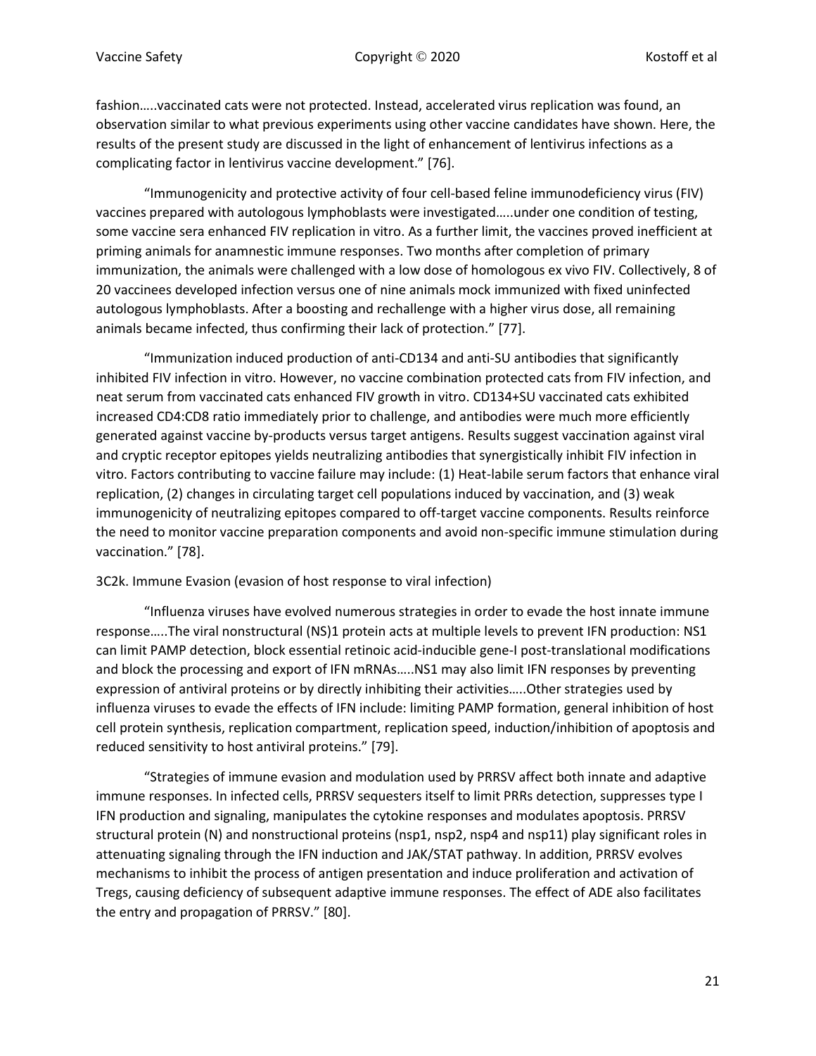fashion…..vaccinated cats were not protected. Instead, accelerated virus replication was found, an observation similar to what previous experiments using other vaccine candidates have shown. Here, the results of the present study are discussed in the light of enhancement of lentivirus infections as a complicating factor in lentivirus vaccine development." [76].

"Immunogenicity and protective activity of four cell-based feline immunodeficiency virus (FIV) vaccines prepared with autologous lymphoblasts were investigated…..under one condition of testing, some vaccine sera enhanced FIV replication in vitro. As a further limit, the vaccines proved inefficient at priming animals for anamnestic immune responses. Two months after completion of primary immunization, the animals were challenged with a low dose of homologous ex vivo FIV. Collectively, 8 of 20 vaccinees developed infection versus one of nine animals mock immunized with fixed uninfected autologous lymphoblasts. After a boosting and rechallenge with a higher virus dose, all remaining animals became infected, thus confirming their lack of protection." [77].

"Immunization induced production of anti-CD134 and anti-SU antibodies that significantly inhibited FIV infection in vitro. However, no vaccine combination protected cats from FIV infection, and neat serum from vaccinated cats enhanced FIV growth in vitro. CD134+SU vaccinated cats exhibited increased CD4:CD8 ratio immediately prior to challenge, and antibodies were much more efficiently generated against vaccine by-products versus target antigens. Results suggest vaccination against viral and cryptic receptor epitopes yields neutralizing antibodies that synergistically inhibit FIV infection in vitro. Factors contributing to vaccine failure may include: (1) Heat-labile serum factors that enhance viral replication, (2) changes in circulating target cell populations induced by vaccination, and (3) weak immunogenicity of neutralizing epitopes compared to off-target vaccine components. Results reinforce the need to monitor vaccine preparation components and avoid non-specific immune stimulation during vaccination." [78].

3C2k. Immune Evasion (evasion of host response to viral infection)

"Influenza viruses have evolved numerous strategies in order to evade the host innate immune response…..The viral nonstructural (NS)1 protein acts at multiple levels to prevent IFN production: NS1 can limit PAMP detection, block essential retinoic acid-inducible gene-I post-translational modifications and block the processing and export of IFN mRNAs…..NS1 may also limit IFN responses by preventing expression of antiviral proteins or by directly inhibiting their activities…..Other strategies used by influenza viruses to evade the effects of IFN include: limiting PAMP formation, general inhibition of host cell protein synthesis, replication compartment, replication speed, induction/inhibition of apoptosis and reduced sensitivity to host antiviral proteins." [79].

"Strategies of immune evasion and modulation used by PRRSV affect both innate and adaptive immune responses. In infected cells, PRRSV sequesters itself to limit PRRs detection, suppresses type I IFN production and signaling, manipulates the cytokine responses and modulates apoptosis. PRRSV structural protein (N) and nonstructional proteins (nsp1, nsp2, nsp4 and nsp11) play significant roles in attenuating signaling through the IFN induction and JAK/STAT pathway. In addition, PRRSV evolves mechanisms to inhibit the process of antigen presentation and induce proliferation and activation of Tregs, causing deficiency of subsequent adaptive immune responses. The effect of ADE also facilitates the entry and propagation of PRRSV." [80].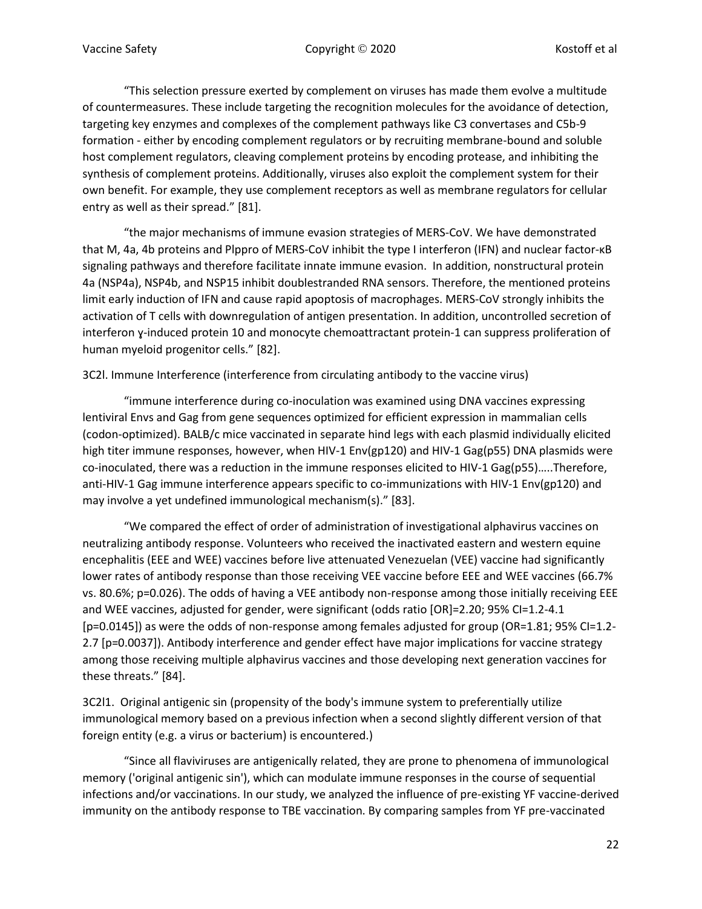"This selection pressure exerted by complement on viruses has made them evolve a multitude of countermeasures. These include targeting the recognition molecules for the avoidance of detection, targeting key enzymes and complexes of the complement pathways like C3 convertases and C5b-9 formation - either by encoding complement regulators or by recruiting membrane-bound and soluble host complement regulators, cleaving complement proteins by encoding protease, and inhibiting the synthesis of complement proteins. Additionally, viruses also exploit the complement system for their own benefit. For example, they use complement receptors as well as membrane regulators for cellular entry as well as their spread." [81].

"the major mechanisms of immune evasion strategies of MERS-CoV. We have demonstrated that M, 4a, 4b proteins and Plppro of MERS-CoV inhibit the type I interferon (IFN) and nuclear factor-κB signaling pathways and therefore facilitate innate immune evasion. In addition, nonstructural protein 4a (NSP4a), NSP4b, and NSP15 inhibit doublestranded RNA sensors. Therefore, the mentioned proteins limit early induction of IFN and cause rapid apoptosis of macrophages. MERS-CoV strongly inhibits the activation of T cells with downregulation of antigen presentation. In addition, uncontrolled secretion of interferon ɣ-induced protein 10 and monocyte chemoattractant protein-1 can suppress proliferation of human myeloid progenitor cells." [82].

3C2l. Immune Interference (interference from circulating antibody to the vaccine virus)

"immune interference during co-inoculation was examined using DNA vaccines expressing lentiviral Envs and Gag from gene sequences optimized for efficient expression in mammalian cells (codon-optimized). BALB/c mice vaccinated in separate hind legs with each plasmid individually elicited high titer immune responses, however, when HIV-1 Env(gp120) and HIV-1 Gag(p55) DNA plasmids were co-inoculated, there was a reduction in the immune responses elicited to HIV-1 Gag(p55)…..Therefore, anti-HIV-1 Gag immune interference appears specific to co-immunizations with HIV-1 Env(gp120) and may involve a yet undefined immunological mechanism(s)." [83].

"We compared the effect of order of administration of investigational alphavirus vaccines on neutralizing antibody response. Volunteers who received the inactivated eastern and western equine encephalitis (EEE and WEE) vaccines before live attenuated Venezuelan (VEE) vaccine had significantly lower rates of antibody response than those receiving VEE vaccine before EEE and WEE vaccines (66.7% vs. 80.6%; p=0.026). The odds of having a VEE antibody non-response among those initially receiving EEE and WEE vaccines, adjusted for gender, were significant (odds ratio [OR]=2.20; 95% CI=1.2-4.1 [p=0.0145]) as were the odds of non-response among females adjusted for group (OR=1.81; 95% CI=1.2-2.7 [p=0.0037]). Antibody interference and gender effect have major implications for vaccine strategy among those receiving multiple alphavirus vaccines and those developing next generation vaccines for these threats." [84].

3C2l1. Original antigenic sin (propensity of the body's immune system to preferentially utilize immunological memory based on a previous infection when a second slightly different version of that foreign entity (e.g. a virus or bacterium) is encountered.)

"Since all flaviviruses are antigenically related, they are prone to phenomena of immunological memory ('original antigenic sin'), which can modulate immune responses in the course of sequential infections and/or vaccinations. In our study, we analyzed the influence of pre-existing YF vaccine-derived immunity on the antibody response to TBE vaccination. By comparing samples from YF pre-vaccinated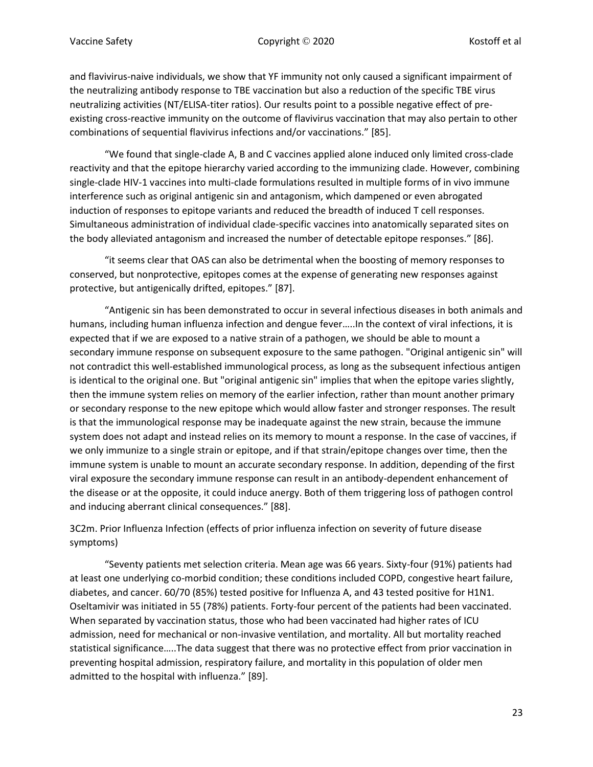and flavivirus-naive individuals, we show that YF immunity not only caused a significant impairment of the neutralizing antibody response to TBE vaccination but also a reduction of the specific TBE virus neutralizing activities (NT/ELISA-titer ratios). Our results point to a possible negative effect of pre-existing cross-reactive immunity on the outcome of flavivirus vaccination that may also pertain to other combinations of sequential flavivirus infections and/or vaccinations." [85].

"We found that single-clade A, B and C vaccines applied alone induced only limited cross-clade reactivity and that the epitope hierarchy varied according to the immunizing clade. However, combining single-clade HIV-1 vaccines into multi-clade formulations resulted in multiple forms of in vivo immune interference such as original antigenic sin and antagonism, which dampened or even abrogated induction of responses to epitope variants and reduced the breadth of induced T cell responses. Simultaneous administration of individual clade-specific vaccines into anatomically separated sites on the body alleviated antagonism and increased the number of detectable epitope responses." [86].

"it seems clear that OAS can also be detrimental when the boosting of memory responses to conserved, but nonprotective, epitopes comes at the expense of generating new responses against protective, but antigenically drifted, epitopes." [87].

"Antigenic sin has been demonstrated to occur in several infectious diseases in both animals and humans, including human influenza infection and dengue fever…..In the context of viral infections, it is expected that if we are exposed to a native strain of a pathogen, we should be able to mount a secondary immune response on subsequent exposure to the same pathogen. "Original antigenic sin" will not contradict this well-established immunological process, as long as the subsequent infectious antigen is identical to the original one. But "original antigenic sin" implies that when the epitope varies slightly, then the immune system relies on memory of the earlier infection, rather than mount another primary or secondary response to the new epitope which would allow faster and stronger responses. The result is that the immunological response may be inadequate against the new strain, because the immune system does not adapt and instead relies on its memory to mount a response. In the case of vaccines, if we only immunize to a single strain or epitope, and if that strain/epitope changes over time, then the immune system is unable to mount an accurate secondary response. In addition, depending of the first viral exposure the secondary immune response can result in an antibody-dependent enhancement of the disease or at the opposite, it could induce anergy. Both of them triggering loss of pathogen control and inducing aberrant clinical consequences." [88].

3C2m. Prior Influenza Infection (effects of prior influenza infection on severity of future disease symptoms)

"Seventy patients met selection criteria. Mean age was 66 years. Sixty-four (91%) patients had at least one underlying co-morbid condition; these conditions included COPD, congestive heart failure, diabetes, and cancer. 60/70 (85%) tested positive for Influenza A, and 43 tested positive for H1N1. Oseltamivir was initiated in 55 (78%) patients. Forty-four percent of the patients had been vaccinated. When separated by vaccination status, those who had been vaccinated had higher rates of ICU admission, need for mechanical or non-invasive ventilation, and mortality. All but mortality reached statistical significance…..The data suggest that there was no protective effect from prior vaccination in preventing hospital admission, respiratory failure, and mortality in this population of older men admitted to the hospital with influenza." [89].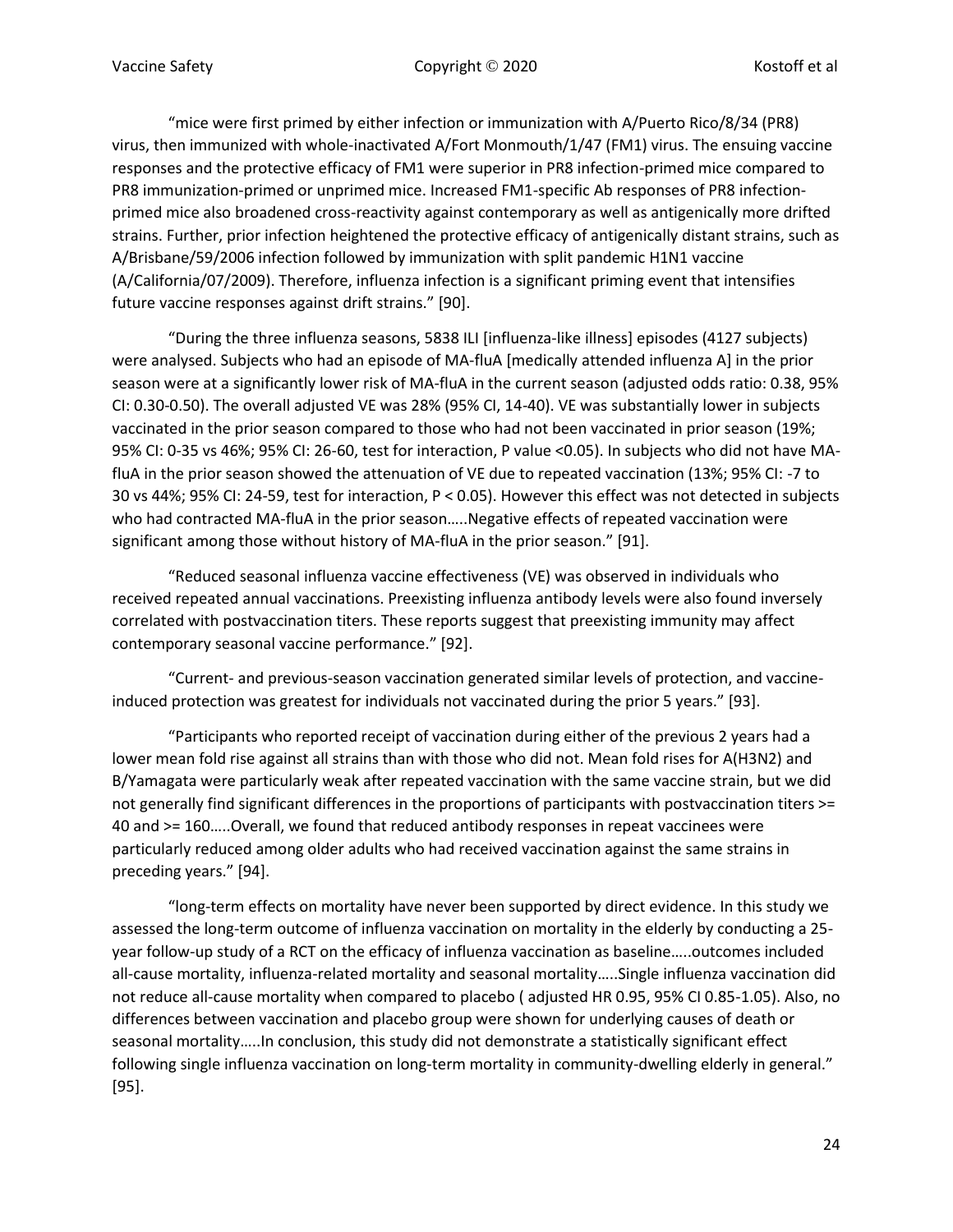"mice were first primed by either infection or immunization with A/Puerto Rico/8/34 (PR8) virus, then immunized with whole-inactivated A/Fort Monmouth/1/47 (FM1) virus. The ensuing vaccine responses and the protective efficacy of FM1 were superior in PR8 infection-primed mice compared to PR8 immunization-primed or unprimed mice. Increased FM1-specific Ab responses of PR8 infection-primed mice also broadened cross-reactivity against contemporary as well as antigenically more drifted strains. Further, prior infection heightened the protective efficacy of antigenically distant strains, such as A/Brisbane/59/2006 infection followed by immunization with split pandemic H1N1 vaccine (A/California/07/2009). Therefore, influenza infection is a significant priming event that intensifies future vaccine responses against drift strains." [90].

"During the three influenza seasons, 5838 ILI [influenza-like illness] episodes (4127 subjects) were analysed. Subjects who had an episode of MA-fluA [medically attended influenza A] in the prior season were at a significantly lower risk of MA-fluA in the current season (adjusted odds ratio: 0.38, 95% CI: 0.30-0.50). The overall adjusted VE was 28% (95% CI, 14-40). VE was substantially lower in subjects vaccinated in the prior season compared to those who had not been vaccinated in prior season (19%; 95% CI: 0-35 vs 46%; 95% CI: 26-60, test for interaction, P value <0.05). In subjects who did not have MA-fluA in the prior season showed the attenuation of VE due to repeated vaccination (13%; 95% CI: -7 to 30 vs 44%; 95% CI: 24-59, test for interaction, P < 0.05). However this effect was not detected in subjects who had contracted MA-fluA in the prior season…..Negative effects of repeated vaccination were significant among those without history of MA-fluA in the prior season." [91].

"Reduced seasonal influenza vaccine effectiveness (VE) was observed in individuals who received repeated annual vaccinations. Preexisting influenza antibody levels were also found inversely correlated with postvaccination titers. These reports suggest that preexisting immunity may affect contemporary seasonal vaccine performance." [92].

"Current- and previous-season vaccination generated similar levels of protection, and vaccine-induced protection was greatest for individuals not vaccinated during the prior 5 years." [93].

"Participants who reported receipt of vaccination during either of the previous 2 years had a lower mean fold rise against all strains than with those who did not. Mean fold rises for A(H3N2) and B/Yamagata were particularly weak after repeated vaccination with the same vaccine strain, but we did not generally find significant differences in the proportions of participants with postvaccination titers >= 40 and >= 160…..Overall, we found that reduced antibody responses in repeat vaccinees were particularly reduced among older adults who had received vaccination against the same strains in preceding years." [94].

"long-term effects on mortality have never been supported by direct evidence. In this study we assessed the long-term outcome of influenza vaccination on mortality in the elderly by conducting a 25-year follow-up study of a RCT on the efficacy of influenza vaccination as baseline…..outcomes included all-cause mortality, influenza-related mortality and seasonal mortality…..Single influenza vaccination did not reduce all-cause mortality when compared to placebo ( adjusted HR 0.95, 95% CI 0.85-1.05). Also, no differences between vaccination and placebo group were shown for underlying causes of death or seasonal mortality…..In conclusion, this study did not demonstrate a statistically significant effect following single influenza vaccination on long-term mortality in community-dwelling elderly in general." [95].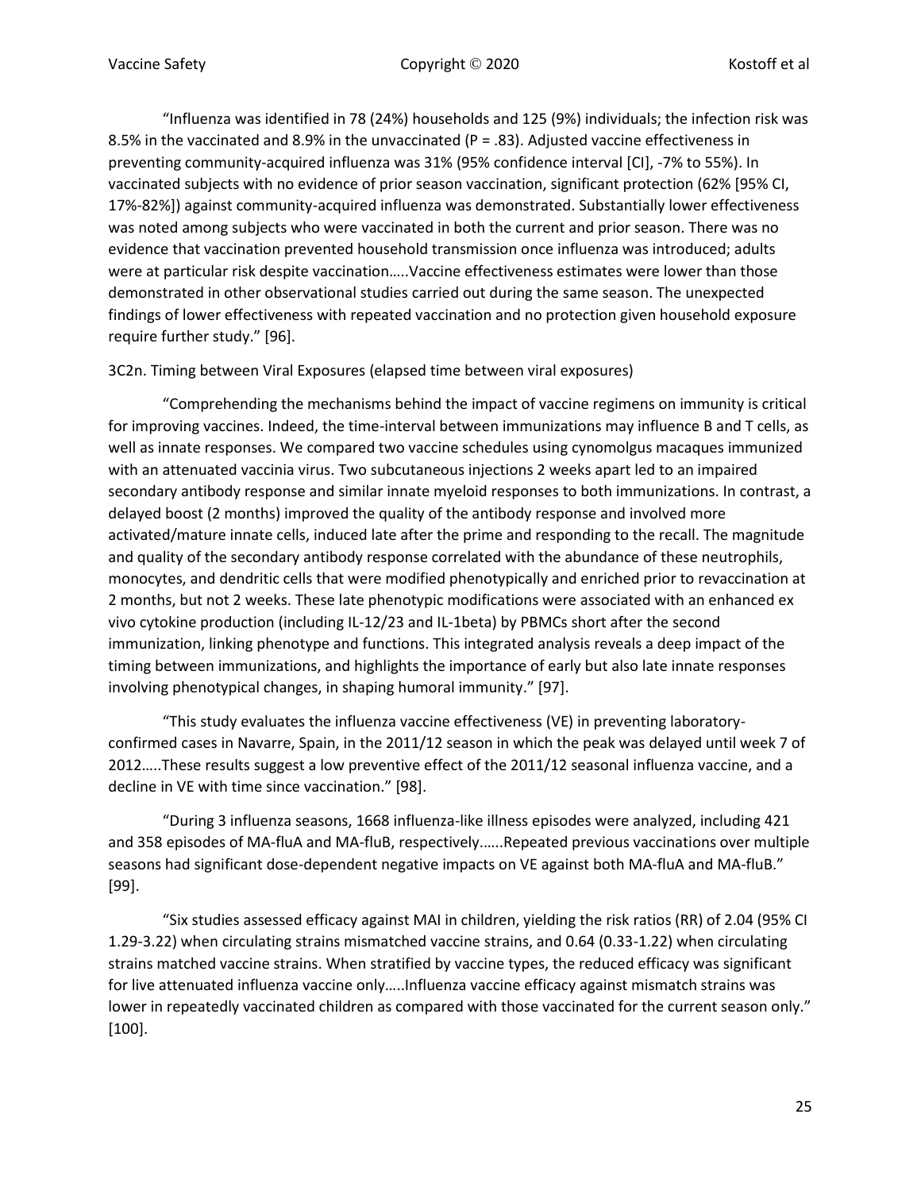"Influenza was identified in 78 (24%) households and 125 (9%) individuals; the infection risk was 8.5% in the vaccinated and 8.9% in the unvaccinated (P = .83). Adjusted vaccine effectiveness in preventing community-acquired influenza was 31% (95% confidence interval [CI], -7% to 55%). In vaccinated subjects with no evidence of prior season vaccination, significant protection (62% [95% CI, 17%-82%]) against community-acquired influenza was demonstrated. Substantially lower effectiveness was noted among subjects who were vaccinated in both the current and prior season. There was no evidence that vaccination prevented household transmission once influenza was introduced; adults were at particular risk despite vaccination…..Vaccine effectiveness estimates were lower than those demonstrated in other observational studies carried out during the same season. The unexpected findings of lower effectiveness with repeated vaccination and no protection given household exposure require further study." [96].

3C2n. Timing between Viral Exposures (elapsed time between viral exposures)

"Comprehending the mechanisms behind the impact of vaccine regimens on immunity is critical for improving vaccines. Indeed, the time-interval between immunizations may influence B and T cells, as well as innate responses. We compared two vaccine schedules using cynomolgus macaques immunized with an attenuated vaccinia virus. Two subcutaneous injections 2 weeks apart led to an impaired secondary antibody response and similar innate myeloid responses to both immunizations. In contrast, a delayed boost (2 months) improved the quality of the antibody response and involved more activated/mature innate cells, induced late after the prime and responding to the recall. The magnitude and quality of the secondary antibody response correlated with the abundance of these neutrophils, monocytes, and dendritic cells that were modified phenotypically and enriched prior to revaccination at 2 months, but not 2 weeks. These late phenotypic modifications were associated with an enhanced ex vivo cytokine production (including IL-12/23 and IL-1beta) by PBMCs short after the second immunization, linking phenotype and functions. This integrated analysis reveals a deep impact of the timing between immunizations, and highlights the importance of early but also late innate responses involving phenotypical changes, in shaping humoral immunity." [97].

"This study evaluates the influenza vaccine effectiveness (VE) in preventing laboratory-confirmed cases in Navarre, Spain, in the 2011/12 season in which the peak was delayed until week 7 of 2012…..These results suggest a low preventive effect of the 2011/12 seasonal influenza vaccine, and a decline in VE with time since vaccination." [98].

"During 3 influenza seasons, 1668 influenza-like illness episodes were analyzed, including 421 and 358 episodes of MA-fluA and MA-fluB, respectively……Repeated previous vaccinations over multiple seasons had significant dose-dependent negative impacts on VE against both MA-fluA and MA-fluB." [99].

"Six studies assessed efficacy against MAI in children, yielding the risk ratios (RR) of 2.04 (95% CI 1.29-3.22) when circulating strains mismatched vaccine strains, and 0.64 (0.33-1.22) when circulating strains matched vaccine strains. When stratified by vaccine types, the reduced efficacy was significant for live attenuated influenza vaccine only…..Influenza vaccine efficacy against mismatch strains was lower in repeatedly vaccinated children as compared with those vaccinated for the current season only." [100].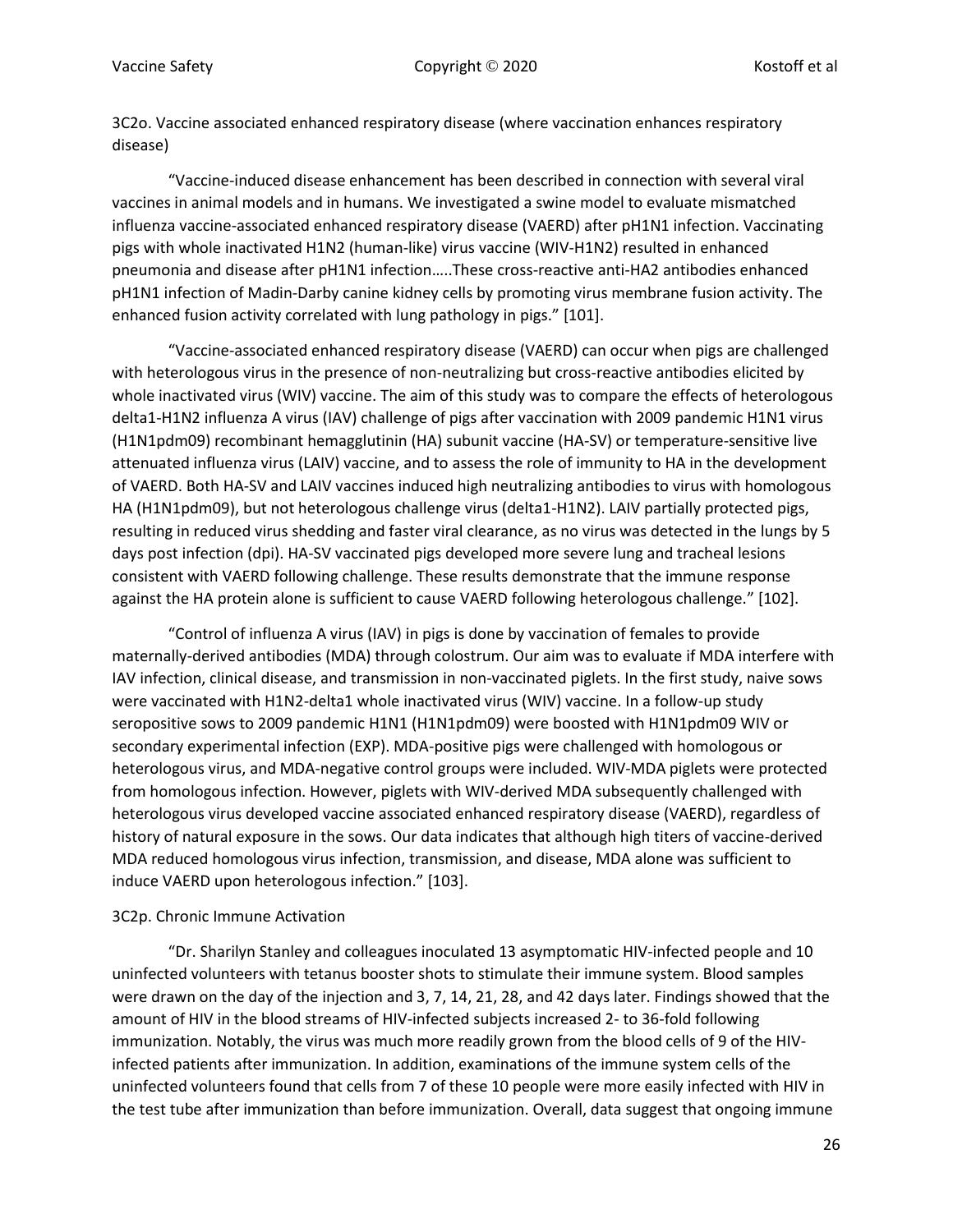3C2o. Vaccine associated enhanced respiratory disease (where vaccination enhances respiratory disease)

"Vaccine-induced disease enhancement has been described in connection with several viral vaccines in animal models and in humans. We investigated a swine model to evaluate mismatched influenza vaccine-associated enhanced respiratory disease (VAERD) after pH1N1 infection. Vaccinating pigs with whole inactivated H1N2 (human-like) virus vaccine (WIV-H1N2) resulted in enhanced pneumonia and disease after pH1N1 infection…..These cross-reactive anti-HA2 antibodies enhanced pH1N1 infection of Madin-Darby canine kidney cells by promoting virus membrane fusion activity. The enhanced fusion activity correlated with lung pathology in pigs." [101].

"Vaccine-associated enhanced respiratory disease (VAERD) can occur when pigs are challenged with heterologous virus in the presence of non-neutralizing but cross-reactive antibodies elicited by whole inactivated virus (WIV) vaccine. The aim of this study was to compare the effects of heterologous delta1-H1N2 influenza A virus (IAV) challenge of pigs after vaccination with 2009 pandemic H1N1 virus (H1N1pdm09) recombinant hemagglutinin (HA) subunit vaccine (HA-SV) or temperature-sensitive live attenuated influenza virus (LAIV) vaccine, and to assess the role of immunity to HA in the development of VAERD. Both HA-SV and LAIV vaccines induced high neutralizing antibodies to virus with homologous HA (H1N1pdm09), but not heterologous challenge virus (delta1-H1N2). LAIV partially protected pigs, resulting in reduced virus shedding and faster viral clearance, as no virus was detected in the lungs by 5 days post infection (dpi). HA-SV vaccinated pigs developed more severe lung and tracheal lesions consistent with VAERD following challenge. These results demonstrate that the immune response against the HA protein alone is sufficient to cause VAERD following heterologous challenge." [102].

"Control of influenza A virus (IAV) in pigs is done by vaccination of females to provide maternally-derived antibodies (MDA) through colostrum. Our aim was to evaluate if MDA interfere with IAV infection, clinical disease, and transmission in non-vaccinated piglets. In the first study, naive sows were vaccinated with H1N2-delta1 whole inactivated virus (WIV) vaccine. In a follow-up study seropositive sows to 2009 pandemic H1N1 (H1N1pdm09) were boosted with H1N1pdm09 WIV or secondary experimental infection (EXP). MDA-positive pigs were challenged with homologous or heterologous virus, and MDA-negative control groups were included. WIV-MDA piglets were protected from homologous infection. However, piglets with WIV-derived MDA subsequently challenged with heterologous virus developed vaccine associated enhanced respiratory disease (VAERD), regardless of history of natural exposure in the sows. Our data indicates that although high titers of vaccine-derived MDA reduced homologous virus infection, transmission, and disease, MDA alone was sufficient to induce VAERD upon heterologous infection." [103].

3C2p. Chronic Immune Activation

"Dr. Sharilyn Stanley and colleagues inoculated 13 asymptomatic HIV-infected people and 10 uninfected volunteers with tetanus booster shots to stimulate their immune system. Blood samples were drawn on the day of the injection and 3, 7, 14, 21, 28, and 42 days later. Findings showed that the amount of HIV in the blood streams of HIV-infected subjects increased 2- to 36-fold following immunization. Notably, the virus was much more readily grown from the blood cells of 9 of the HIV-infected patients after immunization. In addition, examinations of the immune system cells of the uninfected volunteers found that cells from 7 of these 10 people were more easily infected with HIV in the test tube after immunization than before immunization. Overall, data suggest that ongoing immune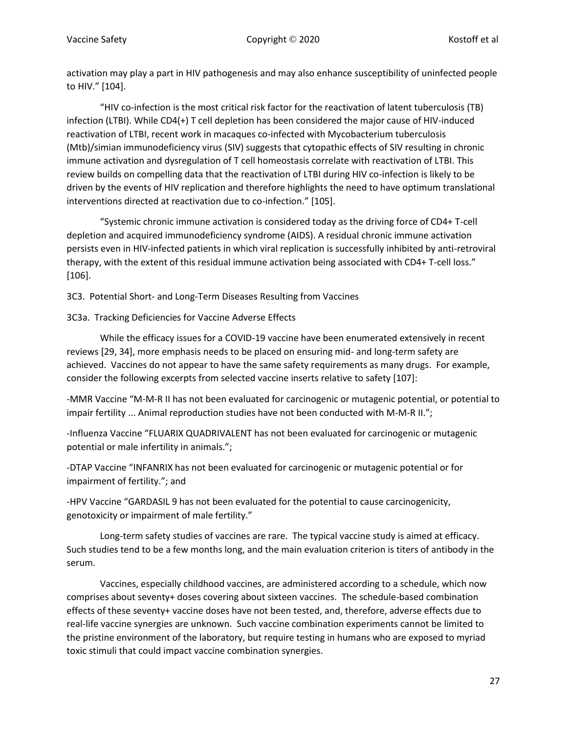activation may play a part in HIV pathogenesis and may also enhance susceptibility of uninfected people to HIV." [104].

"HIV co-infection is the most critical risk factor for the reactivation of latent tuberculosis (TB) infection (LTBI). While CD4(+) T cell depletion has been considered the major cause of HIV-induced reactivation of LTBI, recent work in macaques co-infected with Mycobacterium tuberculosis (Mtb)/simian immunodeficiency virus (SIV) suggests that cytopathic effects of SIV resulting in chronic immune activation and dysregulation of T cell homeostasis correlate with reactivation of LTBI. This review builds on compelling data that the reactivation of LTBI during HIV co-infection is likely to be driven by the events of HIV replication and therefore highlights the need to have optimum translational interventions directed at reactivation due to co-infection." [105].

"Systemic chronic immune activation is considered today as the driving force of CD4+ T-cell depletion and acquired immunodeficiency syndrome (AIDS). A residual chronic immune activation persists even in HIV-infected patients in which viral replication is successfully inhibited by anti-retroviral therapy, with the extent of this residual immune activation being associated with CD4+ T-cell loss." [106].

### 3C3. Potential Short- and Long-Term Diseases Resulting from Vaccines

#### 3C3a. Tracking Deficiencies for Vaccine Adverse Effects

While the efficacy issues for a COVID-19 vaccine have been enumerated extensively in recent reviews [29, 34], more emphasis needs to be placed on ensuring mid- and long-term safety are achieved. Vaccines do not appear to have the same safety requirements as many drugs. For example, consider the following excerpts from selected vaccine inserts relative to safety [107]:

-MMR Vaccine "M-M-R II has not been evaluated for carcinogenic or mutagenic potential, or potential to impair fertility ... Animal reproduction studies have not been conducted with M-M-R II.";

-Influenza Vaccine "FLUARIX QUADRIVALENT has not been evaluated for carcinogenic or mutagenic potential or male infertility in animals.";

-DTAP Vaccine "INFANRIX has not been evaluated for carcinogenic or mutagenic potential or for impairment of fertility."; and

-HPV Vaccine "GARDASIL 9 has not been evaluated for the potential to cause carcinogenicity, genotoxicity or impairment of male fertility."

Long-term safety studies of vaccines are rare. The typical vaccine study is aimed at efficacy. Such studies tend to be a few months long, and the main evaluation criterion is titers of antibody in the serum.

Vaccines, especially childhood vaccines, are administered according to a schedule, which now comprises about seventy+ doses covering about sixteen vaccines. The schedule-based combination effects of these seventy+ vaccine doses have not been tested, and, therefore, adverse effects due to real-life vaccine synergies are unknown. Such vaccine combination experiments cannot be limited to the pristine environment of the laboratory, but require testing in humans who are exposed to myriad toxic stimuli that could impact vaccine combination synergies.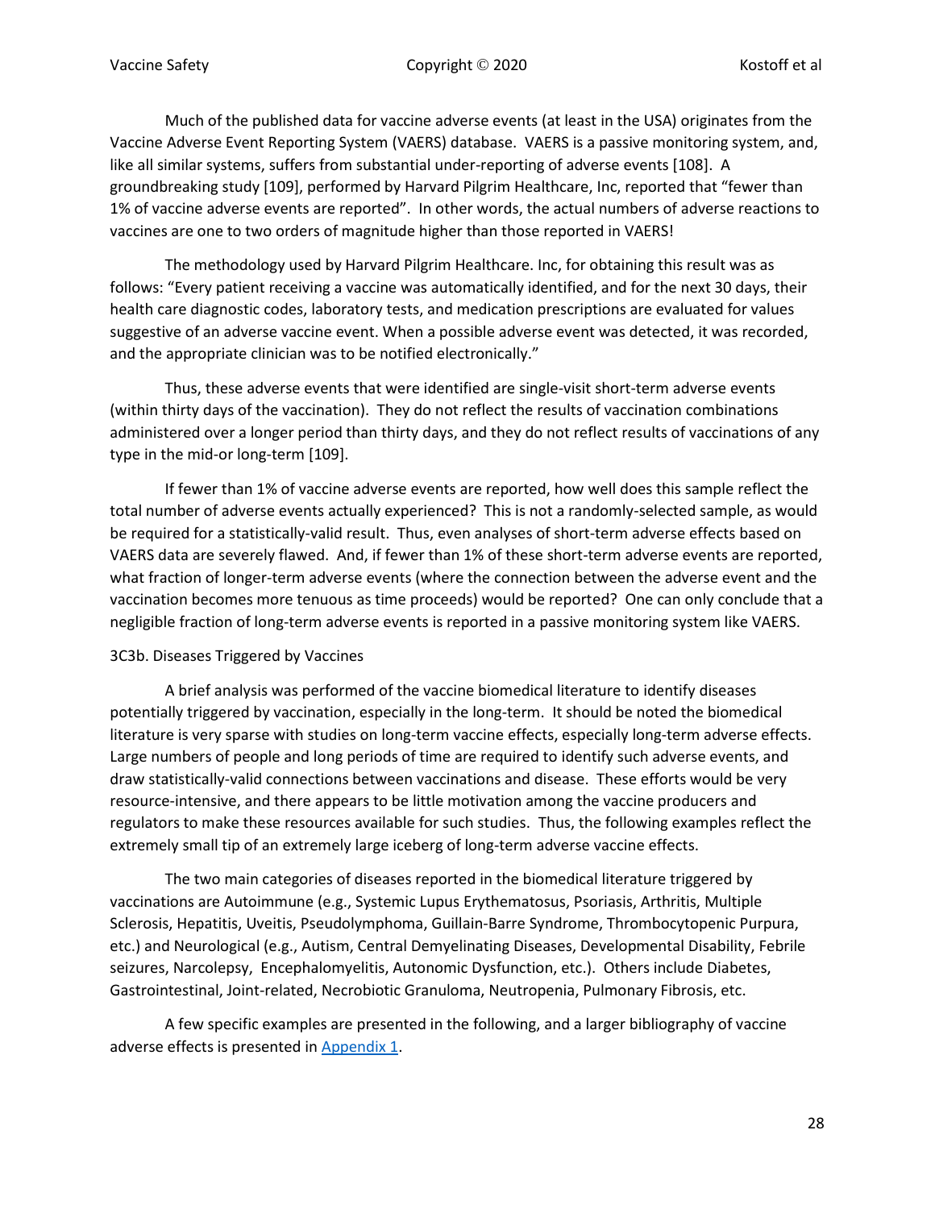Much of the published data for vaccine adverse events (at least in the USA) originates from the Vaccine Adverse Event Reporting System (VAERS) database. VAERS is a passive monitoring system, and, like all similar systems, suffers from substantial under-reporting of adverse events [108]. A groundbreaking study [109], performed by Harvard Pilgrim Healthcare, Inc, reported that "fewer than 1% of vaccine adverse events are reported". In other words, the actual numbers of adverse reactions to vaccines are one to two orders of magnitude higher than those reported in VAERS!

The methodology used by Harvard Pilgrim Healthcare. Inc, for obtaining this result was as follows: "Every patient receiving a vaccine was automatically identified, and for the next 30 days, their health care diagnostic codes, laboratory tests, and medication prescriptions are evaluated for values suggestive of an adverse vaccine event. When a possible adverse event was detected, it was recorded, and the appropriate clinician was to be notified electronically."

Thus, these adverse events that were identified are single-visit short-term adverse events (within thirty days of the vaccination). They do not reflect the results of vaccination combinations administered over a longer period than thirty days, and they do not reflect results of vaccinations of any type in the mid-or long-term [109].

If fewer than 1% of vaccine adverse events are reported, how well does this sample reflect the total number of adverse events actually experienced? This is not a randomly-selected sample, as would be required for a statistically-valid result. Thus, even analyses of short-term adverse effects based on VAERS data are severely flawed. And, if fewer than 1% of these short-term adverse events are reported, what fraction of longer-term adverse events (where the connection between the adverse event and the vaccination becomes more tenuous as time proceeds) would be reported? One can only conclude that a negligible fraction of long-term adverse events is reported in a passive monitoring system like VAERS.

3C3b. Diseases Triggered by Vaccines

A brief analysis was performed of the vaccine biomedical literature to identify diseases potentially triggered by vaccination, especially in the long-term. It should be noted the biomedical literature is very sparse with studies on long-term vaccine effects, especially long-term adverse effects. Large numbers of people and long periods of time are required to identify such adverse events, and draw statistically-valid connections between vaccinations and disease. These efforts would be very resource-intensive, and there appears to be little motivation among the vaccine producers and regulators to make these resources available for such studies. Thus, the following examples reflect the extremely small tip of an extremely large iceberg of long-term adverse vaccine effects.

The two main categories of diseases reported in the biomedical literature triggered by vaccinations are Autoimmune (e.g., Systemic Lupus Erythematosus, Psoriasis, Arthritis, Multiple Sclerosis, Hepatitis, Uveitis, Pseudolymphoma, Guillain-Barre Syndrome, Thrombocytopenic Purpura, etc.) and Neurological (e.g., Autism, Central Demyelinating Diseases, Developmental Disability, Febrile seizures, Narcolepsy, Encephalomyelitis, Autonomic Dysfunction, etc.). Others include Diabetes, Gastrointestinal, Joint-related, Necrobiotic Granuloma, Neutropenia, Pulmonary Fibrosis, etc.

A few specific examples are presented in the following, and a larger bibliography of vaccine adverse effects is presented in Appendix 1.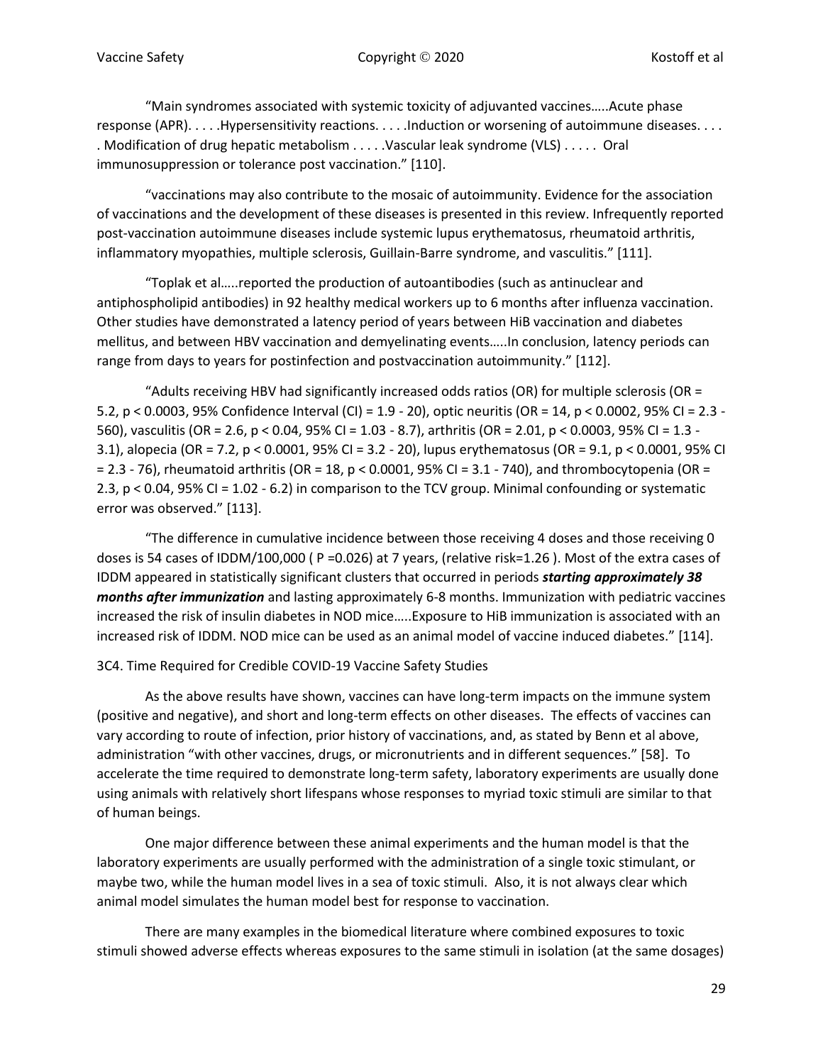"Main syndromes associated with systemic toxicity of adjuvanted vaccines…..Acute phase response (APR). . . . .Hypersensitivity reactions. . . . .Induction or worsening of autoimmune diseases. . . . . Modification of drug hepatic metabolism . . . . .Vascular leak syndrome (VLS) . . . . . Oral immunosuppression or tolerance post vaccination." [110].

"vaccinations may also contribute to the mosaic of autoimmunity. Evidence for the association of vaccinations and the development of these diseases is presented in this review. Infrequently reported post-vaccination autoimmune diseases include systemic lupus erythematosus, rheumatoid arthritis, inflammatory myopathies, multiple sclerosis, Guillain-Barre syndrome, and vasculitis." [111].

"Toplak et al…..reported the production of autoantibodies (such as antinuclear and antiphospholipid antibodies) in 92 healthy medical workers up to 6 months after influenza vaccination. Other studies have demonstrated a latency period of years between HiB vaccination and diabetes mellitus, and between HBV vaccination and demyelinating events…..In conclusion, latency periods can range from days to years for postinfection and postvaccination autoimmunity." [112].

"Adults receiving HBV had significantly increased odds ratios (OR) for multiple sclerosis (OR = 5.2, $p < 0.0003$, 95% Confidence Interval (CI) = 1.9 - 20), optic neuritis (OR = 14, $p < 0.0002$, 95% CI = 2.3 - 560), vasculitis (OR = 2.6, $p < 0.04$, 95% CI = 1.03 - 8.7), arthritis (OR = 2.01, $p < 0.0003$, 95% CI = 1.3 - 3.1), alopecia (OR = 7.2, $p < 0.0001$, 95% CI = 3.2 - 20), lupus erythematosus (OR = 9.1, $p < 0.0001$, 95% CI = 2.3 - 76), rheumatoid arthritis (OR = 18, $p < 0.0001$, 95% CI = 3.1 - 740), and thrombocytopenia (OR = 2.3, $p < 0.04$, 95% CI = 1.02 - 6.2) in comparison to the TCV group. Minimal confounding or systematic error was observed." [113].

"The difference in cumulative incidence between those receiving 4 doses and those receiving 0 doses is 54 cases of IDDM/100,000 ( $P = 0.026$) at 7 years, (relative risk=1.26 ). Most of the extra cases of IDDM appeared in statistically significant clusters that occurred in periods ***starting approximately 38 months after immunization*** and lasting approximately 6-8 months. Immunization with pediatric vaccines increased the risk of insulin diabetes in NOD mice…..Exposure to HiB immunization is associated with an increased risk of IDDM. NOD mice can be used as an animal model of vaccine induced diabetes." [114].

### 3C4. Time Required for Credible COVID-19 Vaccine Safety Studies

As the above results have shown, vaccines can have long-term impacts on the immune system (positive and negative), and short and long-term effects on other diseases. The effects of vaccines can vary according to route of infection, prior history of vaccinations, and, as stated by Benn et al above, administration "with other vaccines, drugs, or micronutrients and in different sequences." [58]. To accelerate the time required to demonstrate long-term safety, laboratory experiments are usually done using animals with relatively short lifespans whose responses to myriad toxic stimuli are similar to that of human beings.

One major difference between these animal experiments and the human model is that the laboratory experiments are usually performed with the administration of a single toxic stimulant, or maybe two, while the human model lives in a sea of toxic stimuli. Also, it is not always clear which animal model simulates the human model best for response to vaccination.

There are many examples in the biomedical literature where combined exposures to toxic stimuli showed adverse effects whereas exposures to the same stimuli in isolation (at the same dosages)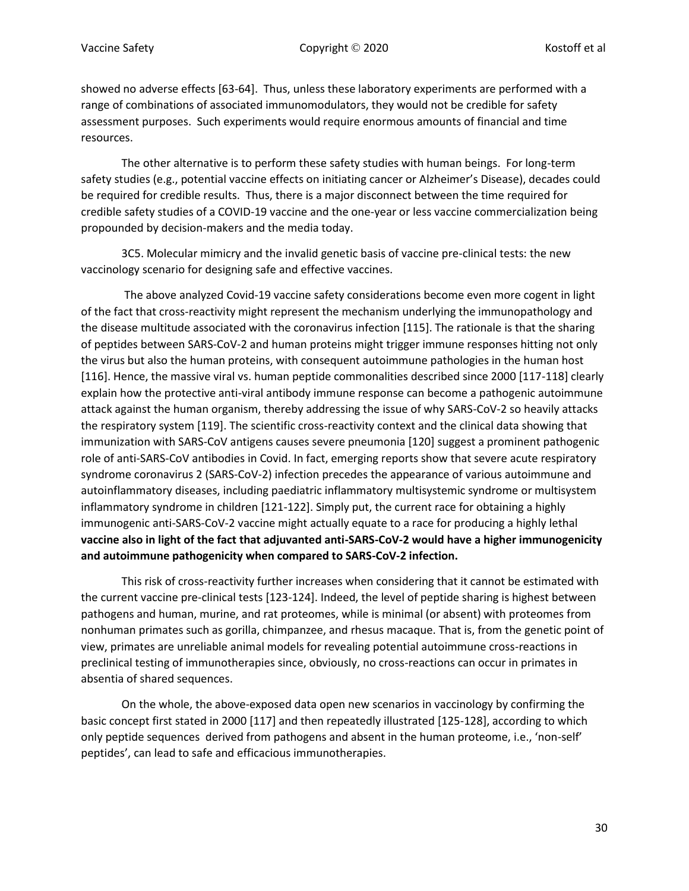showed no adverse effects [63-64]. Thus, unless these laboratory experiments are performed with a range of combinations of associated immunomodulators, they would not be credible for safety assessment purposes. Such experiments would require enormous amounts of financial and time resources.

The other alternative is to perform these safety studies with human beings. For long-term safety studies (e.g., potential vaccine effects on initiating cancer or Alzheimer's Disease), decades could be required for credible results. Thus, there is a major disconnect between the time required for credible safety studies of a COVID-19 vaccine and the one-year or less vaccine commercialization being propounded by decision-makers and the media today.

3C5. Molecular mimicry and the invalid genetic basis of vaccine pre-clinical tests: the new vaccinology scenario for designing safe and effective vaccines.

The above analyzed Covid-19 vaccine safety considerations become even more cogent in light of the fact that cross-reactivity might represent the mechanism underlying the immunopathology and the disease multitude associated with the coronavirus infection [115]. The rationale is that the sharing of peptides between SARS-CoV-2 and human proteins might trigger immune responses hitting not only the virus but also the human proteins, with consequent autoimmune pathologies in the human host [116]. Hence, the massive viral vs. human peptide commonalities described since 2000 [117-118] clearly explain how the protective anti-viral antibody immune response can become a pathogenic autoimmune attack against the human organism, thereby addressing the issue of why SARS-CoV-2 so heavily attacks the respiratory system [119]. The scientific cross-reactivity context and the clinical data showing that immunization with SARS-CoV antigens causes severe pneumonia [120] suggest a prominent pathogenic role of anti-SARS-CoV antibodies in Covid. In fact, emerging reports show that severe acute respiratory syndrome coronavirus 2 (SARS-CoV-2) infection precedes the appearance of various autoimmune and autoinflammatory diseases, including paediatric inflammatory multisystemic syndrome or multisystem inflammatory syndrome in children [121-122]. Simply put, the current race for obtaining a highly immunogenic anti-SARS-CoV-2 vaccine might actually equate to a race for producing a highly lethal **vaccine also in light of the fact that adjuvanted anti-SARS-CoV-2 would have a higher immunogenicity and autoimmune pathogenicity when compared to SARS-CoV-2 infection.**

This risk of cross-reactivity further increases when considering that it cannot be estimated with the current vaccine pre-clinical tests [123-124]. Indeed, the level of peptide sharing is highest between pathogens and human, murine, and rat proteomes, while is minimal (or absent) with proteomes from nonhuman primates such as gorilla, chimpanzee, and rhesus macaque. That is, from the genetic point of view, primates are unreliable animal models for revealing potential autoimmune cross-reactions in preclinical testing of immunotherapies since, obviously, no cross-reactions can occur in primates in absentia of shared sequences.

On the whole, the above-exposed data open new scenarios in vaccinology by confirming the basic concept first stated in 2000 [117] and then repeatedly illustrated [125-128], according to which only peptide sequences derived from pathogens and absent in the human proteome, i.e., 'non-self' peptides', can lead to safe and efficacious immunotherapies.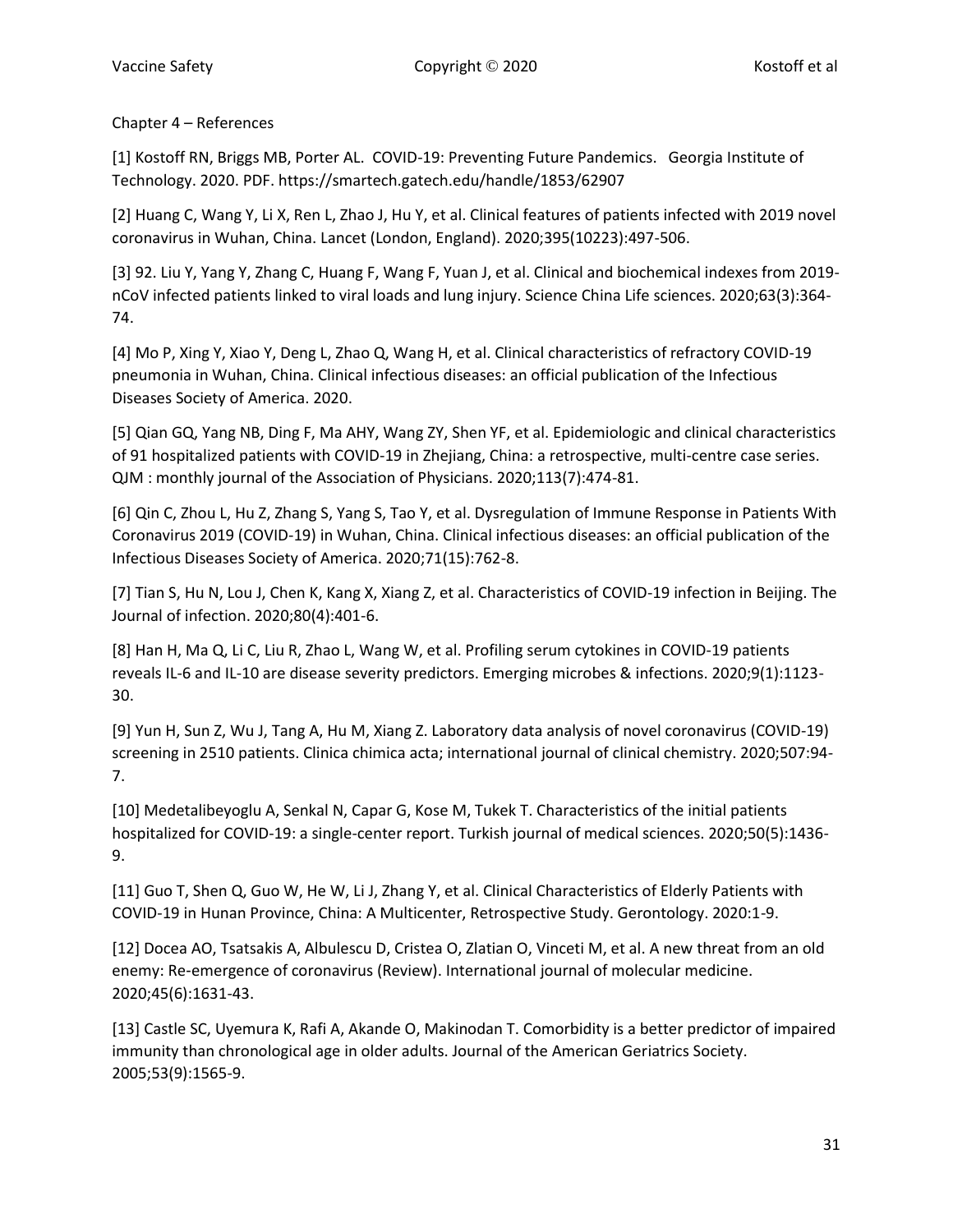Chapter 4 – References

[1] Kostoff RN, Briggs MB, Porter AL. COVID-19: Preventing Future Pandemics. Georgia Institute of Technology. 2020. PDF. https://smartech.gatech.edu/handle/1853/62907

[2] Huang C, Wang Y, Li X, Ren L, Zhao J, Hu Y, et al. Clinical features of patients infected with 2019 novel coronavirus in Wuhan, China. Lancet (London, England). 2020;395(10223):497-506.

[3] 92. Liu Y, Yang Y, Zhang C, Huang F, Wang F, Yuan J, et al. Clinical and biochemical indexes from 2019-nCoV infected patients linked to viral loads and lung injury. Science China Life sciences. 2020;63(3):364-74.

[4] Mo P, Xing Y, Xiao Y, Deng L, Zhao Q, Wang H, et al. Clinical characteristics of refractory COVID-19 pneumonia in Wuhan, China. Clinical infectious diseases: an official publication of the Infectious Diseases Society of America. 2020.

[5] Qian GQ, Yang NB, Ding F, Ma AHY, Wang ZY, Shen YF, et al. Epidemiologic and clinical characteristics of 91 hospitalized patients with COVID-19 in Zhejiang, China: a retrospective, multi-centre case series. QJM : monthly journal of the Association of Physicians. 2020;113(7):474-81.

[6] Qin C, Zhou L, Hu Z, Zhang S, Yang S, Tao Y, et al. Dysregulation of Immune Response in Patients With Coronavirus 2019 (COVID-19) in Wuhan, China. Clinical infectious diseases: an official publication of the Infectious Diseases Society of America. 2020;71(15):762-8.

[7] Tian S, Hu N, Lou J, Chen K, Kang X, Xiang Z, et al. Characteristics of COVID-19 infection in Beijing. The Journal of infection. 2020;80(4):401-6.

[8] Han H, Ma Q, Li C, Liu R, Zhao L, Wang W, et al. Profiling serum cytokines in COVID-19 patients reveals IL-6 and IL-10 are disease severity predictors. Emerging microbes & infections. 2020;9(1):1123-30.

[9] Yun H, Sun Z, Wu J, Tang A, Hu M, Xiang Z. Laboratory data analysis of novel coronavirus (COVID-19) screening in 2510 patients. Clinica chimica acta; international journal of clinical chemistry. 2020;507:94-7.

[10] Medetalibeyoglu A, Senkal N, Capar G, Kose M, Tukek T. Characteristics of the initial patients hospitalized for COVID-19: a single-center report. Turkish journal of medical sciences. 2020;50(5):1436-9.

[11] Guo T, Shen Q, Guo W, He W, Li J, Zhang Y, et al. Clinical Characteristics of Elderly Patients with COVID-19 in Hunan Province, China: A Multicenter, Retrospective Study. Gerontology. 2020:1-9.

[12] Docea AO, Tsatsakis A, Albulescu D, Cristea O, Zlatian O, Vinceti M, et al. A new threat from an old enemy: Re-emergence of coronavirus (Review). International journal of molecular medicine. 2020;45(6):1631-43.

[13] Castle SC, Uyemura K, Rafi A, Akande O, Makinodan T. Comorbidity is a better predictor of impaired immunity than chronological age in older adults. Journal of the American Geriatrics Society. 2005;53(9):1565-9.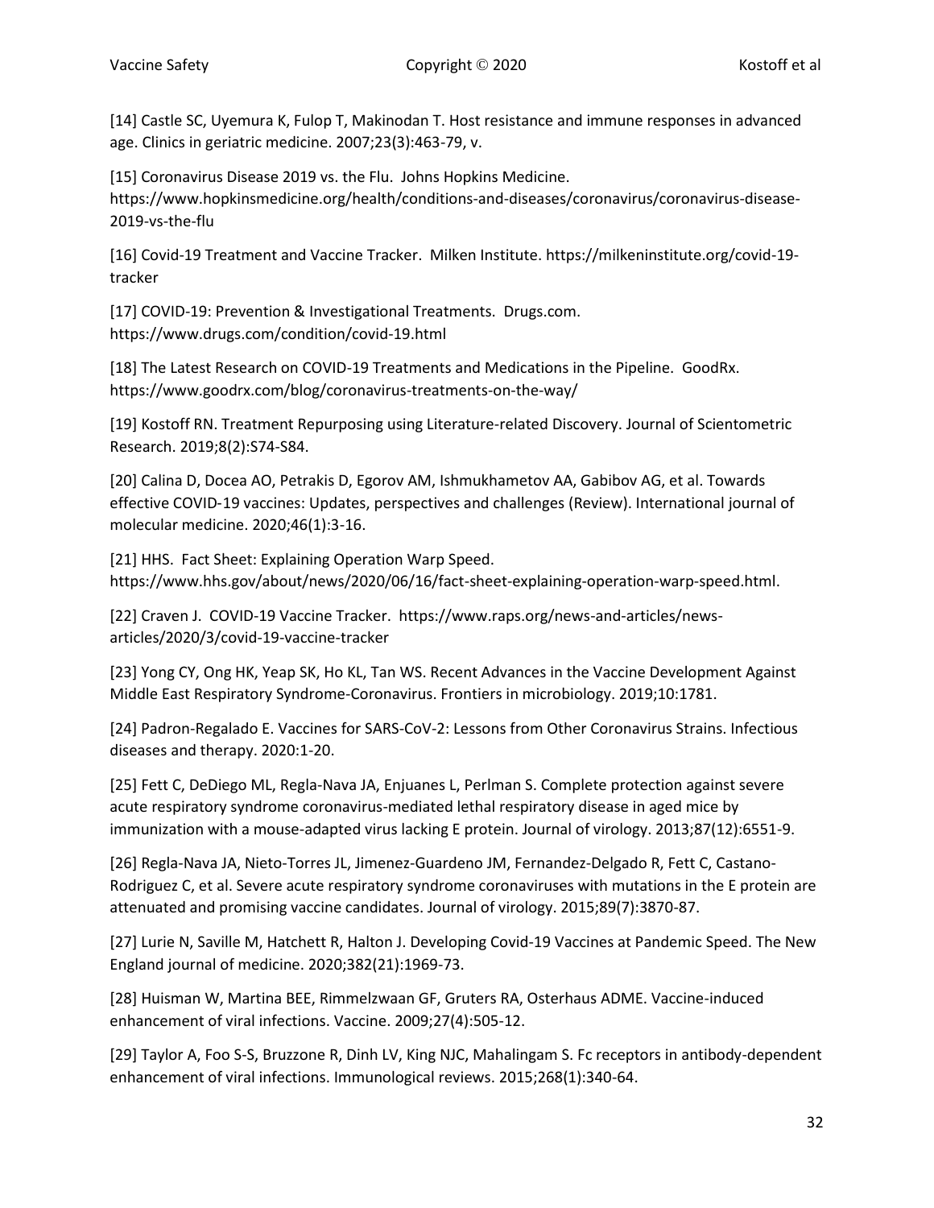[14] Castle SC, Uyemura K, Fulop T, Makinodan T. Host resistance and immune responses in advanced age. Clinics in geriatric medicine. 2007;23(3):463-79, v.

[15] Coronavirus Disease 2019 vs. the Flu. Johns Hopkins Medicine. https://www.hopkinsmedicine.org/health/conditions-and-diseases/coronavirus/coronavirus-disease-2019-vs-the-flu

[16] Covid-19 Treatment and Vaccine Tracker. Milken Institute. https://milkeninstitute.org/covid-19-tracker

[17] COVID-19: Prevention & Investigational Treatments. Drugs.com. https://www.drugs.com/condition/covid-19.html

[18] The Latest Research on COVID-19 Treatments and Medications in the Pipeline. GoodRx. https://www.goodrx.com/blog/coronavirus-treatments-on-the-way/

[19] Kostoff RN. Treatment Repurposing using Literature-related Discovery. Journal of Scientometric Research. 2019;8(2):S74-S84.

[20] Calina D, Docea AO, Petrakis D, Egorov AM, Ishmukhametov AA, Gabibov AG, et al. Towards effective COVID-19 vaccines: Updates, perspectives and challenges (Review). International journal of molecular medicine. 2020;46(1):3-16.

[21] HHS. Fact Sheet: Explaining Operation Warp Speed. https://www.hhs.gov/about/news/2020/06/16/fact-sheet-explaining-operation-warp-speed.html.

[22] Craven J. COVID-19 Vaccine Tracker. https://www.raps.org/news-and-articles/news-articles/2020/3/covid-19-vaccine-tracker

[23] Yong CY, Ong HK, Yeap SK, Ho KL, Tan WS. Recent Advances in the Vaccine Development Against Middle East Respiratory Syndrome-Coronavirus. Frontiers in microbiology. 2019;10:1781.

[24] Padron-Regalado E. Vaccines for SARS-CoV-2: Lessons from Other Coronavirus Strains. Infectious diseases and therapy. 2020:1-20.

[25] Fett C, DeDiego ML, Regla-Nava JA, Enjuanes L, Perlman S. Complete protection against severe acute respiratory syndrome coronavirus-mediated lethal respiratory disease in aged mice by immunization with a mouse-adapted virus lacking E protein. Journal of virology. 2013;87(12):6551-9.

[26] Regla-Nava JA, Nieto-Torres JL, Jimenez-Guardeno JM, Fernandez-Delgado R, Fett C, Castano-Rodriguez C, et al. Severe acute respiratory syndrome coronaviruses with mutations in the E protein are attenuated and promising vaccine candidates. Journal of virology. 2015;89(7):3870-87.

[27] Lurie N, Saville M, Hatchett R, Halton J. Developing Covid-19 Vaccines at Pandemic Speed. The New England journal of medicine. 2020;382(21):1969-73.

[28] Huisman W, Martina BEE, Rimmelzwaan GF, Gruters RA, Osterhaus ADME. Vaccine-induced enhancement of viral infections. Vaccine. 2009;27(4):505-12.

[29] Taylor A, Foo S-S, Bruzzone R, Dinh LV, King NJC, Mahalingam S. Fc receptors in antibody-dependent enhancement of viral infections. Immunological reviews. 2015;268(1):340-64.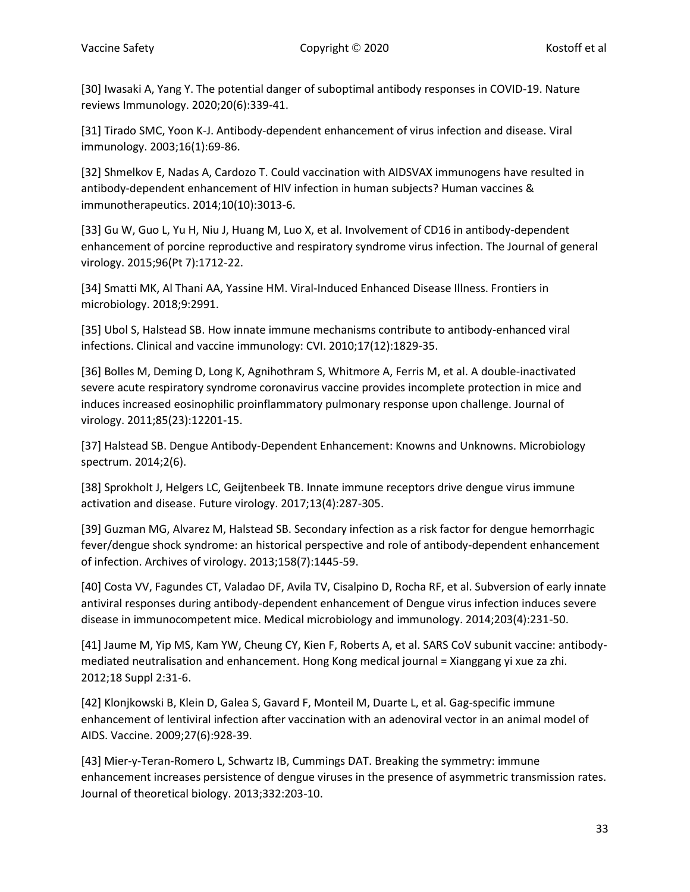[30] Iwasaki A, Yang Y. The potential danger of suboptimal antibody responses in COVID-19. Nature reviews Immunology. 2020;20(6):339-41.

[31] Tirado SMC, Yoon K-J. Antibody-dependent enhancement of virus infection and disease. Viral immunology. 2003;16(1):69-86.

[32] Shmelkov E, Nadas A, Cardozo T. Could vaccination with AIDSVAX immunogens have resulted in antibody-dependent enhancement of HIV infection in human subjects? Human vaccines & immunotherapeutics. 2014;10(10):3013-6.

[33] Gu W, Guo L, Yu H, Niu J, Huang M, Luo X, et al. Involvement of CD16 in antibody-dependent enhancement of porcine reproductive and respiratory syndrome virus infection. The Journal of general virology. 2015;96(Pt 7):1712-22.

[34] Smatti MK, Al Thani AA, Yassine HM. Viral-Induced Enhanced Disease Illness. Frontiers in microbiology. 2018;9:2991.

[35] Ubol S, Halstead SB. How innate immune mechanisms contribute to antibody-enhanced viral infections. Clinical and vaccine immunology: CVI. 2010;17(12):1829-35.

[36] Bolles M, Deming D, Long K, Agnihothram S, Whitmore A, Ferris M, et al. A double-inactivated severe acute respiratory syndrome coronavirus vaccine provides incomplete protection in mice and induces increased eosinophilic proinflammatory pulmonary response upon challenge. Journal of virology. 2011;85(23):12201-15.

[37] Halstead SB. Dengue Antibody-Dependent Enhancement: Knowns and Unknowns. Microbiology spectrum. 2014;2(6).

[38] Sprokholt J, Helgers LC, Geijtenbeek TB. Innate immune receptors drive dengue virus immune activation and disease. Future virology. 2017;13(4):287-305.

[39] Guzman MG, Alvarez M, Halstead SB. Secondary infection as a risk factor for dengue hemorrhagic fever/dengue shock syndrome: an historical perspective and role of antibody-dependent enhancement of infection. Archives of virology. 2013;158(7):1445-59.

[40] Costa VV, Fagundes CT, Valadao DF, Avila TV, Cisalpino D, Rocha RF, et al. Subversion of early innate antiviral responses during antibody-dependent enhancement of Dengue virus infection induces severe disease in immunocompetent mice. Medical microbiology and immunology. 2014;203(4):231-50.

[41] Jaume M, Yip MS, Kam YW, Cheung CY, Kien F, Roberts A, et al. SARS CoV subunit vaccine: antibody-mediated neutralisation and enhancement. Hong Kong medical journal = Xianggang yi xue za zhi. 2012;18 Suppl 2:31-6.

[42] Klonjkowski B, Klein D, Galea S, Gavard F, Monteil M, Duarte L, et al. Gag-specific immune enhancement of lentiviral infection after vaccination with an adenoviral vector in an animal model of AIDS. Vaccine. 2009;27(6):928-39.

[43] Mier-y-Teran-Romero L, Schwartz IB, Cummings DAT. Breaking the symmetry: immune enhancement increases persistence of dengue viruses in the presence of asymmetric transmission rates. Journal of theoretical biology. 2013;332:203-10.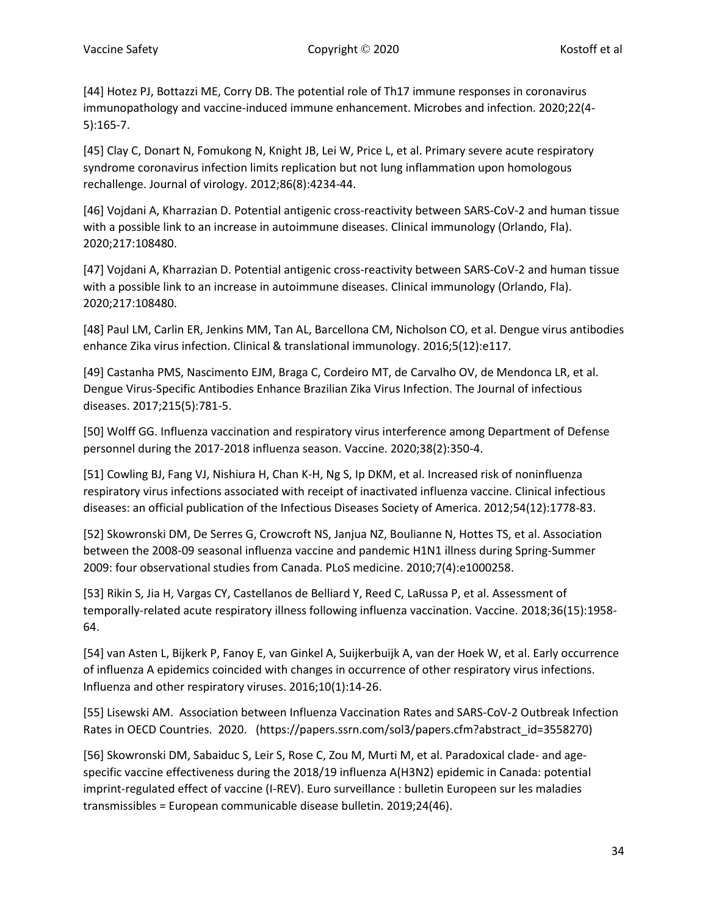[44] Hotez PJ, Bottazzi ME, Corry DB. The potential role of Th17 immune responses in coronavirus immunopathology and vaccine-induced immune enhancement. Microbes and infection. 2020;22(4-5):165-7.

[45] Clay C, Donart N, Fomukong N, Knight JB, Lei W, Price L, et al. Primary severe acute respiratory syndrome coronavirus infection limits replication but not lung inflammation upon homologous rechallenge. Journal of virology. 2012;86(8):4234-44.

[46] Vojdani A, Kharrazian D. Potential antigenic cross-reactivity between SARS-CoV-2 and human tissue with a possible link to an increase in autoimmune diseases. Clinical immunology (Orlando, Fla). 2020;217:108480.

[47] Vojdani A, Kharrazian D. Potential antigenic cross-reactivity between SARS-CoV-2 and human tissue with a possible link to an increase in autoimmune diseases. Clinical immunology (Orlando, Fla). 2020;217:108480.

[48] Paul LM, Carlin ER, Jenkins MM, Tan AL, Barcellona CM, Nicholson CO, et al. Dengue virus antibodies enhance Zika virus infection. Clinical & translational immunology. 2016;5(12):e117.

[49] Castanha PMS, Nascimento EJM, Braga C, Cordeiro MT, de Carvalho OV, de Mendonca LR, et al. Dengue Virus-Specific Antibodies Enhance Brazilian Zika Virus Infection. The Journal of infectious diseases. 2017;215(5):781-5.

[50] Wolff GG. Influenza vaccination and respiratory virus interference among Department of Defense personnel during the 2017-2018 influenza season. Vaccine. 2020;38(2):350-4.

[51] Cowling BJ, Fang VJ, Nishiura H, Chan K-H, Ng S, Ip DKM, et al. Increased risk of noninfluenza respiratory virus infections associated with receipt of inactivated influenza vaccine. Clinical infectious diseases: an official publication of the Infectious Diseases Society of America. 2012;54(12):1778-83.

[52] Skowronski DM, De Serres G, Crowcroft NS, Janjua NZ, Boulianne N, Hottes TS, et al. Association between the 2008-09 seasonal influenza vaccine and pandemic H1N1 illness during Spring-Summer 2009: four observational studies from Canada. PLoS medicine. 2010;7(4):e1000258.

[53] Rikin S, Jia H, Vargas CY, Castellanos de Belliard Y, Reed C, LaRussa P, et al. Assessment of temporally-related acute respiratory illness following influenza vaccination. Vaccine. 2018;36(15):1958-64.

[54] van Asten L, Bijkerk P, Fanoy E, van Ginkel A, Suijkerbuijk A, van der Hoek W, et al. Early occurrence of influenza A epidemics coincided with changes in occurrence of other respiratory virus infections. Influenza and other respiratory viruses. 2016;10(1):14-26.

[55] Lisewski AM. Association between Influenza Vaccination Rates and SARS-CoV-2 Outbreak Infection Rates in OECD Countries. 2020. (https://papers.ssrn.com/sol3/papers.cfm?abstract_id=3558270)

[56] Skowronski DM, Sabaiduc S, Leir S, Rose C, Zou M, Murti M, et al. Paradoxical clade- and age-specific vaccine effectiveness during the 2018/19 influenza A(H3N2) epidemic in Canada: potential imprint-regulated effect of vaccine (I-REV). Euro surveillance : bulletin Europeen sur les maladies transmissibles = European communicable disease bulletin. 2019;24(46).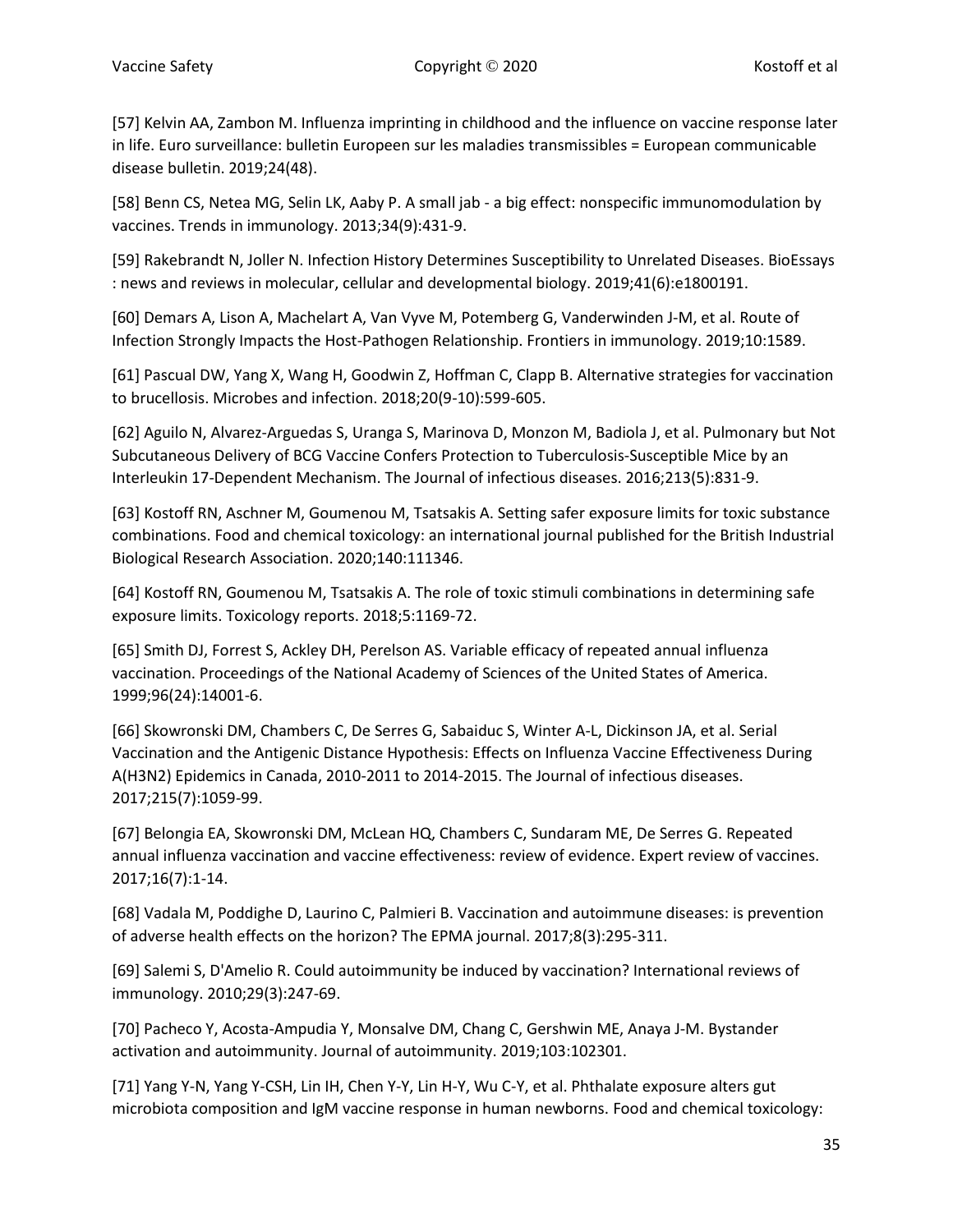[57] Kelvin AA, Zambon M. Influenza imprinting in childhood and the influence on vaccine response later in life. Euro surveillance: bulletin Europeen sur les maladies transmissibles = European communicable disease bulletin. 2019;24(48).

[58] Benn CS, Netea MG, Selin LK, Aaby P. A small jab - a big effect: nonspecific immunomodulation by vaccines. Trends in immunology. 2013;34(9):431-9.

[59] Rakebrandt N, Joller N. Infection History Determines Susceptibility to Unrelated Diseases. BioEssays : news and reviews in molecular, cellular and developmental biology. 2019;41(6):e1800191.

[60] Demars A, Lison A, Machelart A, Van Vyve M, Potemberg G, Vanderwinden J-M, et al. Route of Infection Strongly Impacts the Host-Pathogen Relationship. Frontiers in immunology. 2019;10:1589.

[61] Pascual DW, Yang X, Wang H, Goodwin Z, Hoffman C, Clapp B. Alternative strategies for vaccination to brucellosis. Microbes and infection. 2018;20(9-10):599-605.

[62] Aguilo N, Alvarez-Arguedas S, Uranga S, Marinova D, Monzon M, Badiola J, et al. Pulmonary but Not Subcutaneous Delivery of BCG Vaccine Confers Protection to Tuberculosis-Susceptible Mice by an Interleukin 17-Dependent Mechanism. The Journal of infectious diseases. 2016;213(5):831-9.

[63] Kostoff RN, Aschner M, Goumenou M, Tsatsakis A. Setting safer exposure limits for toxic substance combinations. Food and chemical toxicology: an international journal published for the British Industrial Biological Research Association. 2020;140:111346.

[64] Kostoff RN, Goumenou M, Tsatsakis A. The role of toxic stimuli combinations in determining safe exposure limits. Toxicology reports. 2018;5:1169-72.

[65] Smith DJ, Forrest S, Ackley DH, Perelson AS. Variable efficacy of repeated annual influenza vaccination. Proceedings of the National Academy of Sciences of the United States of America. 1999;96(24):14001-6.

[66] Skowronski DM, Chambers C, De Serres G, Sabaiduc S, Winter A-L, Dickinson JA, et al. Serial Vaccination and the Antigenic Distance Hypothesis: Effects on Influenza Vaccine Effectiveness During A(H3N2) Epidemics in Canada, 2010-2011 to 2014-2015. The Journal of infectious diseases. 2017;215(7):1059-99.

[67] Belongia EA, Skowronski DM, McLean HQ, Chambers C, Sundaram ME, De Serres G. Repeated annual influenza vaccination and vaccine effectiveness: review of evidence. Expert review of vaccines. 2017;16(7):1-14.

[68] Vadala M, Poddighe D, Laurino C, Palmieri B. Vaccination and autoimmune diseases: is prevention of adverse health effects on the horizon? The EPMA journal. 2017;8(3):295-311.

[69] Salemi S, D'Amelio R. Could autoimmunity be induced by vaccination? International reviews of immunology. 2010;29(3):247-69.

[70] Pacheco Y, Acosta-Ampudia Y, Monsalve DM, Chang C, Gershwin ME, Anaya J-M. Bystander activation and autoimmunity. Journal of autoimmunity. 2019;103:102301.

[71] Yang Y-N, Yang Y-CSH, Lin IH, Chen Y-Y, Lin H-Y, Wu C-Y, et al. Phthalate exposure alters gut microbiota composition and IgM vaccine response in human newborns. Food and chemical toxicology: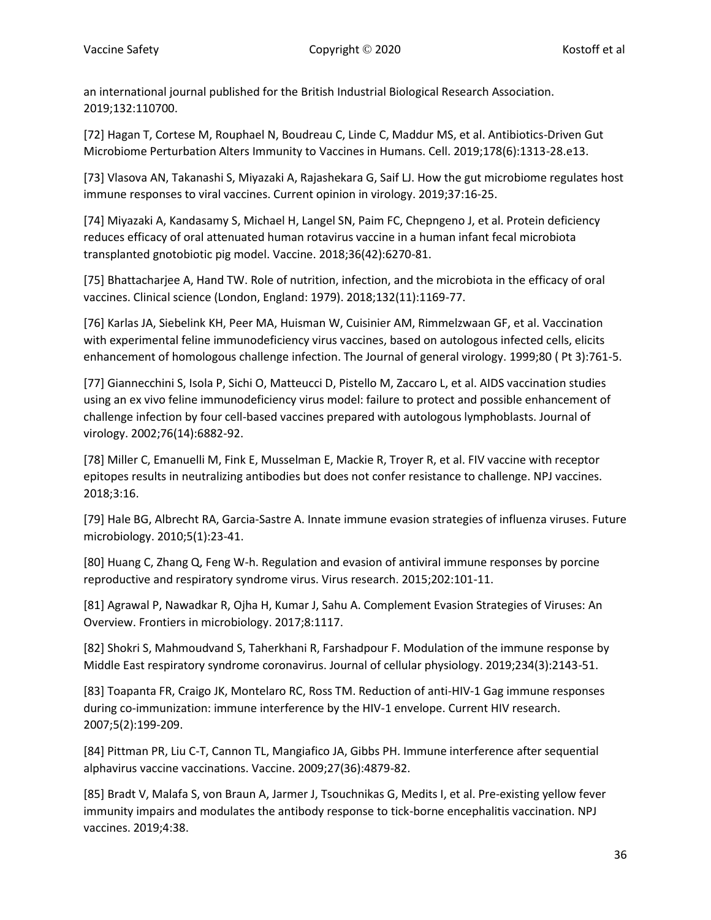an international journal published for the British Industrial Biological Research Association. 2019;132:110700.

[72] Hagan T, Cortese M, Rouphael N, Boudreau C, Linde C, Maddur MS, et al. Antibiotics-Driven Gut Microbiome Perturbation Alters Immunity to Vaccines in Humans. Cell. 2019;178(6):1313-28.e13.

[73] Vlasova AN, Takanashi S, Miyazaki A, Rajashekara G, Saif LJ. How the gut microbiome regulates host immune responses to viral vaccines. Current opinion in virology. 2019;37:16-25.

[74] Miyazaki A, Kandasamy S, Michael H, Langel SN, Paim FC, Chepngeno J, et al. Protein deficiency reduces efficacy of oral attenuated human rotavirus vaccine in a human infant fecal microbiota transplanted gnotobiotic pig model. Vaccine. 2018;36(42):6270-81.

[75] Bhattacharjee A, Hand TW. Role of nutrition, infection, and the microbiota in the efficacy of oral vaccines. Clinical science (London, England: 1979). 2018;132(11):1169-77.

[76] Karlas JA, Siebelink KH, Peer MA, Huisman W, Cuisinier AM, Rimmelzwaan GF, et al. Vaccination with experimental feline immunodeficiency virus vaccines, based on autologous infected cells, elicits enhancement of homologous challenge infection. The Journal of general virology. 1999;80 ( Pt 3):761-5.

[77] Giannecchini S, Isola P, Sichi O, Matteucci D, Pistello M, Zaccaro L, et al. AIDS vaccination studies using an ex vivo feline immunodeficiency virus model: failure to protect and possible enhancement of challenge infection by four cell-based vaccines prepared with autologous lymphoblasts. Journal of virology. 2002;76(14):6882-92.

[78] Miller C, Emanuelli M, Fink E, Musselman E, Mackie R, Troyer R, et al. FIV vaccine with receptor epitopes results in neutralizing antibodies but does not confer resistance to challenge. NPJ vaccines. 2018;3:16.

[79] Hale BG, Albrecht RA, Garcia-Sastre A. Innate immune evasion strategies of influenza viruses. Future microbiology. 2010;5(1):23-41.

[80] Huang C, Zhang Q, Feng W-h. Regulation and evasion of antiviral immune responses by porcine reproductive and respiratory syndrome virus. Virus research. 2015;202:101-11.

[81] Agrawal P, Nawadkar R, Ojha H, Kumar J, Sahu A. Complement Evasion Strategies of Viruses: An Overview. Frontiers in microbiology. 2017;8:1117.

[82] Shokri S, Mahmoudvand S, Taherkhani R, Farshadpour F. Modulation of the immune response by Middle East respiratory syndrome coronavirus. Journal of cellular physiology. 2019;234(3):2143-51.

[83] Toapanta FR, Craigo JK, Montelaro RC, Ross TM. Reduction of anti-HIV-1 Gag immune responses during co-immunization: immune interference by the HIV-1 envelope. Current HIV research. 2007;5(2):199-209.

[84] Pittman PR, Liu C-T, Cannon TL, Mangiafico JA, Gibbs PH. Immune interference after sequential alphavirus vaccine vaccinations. Vaccine. 2009;27(36):4879-82.

[85] Bradt V, Malafa S, von Braun A, Jarmer J, Tsouchnikas G, Medits I, et al. Pre-existing yellow fever immunity impairs and modulates the antibody response to tick-borne encephalitis vaccination. NPJ vaccines. 2019;4:38.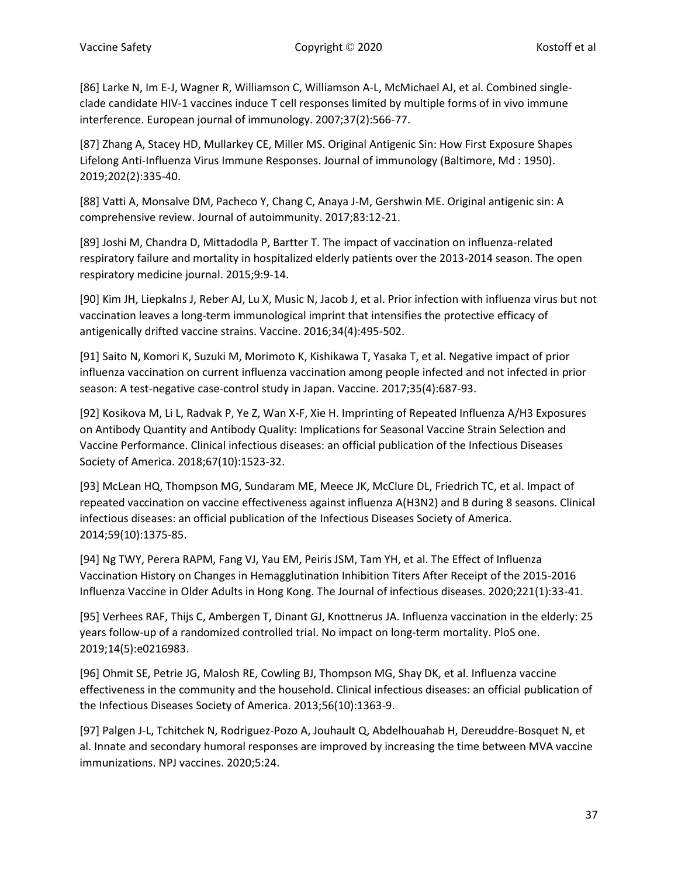[86] Larke N, Im E-J, Wagner R, Williamson C, Williamson A-L, McMichael AJ, et al. Combined single-clade candidate HIV-1 vaccines induce T cell responses limited by multiple forms of in vivo immune interference. European journal of immunology. 2007;37(2):566-77.

[87] Zhang A, Stacey HD, Mullarkey CE, Miller MS. Original Antigenic Sin: How First Exposure Shapes Lifelong Anti-Influenza Virus Immune Responses. Journal of immunology (Baltimore, Md : 1950). 2019;202(2):335-40.

[88] Vatti A, Monsalve DM, Pacheco Y, Chang C, Anaya J-M, Gershwin ME. Original antigenic sin: A comprehensive review. Journal of autoimmunity. 2017;83:12-21.

[89] Joshi M, Chandra D, Mittadodla P, Bartter T. The impact of vaccination on influenza-related respiratory failure and mortality in hospitalized elderly patients over the 2013-2014 season. The open respiratory medicine journal. 2015;9:9-14.

[90] Kim JH, Liepkalns J, Reber AJ, Lu X, Music N, Jacob J, et al. Prior infection with influenza virus but not vaccination leaves a long-term immunological imprint that intensifies the protective efficacy of antigenically drifted vaccine strains. Vaccine. 2016;34(4):495-502.

[91] Saito N, Komori K, Suzuki M, Morimoto K, Kishikawa T, Yasaka T, et al. Negative impact of prior influenza vaccination on current influenza vaccination among people infected and not infected in prior season: A test-negative case-control study in Japan. Vaccine. 2017;35(4):687-93.

[92] Kosikova M, Li L, Radvak P, Ye Z, Wan X-F, Xie H. Imprinting of Repeated Influenza A/H3 Exposures on Antibody Quantity and Antibody Quality: Implications for Seasonal Vaccine Strain Selection and Vaccine Performance. Clinical infectious diseases: an official publication of the Infectious Diseases Society of America. 2018;67(10):1523-32.

[93] McLean HQ, Thompson MG, Sundaram ME, Meece JK, McClure DL, Friedrich TC, et al. Impact of repeated vaccination on vaccine effectiveness against influenza A(H3N2) and B during 8 seasons. Clinical infectious diseases: an official publication of the Infectious Diseases Society of America. 2014;59(10):1375-85.

[94] Ng TWY, Perera RAPM, Fang VJ, Yau EM, Peiris JSM, Tam YH, et al. The Effect of Influenza Vaccination History on Changes in Hemagglutination Inhibition Titers After Receipt of the 2015-2016 Influenza Vaccine in Older Adults in Hong Kong. The Journal of infectious diseases. 2020;221(1):33-41.

[95] Verhees RAF, Thijs C, Ambergen T, Dinant GJ, Knottnerus JA. Influenza vaccination in the elderly: 25 years follow-up of a randomized controlled trial. No impact on long-term mortality. PloS one. 2019;14(5):e0216983.

[96] Ohmit SE, Petrie JG, Malosh RE, Cowling BJ, Thompson MG, Shay DK, et al. Influenza vaccine effectiveness in the community and the household. Clinical infectious diseases: an official publication of the Infectious Diseases Society of America. 2013;56(10):1363-9.

[97] Palgen J-L, Tchitchek N, Rodriguez-Pozo A, Jouhault Q, Abdelhouahab H, Dereuddre-Bosquet N, et al. Innate and secondary humoral responses are improved by increasing the time between MVA vaccine immunizations. NPJ vaccines. 2020;5:24.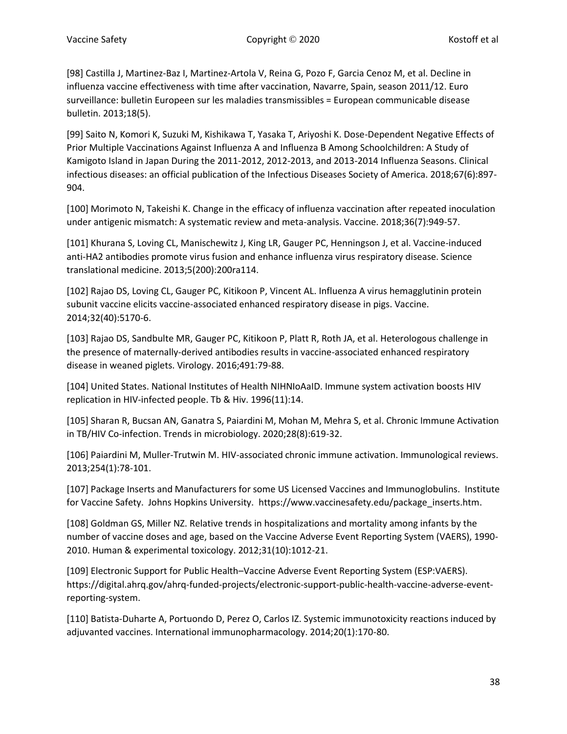[98] Castilla J, Martinez-Baz I, Martinez-Artola V, Reina G, Pozo F, Garcia Cenoz M, et al. Decline in influenza vaccine effectiveness with time after vaccination, Navarre, Spain, season 2011/12. Euro surveillance: bulletin Europeen sur les maladies transmissibles = European communicable disease bulletin. 2013;18(5).

[99] Saito N, Komori K, Suzuki M, Kishikawa T, Yasaka T, Ariyoshi K. Dose-Dependent Negative Effects of Prior Multiple Vaccinations Against Influenza A and Influenza B Among Schoolchildren: A Study of Kamigoto Island in Japan During the 2011-2012, 2012-2013, and 2013-2014 Influenza Seasons. Clinical infectious diseases: an official publication of the Infectious Diseases Society of America. 2018;67(6):897-904.

[100] Morimoto N, Takeishi K. Change in the efficacy of influenza vaccination after repeated inoculation under antigenic mismatch: A systematic review and meta-analysis. Vaccine. 2018;36(7):949-57.

[101] Khurana S, Loving CL, Manischewitz J, King LR, Gauger PC, Henningson J, et al. Vaccine-induced anti-HA2 antibodies promote virus fusion and enhance influenza virus respiratory disease. Science translational medicine. 2013;5(200):200ra114.

[102] Rajao DS, Loving CL, Gauger PC, Kitikoon P, Vincent AL. Influenza A virus hemagglutinin protein subunit vaccine elicits vaccine-associated enhanced respiratory disease in pigs. Vaccine. 2014;32(40):5170-6.

[103] Rajao DS, Sandbulte MR, Gauger PC, Kitikoon P, Platt R, Roth JA, et al. Heterologous challenge in the presence of maternally-derived antibodies results in vaccine-associated enhanced respiratory disease in weaned piglets. Virology. 2016;491:79-88.

[104] United States. National Institutes of Health NIHNIoAaID. Immune system activation boosts HIV replication in HIV-infected people. Tb & Hiv. 1996(11):14.

[105] Sharan R, Bucsan AN, Ganatra S, Paiardini M, Mohan M, Mehra S, et al. Chronic Immune Activation in TB/HIV Co-infection. Trends in microbiology. 2020;28(8):619-32.

[106] Paiardini M, Muller-Trutwin M. HIV-associated chronic immune activation. Immunological reviews. 2013;254(1):78-101.

[107] Package Inserts and Manufacturers for some US Licensed Vaccines and Immunoglobulins. Institute for Vaccine Safety. Johns Hopkins University. https://www.vaccinesafety.edu/package_inserts.htm.

[108] Goldman GS, Miller NZ. Relative trends in hospitalizations and mortality among infants by the number of vaccine doses and age, based on the Vaccine Adverse Event Reporting System (VAERS), 1990-2010. Human & experimental toxicology. 2012;31(10):1012-21.

[109] Electronic Support for Public Health–Vaccine Adverse Event Reporting System (ESP:VAERS). https://digital.ahrq.gov/ahrq-funded-projects/electronic-support-public-health-vaccine-adverse-event-reporting-system.

[110] Batista-Duharte A, Portuondo D, Perez O, Carlos IZ. Systemic immunotoxicity reactions induced by adjuvanted vaccines. International immunopharmacology. 2014;20(1):170-80.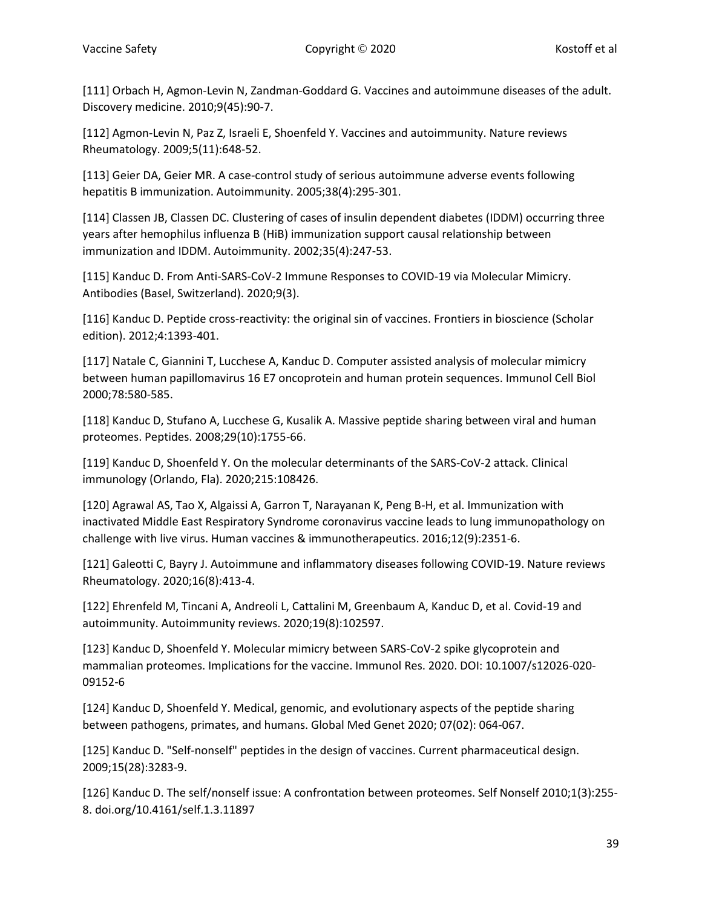[111] Orbach H, Agmon-Levin N, Zandman-Goddard G. Vaccines and autoimmune diseases of the adult. Discovery medicine. 2010;9(45):90-7.

[112] Agmon-Levin N, Paz Z, Israeli E, Shoenfeld Y. Vaccines and autoimmunity. Nature reviews Rheumatology. 2009;5(11):648-52.

[113] Geier DA, Geier MR. A case-control study of serious autoimmune adverse events following hepatitis B immunization. Autoimmunity. 2005;38(4):295-301.

[114] Classen JB, Classen DC. Clustering of cases of insulin dependent diabetes (IDDM) occurring three years after hemophilus influenza B (HiB) immunization support causal relationship between immunization and IDDM. Autoimmunity. 2002;35(4):247-53.

[115] Kanduc D. From Anti-SARS-CoV-2 Immune Responses to COVID-19 via Molecular Mimicry. Antibodies (Basel, Switzerland). 2020;9(3).

[116] Kanduc D. Peptide cross-reactivity: the original sin of vaccines. Frontiers in bioscience (Scholar edition). 2012;4:1393-401.

[117] Natale C, Giannini T, Lucchese A, Kanduc D. Computer assisted analysis of molecular mimicry between human papillomavirus 16 E7 oncoprotein and human protein sequences. Immunol Cell Biol 2000;78:580-585.

[118] Kanduc D, Stufano A, Lucchese G, Kusalik A. Massive peptide sharing between viral and human proteomes. Peptides. 2008;29(10):1755-66.

[119] Kanduc D, Shoenfeld Y. On the molecular determinants of the SARS-CoV-2 attack. Clinical immunology (Orlando, Fla). 2020;215:108426.

[120] Agrawal AS, Tao X, Algaissi A, Garron T, Narayanan K, Peng B-H, et al. Immunization with inactivated Middle East Respiratory Syndrome coronavirus vaccine leads to lung immunopathology on challenge with live virus. Human vaccines & immunotherapeutics. 2016;12(9):2351-6.

[121] Galeotti C, Bayry J. Autoimmune and inflammatory diseases following COVID-19. Nature reviews Rheumatology. 2020;16(8):413-4.

[122] Ehrenfeld M, Tincani A, Andreoli L, Cattalini M, Greenbaum A, Kanduc D, et al. Covid-19 and autoimmunity. Autoimmunity reviews. 2020;19(8):102597.

[123] Kanduc D, Shoenfeld Y. Molecular mimicry between SARS-CoV-2 spike glycoprotein and mammalian proteomes. Implications for the vaccine. Immunol Res. 2020. DOI: 10.1007/s12026-020-09152-6

[124] Kanduc D, Shoenfeld Y. Medical, genomic, and evolutionary aspects of the peptide sharing between pathogens, primates, and humans. Global Med Genet 2020; 07(02): 064-067.

[125] Kanduc D. "Self-nonself" peptides in the design of vaccines. Current pharmaceutical design. 2009;15(28):3283-9.

[126] Kanduc D. The self/nonself issue: A confrontation between proteomes. Self Nonself 2010;1(3):255-8. doi.org/10.4161/self.1.3.11897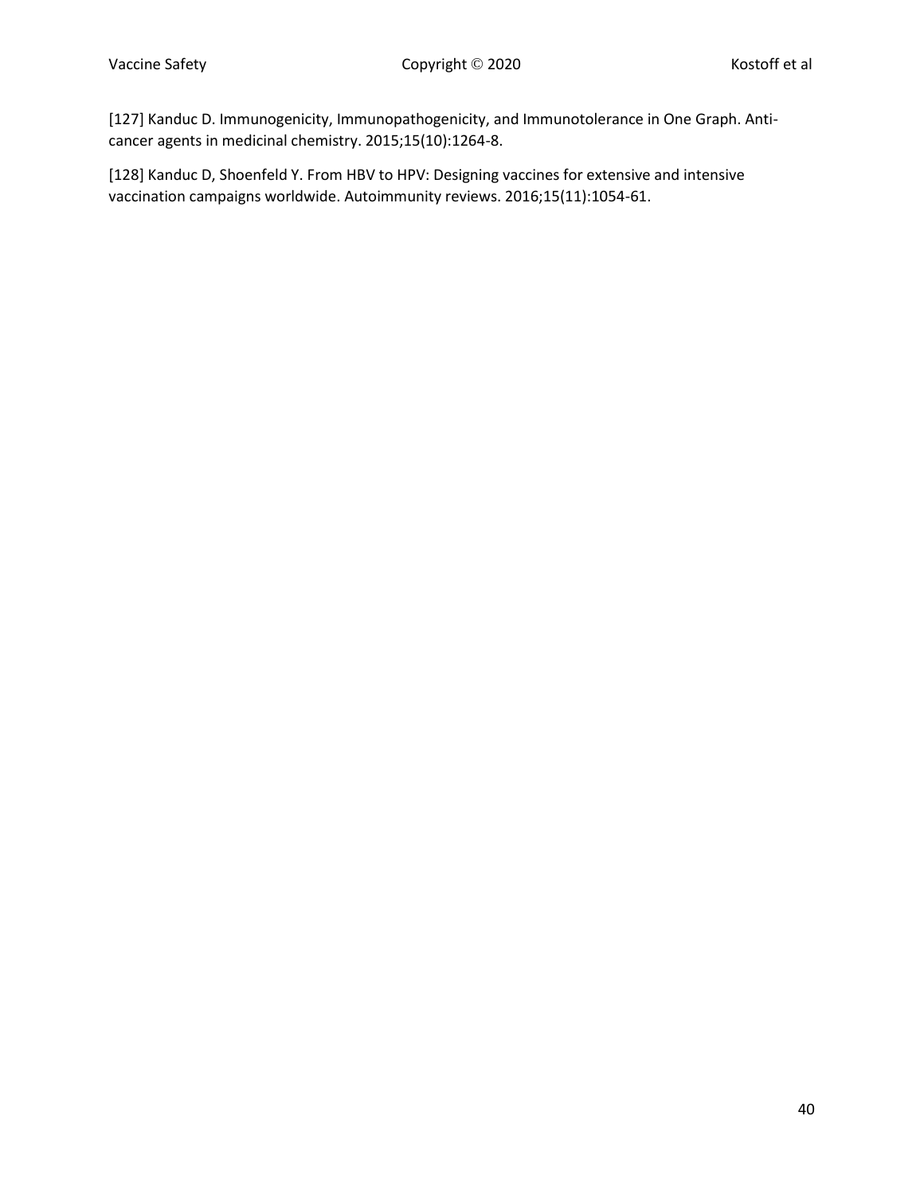[127] Kanduc D. Immunogenicity, Immunopathogenicity, and Immunotolerance in One Graph. Anti-cancer agents in medicinal chemistry. 2015;15(10):1264-8.

[128] Kanduc D, Shoenfeld Y. From HBV to HPV: Designing vaccines for extensive and intensive vaccination campaigns worldwide. Autoimmunity reviews. 2016;15(11):1054-61.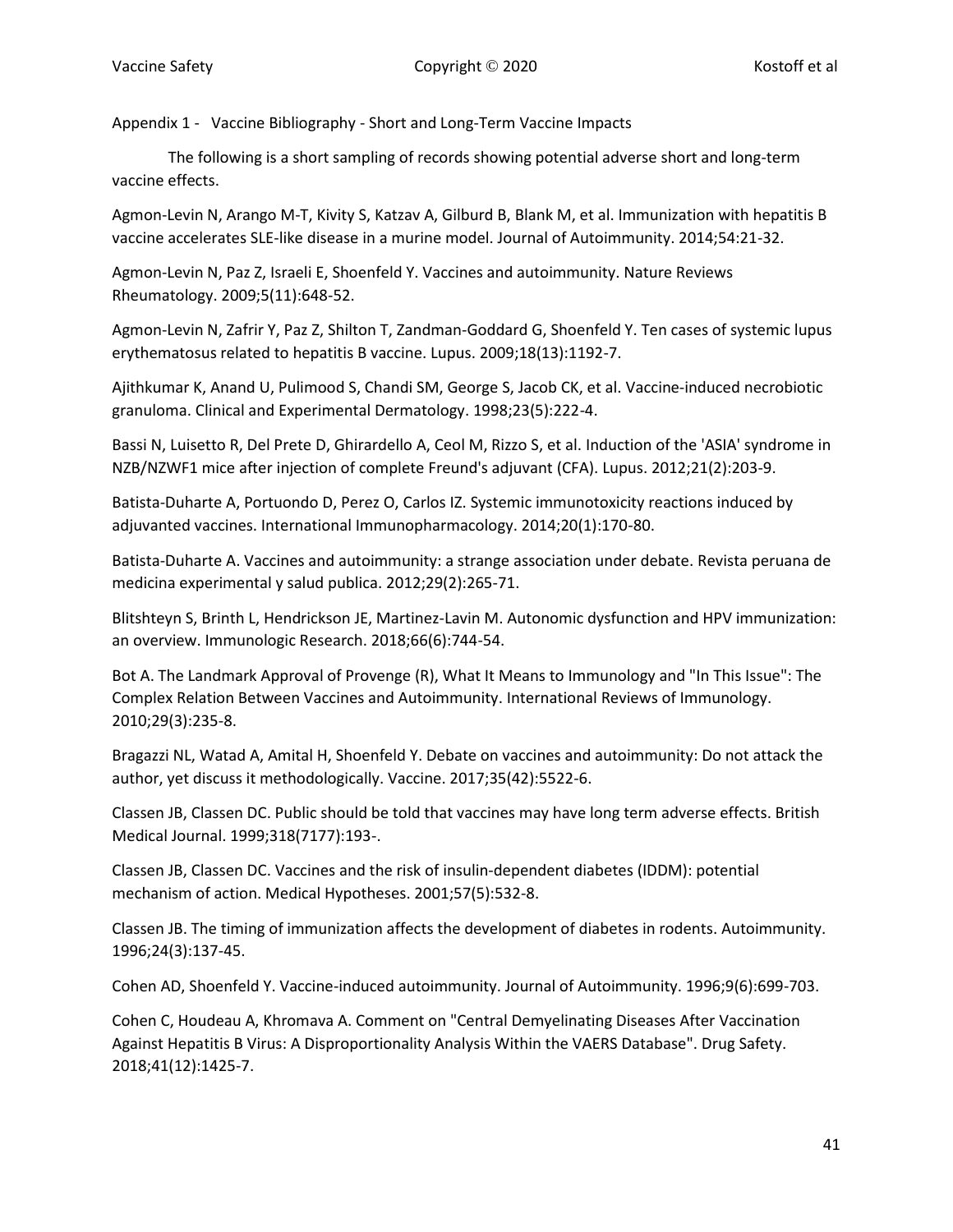Appendix 1 - Vaccine Bibliography - Short and Long-Term Vaccine Impacts

The following is a short sampling of records showing potential adverse short and long-term vaccine effects.

Agmon-Levin N, Arango M-T, Kivity S, Katzav A, Gilburd B, Blank M, et al. Immunization with hepatitis B vaccine accelerates SLE-like disease in a murine model. Journal of Autoimmunity. 2014;54:21-32.

Agmon-Levin N, Paz Z, Israeli E, Shoenfeld Y. Vaccines and autoimmunity. Nature Reviews Rheumatology. 2009;5(11):648-52.

Agmon-Levin N, Zafrir Y, Paz Z, Shilton T, Zandman-Goddard G, Shoenfeld Y. Ten cases of systemic lupus erythematosus related to hepatitis B vaccine. Lupus. 2009;18(13):1192-7.

Ajithkumar K, Anand U, Pulimood S, Chandi SM, George S, Jacob CK, et al. Vaccine-induced necrobiotic granuloma. Clinical and Experimental Dermatology. 1998;23(5):222-4.

Bassi N, Luisetto R, Del Prete D, Ghirardello A, Ceol M, Rizzo S, et al. Induction of the 'ASIA' syndrome in NZB/NZWF1 mice after injection of complete Freund's adjuvant (CFA). Lupus. 2012;21(2):203-9.

Batista-Duharte A, Portuondo D, Perez O, Carlos IZ. Systemic immunotoxicity reactions induced by adjuvanted vaccines. International Immunopharmacology. 2014;20(1):170-80.

Batista-Duharte A. Vaccines and autoimmunity: a strange association under debate. Revista peruana de medicina experimental y salud publica. 2012;29(2):265-71.

Blitshteyn S, Brinth L, Hendrickson JE, Martinez-Lavin M. Autonomic dysfunction and HPV immunization: an overview. Immunologic Research. 2018;66(6):744-54.

Bot A. The Landmark Approval of Provenge (R), What It Means to Immunology and "In This Issue": The Complex Relation Between Vaccines and Autoimmunity. International Reviews of Immunology. 2010;29(3):235-8.

Bragazzi NL, Watad A, Amital H, Shoenfeld Y. Debate on vaccines and autoimmunity: Do not attack the author, yet discuss it methodologically. Vaccine. 2017;35(42):5522-6.

Classen JB, Classen DC. Public should be told that vaccines may have long term adverse effects. British Medical Journal. 1999;318(7177):193-.

Classen JB, Classen DC. Vaccines and the risk of insulin-dependent diabetes (IDDM): potential mechanism of action. Medical Hypotheses. 2001;57(5):532-8.

Classen JB. The timing of immunization affects the development of diabetes in rodents. Autoimmunity. 1996;24(3):137-45.

Cohen AD, Shoenfeld Y. Vaccine-induced autoimmunity. Journal of Autoimmunity. 1996;9(6):699-703.

Cohen C, Houdeau A, Khromava A. Comment on "Central Demyelinating Diseases After Vaccination Against Hepatitis B Virus: A Disproportionality Analysis Within the VAERS Database". Drug Safety. 2018;41(12):1425-7.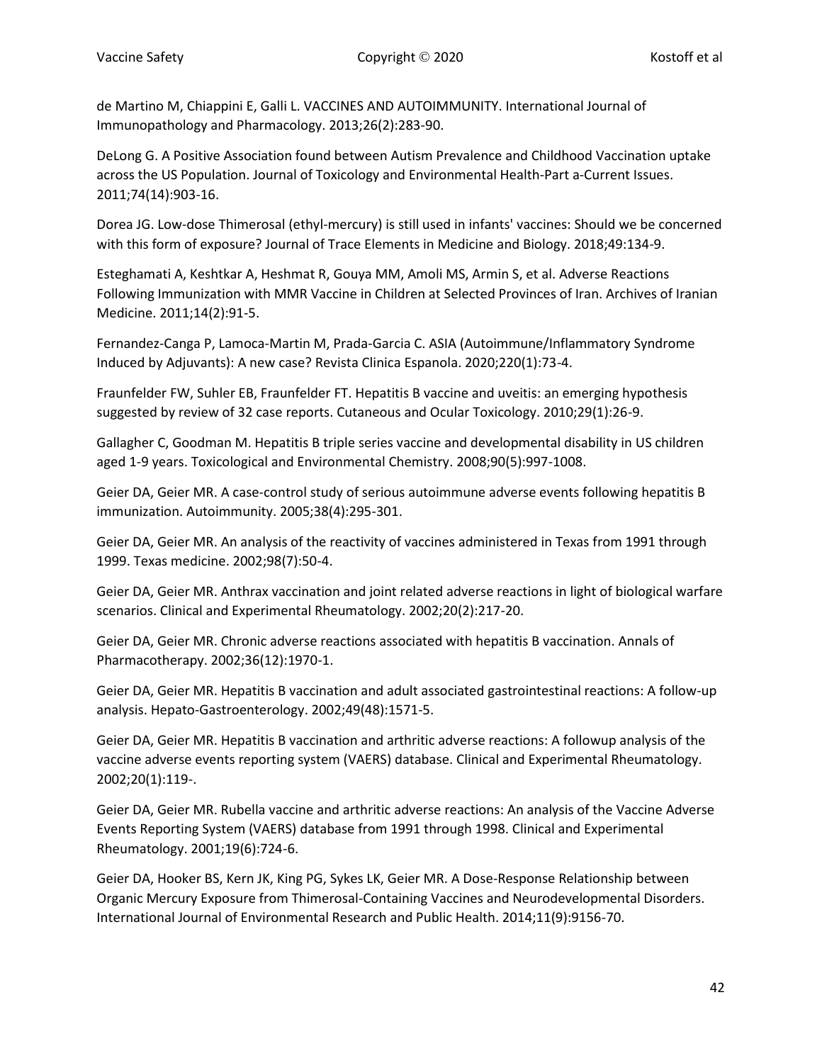de Martino M, Chiappini E, Galli L. VACCINES AND AUTOIMMUNITY. International Journal of Immunopathology and Pharmacology. 2013;26(2):283-90.

DeLong G. A Positive Association found between Autism Prevalence and Childhood Vaccination uptake across the US Population. Journal of Toxicology and Environmental Health-Part a-Current Issues. 2011;74(14):903-16.

Dorea JG. Low-dose Thimerosal (ethyl-mercury) is still used in infants' vaccines: Should we be concerned with this form of exposure? Journal of Trace Elements in Medicine and Biology. 2018;49:134-9.

Esteghamati A, Keshtkar A, Heshmat R, Gouya MM, Amoli MS, Armin S, et al. Adverse Reactions Following Immunization with MMR Vaccine in Children at Selected Provinces of Iran. Archives of Iranian Medicine. 2011;14(2):91-5.

Fernandez-Canga P, Lamoca-Martin M, Prada-Garcia C. ASIA (Autoimmune/Inflammatory Syndrome Induced by Adjuvants): A new case? Revista Clinica Espanola. 2020;220(1):73-4.

Fraunfelder FW, Suhler EB, Fraunfelder FT. Hepatitis B vaccine and uveitis: an emerging hypothesis suggested by review of 32 case reports. Cutaneous and Ocular Toxicology. 2010;29(1):26-9.

Gallagher C, Goodman M. Hepatitis B triple series vaccine and developmental disability in US children aged 1-9 years. Toxicological and Environmental Chemistry. 2008;90(5):997-1008.

Geier DA, Geier MR. A case-control study of serious autoimmune adverse events following hepatitis B immunization. Autoimmunity. 2005;38(4):295-301.

Geier DA, Geier MR. An analysis of the reactivity of vaccines administered in Texas from 1991 through 1999. Texas medicine. 2002;98(7):50-4.

Geier DA, Geier MR. Anthrax vaccination and joint related adverse reactions in light of biological warfare scenarios. Clinical and Experimental Rheumatology. 2002;20(2):217-20.

Geier DA, Geier MR. Chronic adverse reactions associated with hepatitis B vaccination. Annals of Pharmacotherapy. 2002;36(12):1970-1.

Geier DA, Geier MR. Hepatitis B vaccination and adult associated gastrointestinal reactions: A follow-up analysis. Hepato-Gastroenterology. 2002;49(48):1571-5.

Geier DA, Geier MR. Hepatitis B vaccination and arthritic adverse reactions: A followup analysis of the vaccine adverse events reporting system (VAERS) database. Clinical and Experimental Rheumatology. 2002;20(1):119-.

Geier DA, Geier MR. Rubella vaccine and arthritic adverse reactions: An analysis of the Vaccine Adverse Events Reporting System (VAERS) database from 1991 through 1998. Clinical and Experimental Rheumatology. 2001;19(6):724-6.

Geier DA, Hooker BS, Kern JK, King PG, Sykes LK, Geier MR. A Dose-Response Relationship between Organic Mercury Exposure from Thimerosal-Containing Vaccines and Neurodevelopmental Disorders. International Journal of Environmental Research and Public Health. 2014;11(9):9156-70.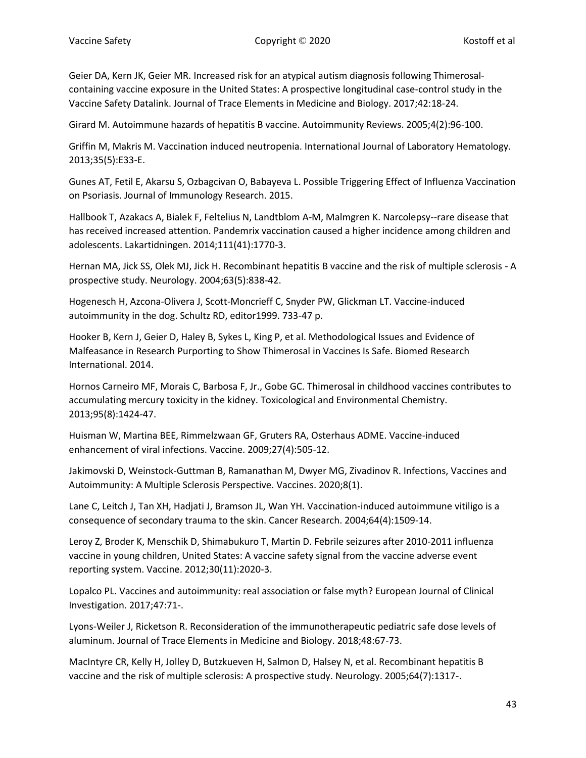Geier DA, Kern JK, Geier MR. Increased risk for an atypical autism diagnosis following Thimerosal-containing vaccine exposure in the United States: A prospective longitudinal case-control study in the Vaccine Safety Datalink. Journal of Trace Elements in Medicine and Biology. 2017;42:18-24.

Girard M. Autoimmune hazards of hepatitis B vaccine. Autoimmunity Reviews. 2005;4(2):96-100.

Griffin M, Makris M. Vaccination induced neutropenia. International Journal of Laboratory Hematology. 2013;35(5):E33-E.

Gunes AT, Fetil E, Akarsu S, Ozbagcivan O, Babayeva L. Possible Triggering Effect of Influenza Vaccination on Psoriasis. Journal of Immunology Research. 2015.

Hallbook T, Azakacs A, Bialek F, Feltelius N, Landtblom A-M, Malmgren K. Narcolepsy--rare disease that has received increased attention. Pandemrix vaccination caused a higher incidence among children and adolescents. Lakartidningen. 2014;111(41):1770-3.

Hernan MA, Jick SS, Olek MJ, Jick H. Recombinant hepatitis B vaccine and the risk of multiple sclerosis - A prospective study. Neurology. 2004;63(5):838-42.

Hogenesch H, Azcona-Olivera J, Scott-Moncrieff C, Snyder PW, Glickman LT. Vaccine-induced autoimmunity in the dog. Schultz RD, editor1999. 733-47 p.

Hooker B, Kern J, Geier D, Haley B, Sykes L, King P, et al. Methodological Issues and Evidence of Malfeasance in Research Purporting to Show Thimerosal in Vaccines Is Safe. Biomed Research International. 2014.

Hornos Carneiro MF, Morais C, Barbosa F, Jr., Gobe GC. Thimerosal in childhood vaccines contributes to accumulating mercury toxicity in the kidney. Toxicological and Environmental Chemistry. 2013;95(8):1424-47.

Huisman W, Martina BEE, Rimmelzwaan GF, Gruters RA, Osterhaus ADME. Vaccine-induced enhancement of viral infections. Vaccine. 2009;27(4):505-12.

Jakimovski D, Weinstock-Guttman B, Ramanathan M, Dwyer MG, Zivadinov R. Infections, Vaccines and Autoimmunity: A Multiple Sclerosis Perspective. Vaccines. 2020;8(1).

Lane C, Leitch J, Tan XH, Hadjati J, Bramson JL, Wan YH. Vaccination-induced autoimmune vitiligo is a consequence of secondary trauma to the skin. Cancer Research. 2004;64(4):1509-14.

Leroy Z, Broder K, Menschik D, Shimabukuro T, Martin D. Febrile seizures after 2010-2011 influenza vaccine in young children, United States: A vaccine safety signal from the vaccine adverse event reporting system. Vaccine. 2012;30(11):2020-3.

Lopalco PL. Vaccines and autoimmunity: real association or false myth? European Journal of Clinical Investigation. 2017;47:71-.

Lyons-Weiler J, Ricketson R. Reconsideration of the immunotherapeutic pediatric safe dose levels of aluminum. Journal of Trace Elements in Medicine and Biology. 2018;48:67-73.

MacIntyre CR, Kelly H, Jolley D, Butzkueven H, Salmon D, Halsey N, et al. Recombinant hepatitis B vaccine and the risk of multiple sclerosis: A prospective study. Neurology. 2005;64(7):1317-.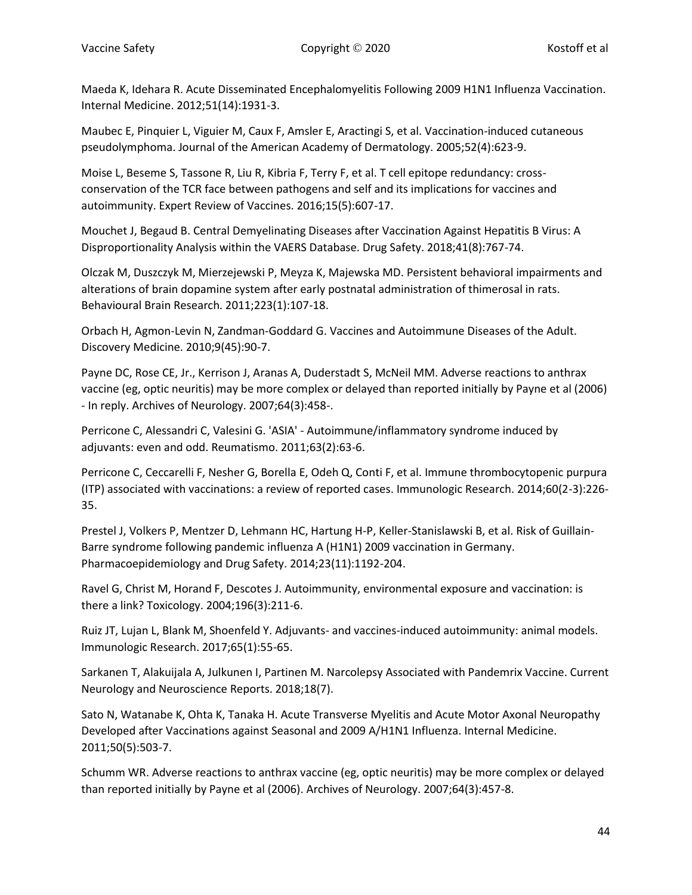Maeda K, Idehara R. Acute Disseminated Encephalomyelitis Following 2009 H1N1 Influenza Vaccination. Internal Medicine. 2012;51(14):1931-3.

Maubec E, Pinquier L, Viguier M, Caux F, Amsler E, Aractingi S, et al. Vaccination-induced cutaneous pseudolymphoma. Journal of the American Academy of Dermatology. 2005;52(4):623-9.

Moise L, Beseme S, Tassone R, Liu R, Kibria F, Terry F, et al. T cell epitope redundancy: cross-conservation of the TCR face between pathogens and self and its implications for vaccines and autoimmunity. Expert Review of Vaccines. 2016;15(5):607-17.

Mouchet J, Begaud B. Central Demyelinating Diseases after Vaccination Against Hepatitis B Virus: A Disproportionality Analysis within the VAERS Database. Drug Safety. 2018;41(8):767-74.

Olczak M, Duszczyk M, Mierzejewski P, Meyza K, Majewska MD. Persistent behavioral impairments and alterations of brain dopamine system after early postnatal administration of thimerosal in rats. Behavioural Brain Research. 2011;223(1):107-18.

Orbach H, Agmon-Levin N, Zandman-Goddard G. Vaccines and Autoimmune Diseases of the Adult. Discovery Medicine. 2010;9(45):90-7.

Payne DC, Rose CE, Jr., Kerrison J, Aranas A, Duderstadt S, McNeil MM. Adverse reactions to anthrax vaccine (eg, optic neuritis) may be more complex or delayed than reported initially by Payne et al (2006) - In reply. Archives of Neurology. 2007;64(3):458-.

Perricone C, Alessandri C, Valesini G. 'ASIA' - Autoimmune/inflammatory syndrome induced by adjuvants: even and odd. Reumatismo. 2011;63(2):63-6.

Perricone C, Ceccarelli F, Nesher G, Borella E, Odeh Q, Conti F, et al. Immune thrombocytopenic purpura (ITP) associated with vaccinations: a review of reported cases. Immunologic Research. 2014;60(2-3):226-35.

Prestel J, Volkers P, Mentzer D, Lehmann HC, Hartung H-P, Keller-Stanislawski B, et al. Risk of Guillain-Barre syndrome following pandemic influenza A (H1N1) 2009 vaccination in Germany. Pharmacoepidemiology and Drug Safety. 2014;23(11):1192-204.

Ravel G, Christ M, Horand F, Descotes J. Autoimmunity, environmental exposure and vaccination: is there a link? Toxicology. 2004;196(3):211-6.

Ruiz JT, Lujan L, Blank M, Shoenfeld Y. Adjuvants- and vaccines-induced autoimmunity: animal models. Immunologic Research. 2017;65(1):55-65.

Sarkanen T, Alakuijala A, Julkunen I, Partinen M. Narcolepsy Associated with Pandemrix Vaccine. Current Neurology and Neuroscience Reports. 2018;18(7).

Sato N, Watanabe K, Ohta K, Tanaka H. Acute Transverse Myelitis and Acute Motor Axonal Neuropathy Developed after Vaccinations against Seasonal and 2009 A/H1N1 Influenza. Internal Medicine. 2011;50(5):503-7.

Schumm WR. Adverse reactions to anthrax vaccine (eg, optic neuritis) may be more complex or delayed than reported initially by Payne et al (2006). Archives of Neurology. 2007;64(3):457-8.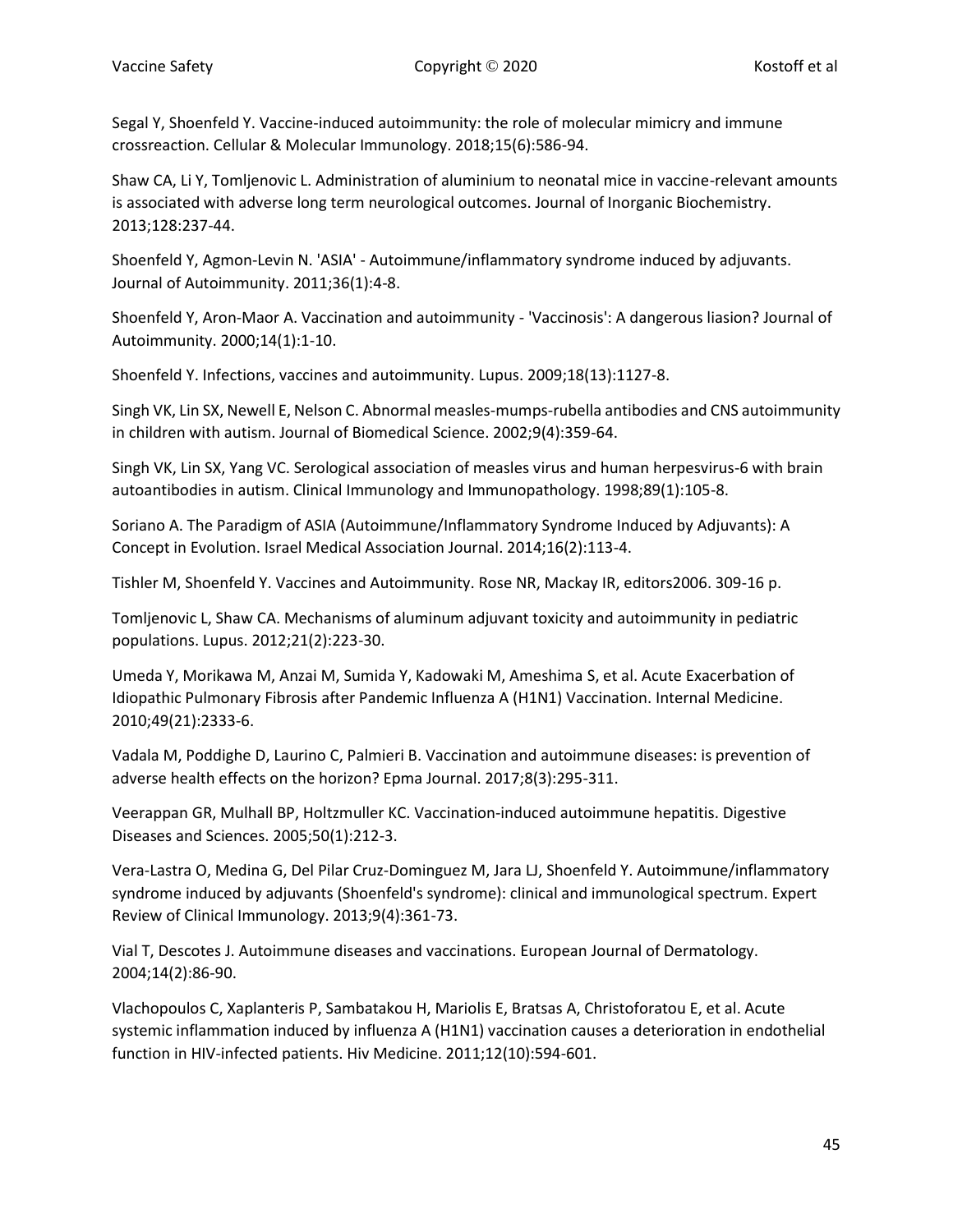Segal Y, Shoenfeld Y. Vaccine-induced autoimmunity: the role of molecular mimicry and immune crossreaction. Cellular & Molecular Immunology. 2018;15(6):586-94.

Shaw CA, Li Y, Tomljenovic L. Administration of aluminium to neonatal mice in vaccine-relevant amounts is associated with adverse long term neurological outcomes. Journal of Inorganic Biochemistry. 2013;128:237-44.

Shoenfeld Y, Agmon-Levin N. 'ASIA' - Autoimmune/inflammatory syndrome induced by adjuvants. Journal of Autoimmunity. 2011;36(1):4-8.

Shoenfeld Y, Aron-Maor A. Vaccination and autoimmunity - 'Vaccinosis': A dangerous liasion? Journal of Autoimmunity. 2000;14(1):1-10.

Shoenfeld Y. Infections, vaccines and autoimmunity. Lupus. 2009;18(13):1127-8.

Singh VK, Lin SX, Newell E, Nelson C. Abnormal measles-mumps-rubella antibodies and CNS autoimmunity in children with autism. Journal of Biomedical Science. 2002;9(4):359-64.

Singh VK, Lin SX, Yang VC. Serological association of measles virus and human herpesvirus-6 with brain autoantibodies in autism. Clinical Immunology and Immunopathology. 1998;89(1):105-8.

Soriano A. The Paradigm of ASIA (Autoimmune/Inflammatory Syndrome Induced by Adjuvants): A Concept in Evolution. Israel Medical Association Journal. 2014;16(2):113-4.

Tishler M, Shoenfeld Y. Vaccines and Autoimmunity. Rose NR, Mackay IR, editors2006. 309-16 p.

Tomljenovic L, Shaw CA. Mechanisms of aluminum adjuvant toxicity and autoimmunity in pediatric populations. Lupus. 2012;21(2):223-30.

Umeda Y, Morikawa M, Anzai M, Sumida Y, Kadowaki M, Ameshima S, et al. Acute Exacerbation of Idiopathic Pulmonary Fibrosis after Pandemic Influenza A (H1N1) Vaccination. Internal Medicine. 2010;49(21):2333-6.

Vadala M, Poddighe D, Laurino C, Palmieri B. Vaccination and autoimmune diseases: is prevention of adverse health effects on the horizon? Epma Journal. 2017;8(3):295-311.

Veerappan GR, Mulhall BP, Holtzmuller KC. Vaccination-induced autoimmune hepatitis. Digestive Diseases and Sciences. 2005;50(1):212-3.

Vera-Lastra O, Medina G, Del Pilar Cruz-Dominguez M, Jara LJ, Shoenfeld Y. Autoimmune/inflammatory syndrome induced by adjuvants (Shoenfeld's syndrome): clinical and immunological spectrum. Expert Review of Clinical Immunology. 2013;9(4):361-73.

Vial T, Descotes J. Autoimmune diseases and vaccinations. European Journal of Dermatology. 2004;14(2):86-90.

Vlachopoulos C, Xaplanteris P, Sambatakou H, Mariolis E, Bratsas A, Christoforatou E, et al. Acute systemic inflammation induced by influenza A (H1N1) vaccination causes a deterioration in endothelial function in HIV-infected patients. Hiv Medicine. 2011;12(10):594-601.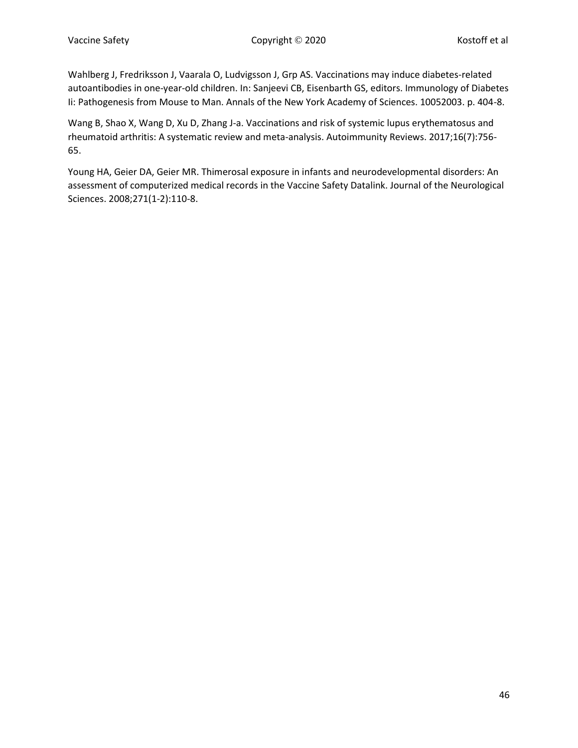Wahlberg J, Fredriksson J, Vaarala O, Ludvigsson J, Grp AS. Vaccinations may induce diabetes-related autoantibodies in one-year-old children. In: Sanjeevi CB, Eisenbarth GS, editors. Immunology of Diabetes Ii: Pathogenesis from Mouse to Man. Annals of the New York Academy of Sciences. 10052003. p. 404-8.

Wang B, Shao X, Wang D, Xu D, Zhang J-a. Vaccinations and risk of systemic lupus erythematosus and rheumatoid arthritis: A systematic review and meta-analysis. Autoimmunity Reviews. 2017;16(7):756-65.

Young HA, Geier DA, Geier MR. Thimerosal exposure in infants and neurodevelopmental disorders: An assessment of computerized medical records in the Vaccine Safety Datalink. Journal of the Neurological Sciences. 2008;271(1-2):110-8.